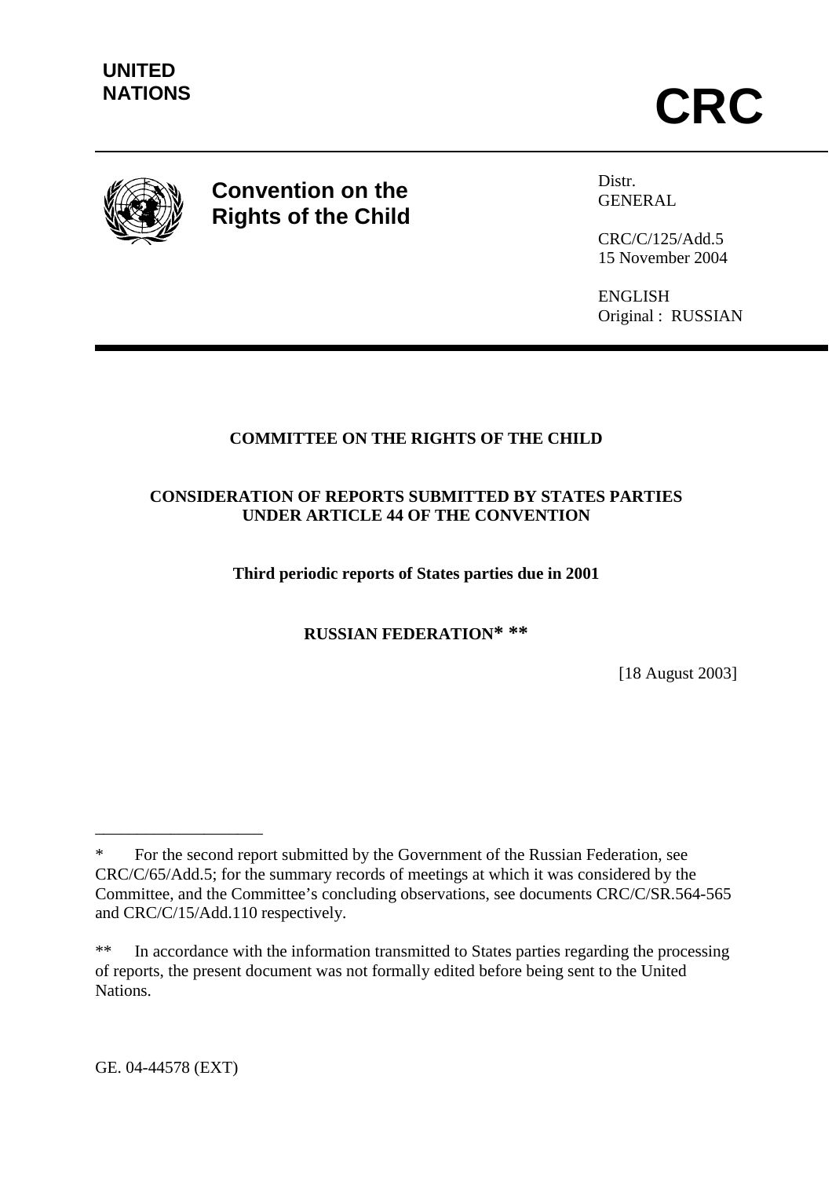**UNITED NATIONS**

# CRC

## Convention on the Rights of the Child

Distr.
GENERAL

CRC/C/125/Add.5
15 November 2004

ENGLISH
Original : RUSSIAN

**COMMITTEE ON THE RIGHTS OF THE CHILD**

**CONSIDERATION OF REPORTS SUBMITTED BY STATES PARTIES UNDER ARTICLE 44 OF THE CONVENTION**

**Third periodic reports of States parties due in 2001**

**RUSSIAN FEDERATION* ****

[18 August 2003]

---

* For the second report submitted by the Government of the Russian Federation, see CRC/C/65/Add.5; for the summary records of meetings at which it was considered by the Committee, and the Committee's concluding observations, see documents CRC/C/SR.564-565 and CRC/C/15/Add.110 respectively.

** In accordance with the information transmitted to States parties regarding the processing of reports, the present document was not formally edited before being sent to the United Nations.

GE. 04-44578 (EXT)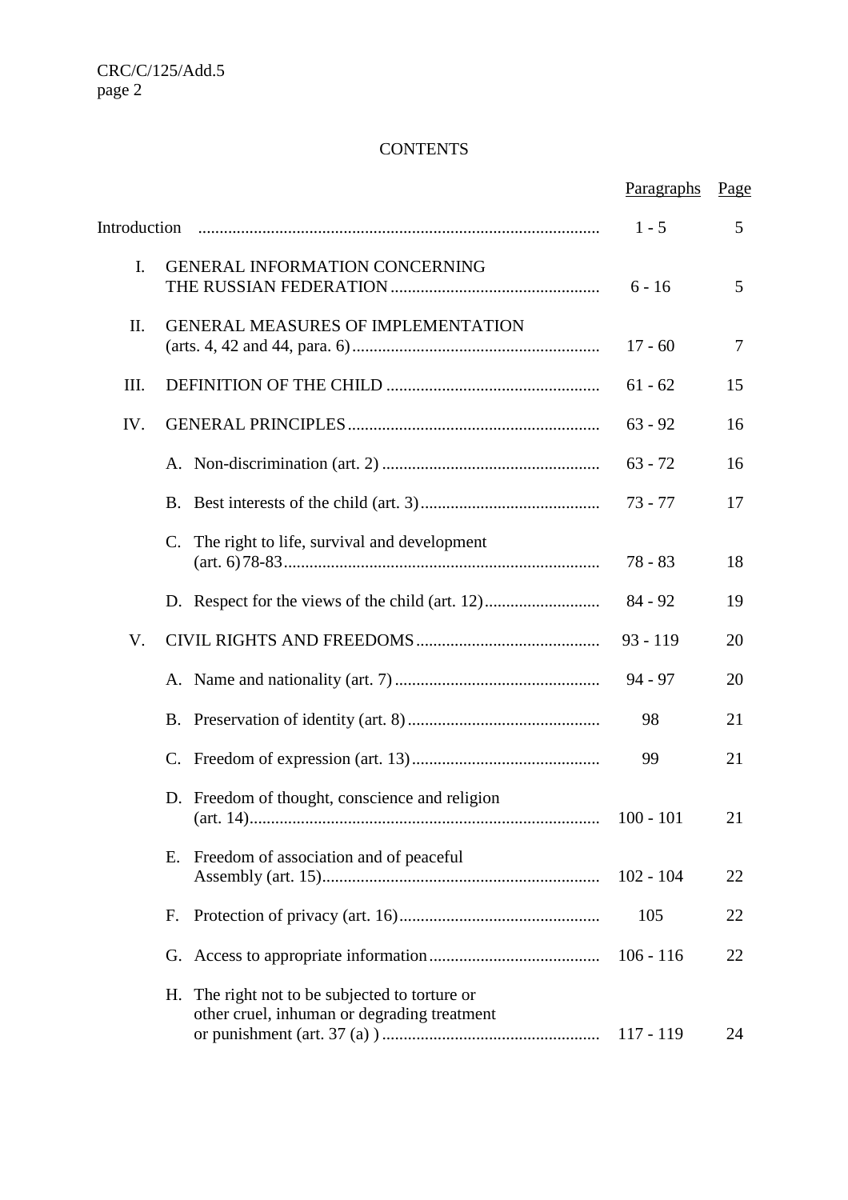CONTENTS

| | | Paragraphs | Page |
|---|---|---|---|
| Introduction | | 1 - 5 | 5 |
| I. | GENERAL INFORMATION CONCERNING THE RUSSIAN FEDERATION | 6 - 16 | 5 |
| II. | GENERAL MEASURES OF IMPLEMENTATION (arts. 4, 42 and 44, para. 6) | 17 - 60 | 7 |
| III. | DEFINITION OF THE CHILD | 61 - 62 | 15 |
| IV. | GENERAL PRINCIPLES | 63 - 92 | 16 |
| | A. Non-discrimination (art. 2) | 63 - 72 | 16 |
| | B. Best interests of the child (art. 3) | 73 - 77 | 17 |
| | C. The right to life, survival and development (art. 6) 78-83 | 78 - 83 | 18 |
| | D. Respect for the views of the child (art. 12) | 84 - 92 | 19 |
| V. | CIVIL RIGHTS AND FREEDOMS | 93 - 119 | 20 |
| | A. Name and nationality (art. 7) | 94 - 97 | 20 |
| | B. Preservation of identity (art. 8) | 98 | 21 |
| | C. Freedom of expression (art. 13) | 99 | 21 |
| | D. Freedom of thought, conscience and religion (art. 14) | 100 - 101 | 21 |
| | E. Freedom of association and of peaceful Assembly (art. 15) | 102 - 104 | 22 |
| | F. Protection of privacy (art. 16) | 105 | 22 |
| | G. Access to appropriate information | 106 - 116 | 22 |
| | H. The right not to be subjected to torture or other cruel, inhuman or degrading treatment or punishment (art. 37 (a) ) | 117 - 119 | 24 |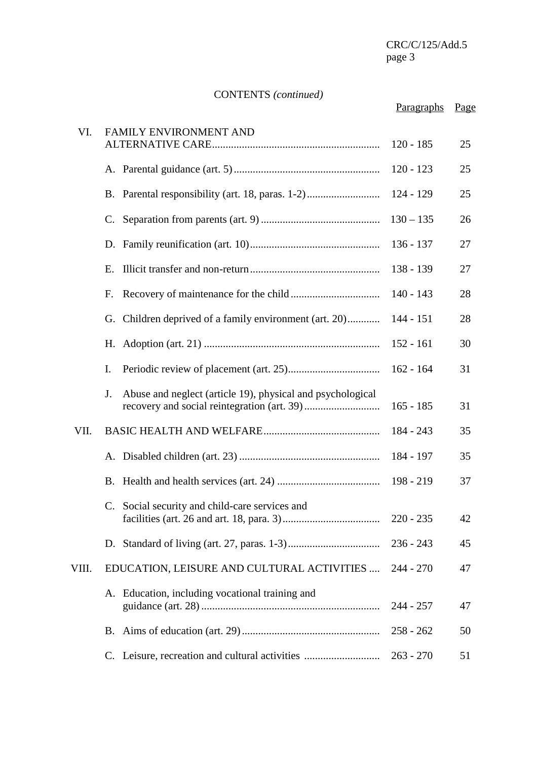CONTENTS *(continued)*

| | | Paragraphs | Page |
|---|---|---|---|
| VI. | FAMILY ENVIRONMENT AND ALTERNATIVE CARE | 120 - 185 | 25 |
| | A. Parental guidance (art. 5) | 120 - 123 | 25 |
| | B. Parental responsibility (art. 18, paras. 1-2) | 124 - 129 | 25 |
| | C. Separation from parents (art. 9) | 130 – 135 | 26 |
| | D. Family reunification (art. 10) | 136 - 137 | 27 |
| | E. Illicit transfer and non-return | 138 - 139 | 27 |
| | F. Recovery of maintenance for the child | 140 - 143 | 28 |
| | G. Children deprived of a family environment (art. 20) | 144 - 151 | 28 |
| | H. Adoption (art. 21) | 152 - 161 | 30 |
| | I. Periodic review of placement (art. 25) | 162 - 164 | 31 |
| | J. Abuse and neglect (article 19), physical and psychological recovery and social reintegration (art. 39) | 165 - 185 | 31 |
| VII. | BASIC HEALTH AND WELFARE | 184 - 243 | 35 |
| | A. Disabled children (art. 23) | 184 - 197 | 35 |
| | B. Health and health services (art. 24) | 198 - 219 | 37 |
| | C. Social security and child-care services and facilities (art. 26 and art. 18, para. 3) | 220 - 235 | 42 |
| | D. Standard of living (art. 27, paras. 1-3) | 236 - 243 | 45 |
| VIII. | EDUCATION, LEISURE AND CULTURAL ACTIVITIES | 244 - 270 | 47 |
| | A. Education, including vocational training and guidance (art. 28) | 244 - 257 | 47 |
| | B. Aims of education (art. 29) | 258 - 262 | 50 |
| | C. Leisure, recreation and cultural activities | 263 - 270 | 51 |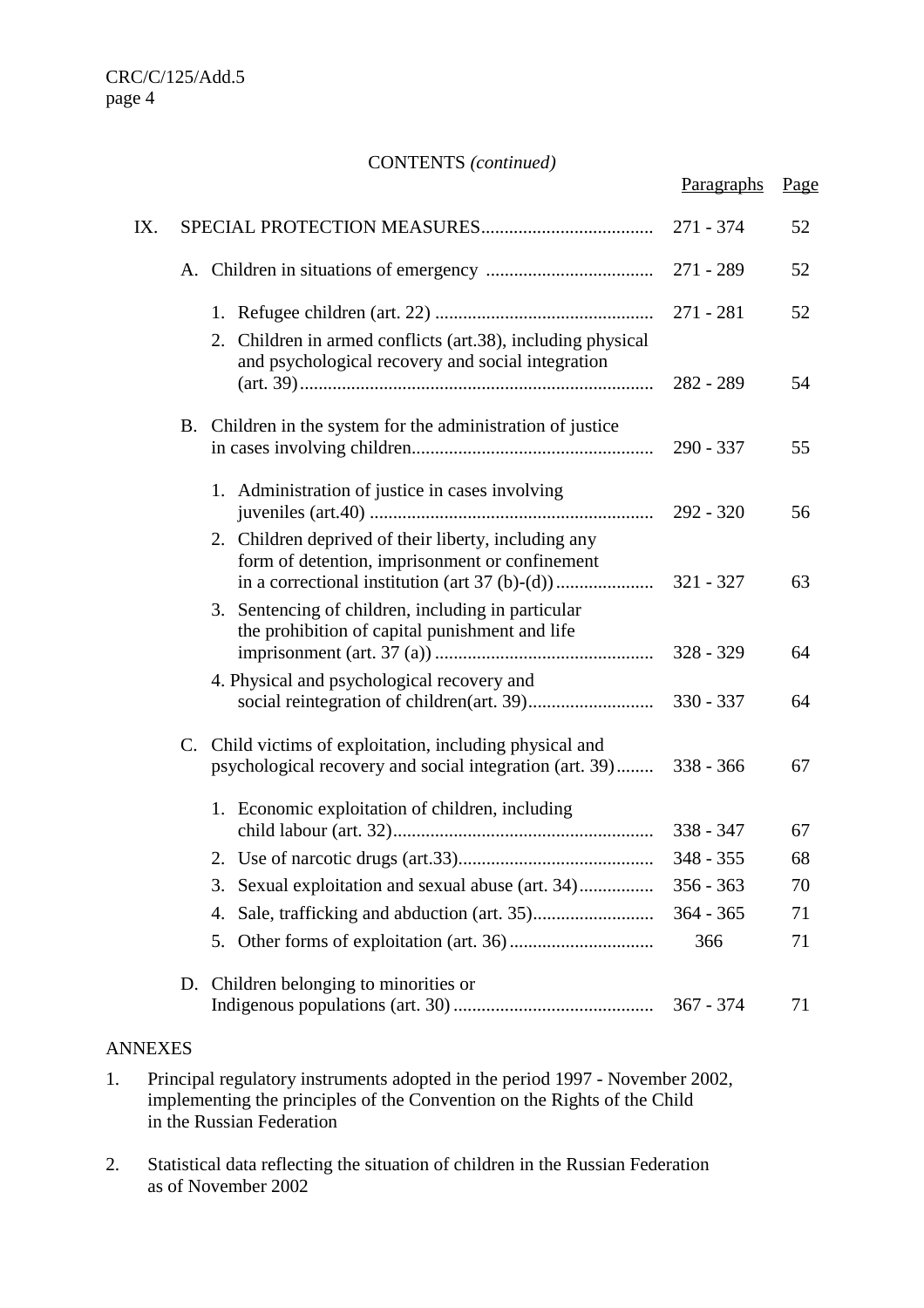CONTENTS *(continued)*

| | | Paragraphs | Page |
|---|---|---|---|
| IX. | SPECIAL PROTECTION MEASURES | 271 - 374 | 52 |
| | A. Children in situations of emergency | 271 - 289 | 52 |
| | 1. Refugee children (art. 22) | 271 - 281 | 52 |
| | 2. Children in armed conflicts (art.38), including physical and psychological recovery and social integration (art. 39) | 282 - 289 | 54 |
| | B. Children in the system for the administration of justice in cases involving children | 290 - 337 | 55 |
| | 1. Administration of justice in cases involving juveniles (art.40) | 292 - 320 | 56 |
| | 2. Children deprived of their liberty, including any form of detention, imprisonment or confinement in a correctional institution (art 37 (b)-(d)) | 321 - 327 | 63 |
| | 3. Sentencing of children, including in particular the prohibition of capital punishment and life imprisonment (art. 37 (a)) | 328 - 329 | 64 |
| | 4. Physical and psychological recovery and social reintegration of children(art. 39) | 330 - 337 | 64 |
| | C. Child victims of exploitation, including physical and psychological recovery and social integration (art. 39) | 338 - 366 | 67 |
| | 1. Economic exploitation of children, including child labour (art. 32) | 338 - 347 | 67 |
| | 2. Use of narcotic drugs (art.33) | 348 - 355 | 68 |
| | 3. Sexual exploitation and sexual abuse (art. 34) | 356 - 363 | 70 |
| | 4. Sale, trafficking and abduction (art. 35) | 364 - 365 | 71 |
| | 5. Other forms of exploitation (art. 36) | 366 | 71 |
| | D. Children belonging to minorities or Indigenous populations (art. 30) | 367 - 374 | 71 |

ANNEXES

1. Principal regulatory instruments adopted in the period 1997 - November 2002, implementing the principles of the Convention on the Rights of the Child in the Russian Federation

2. Statistical data reflecting the situation of children in the Russian Federation as of November 2002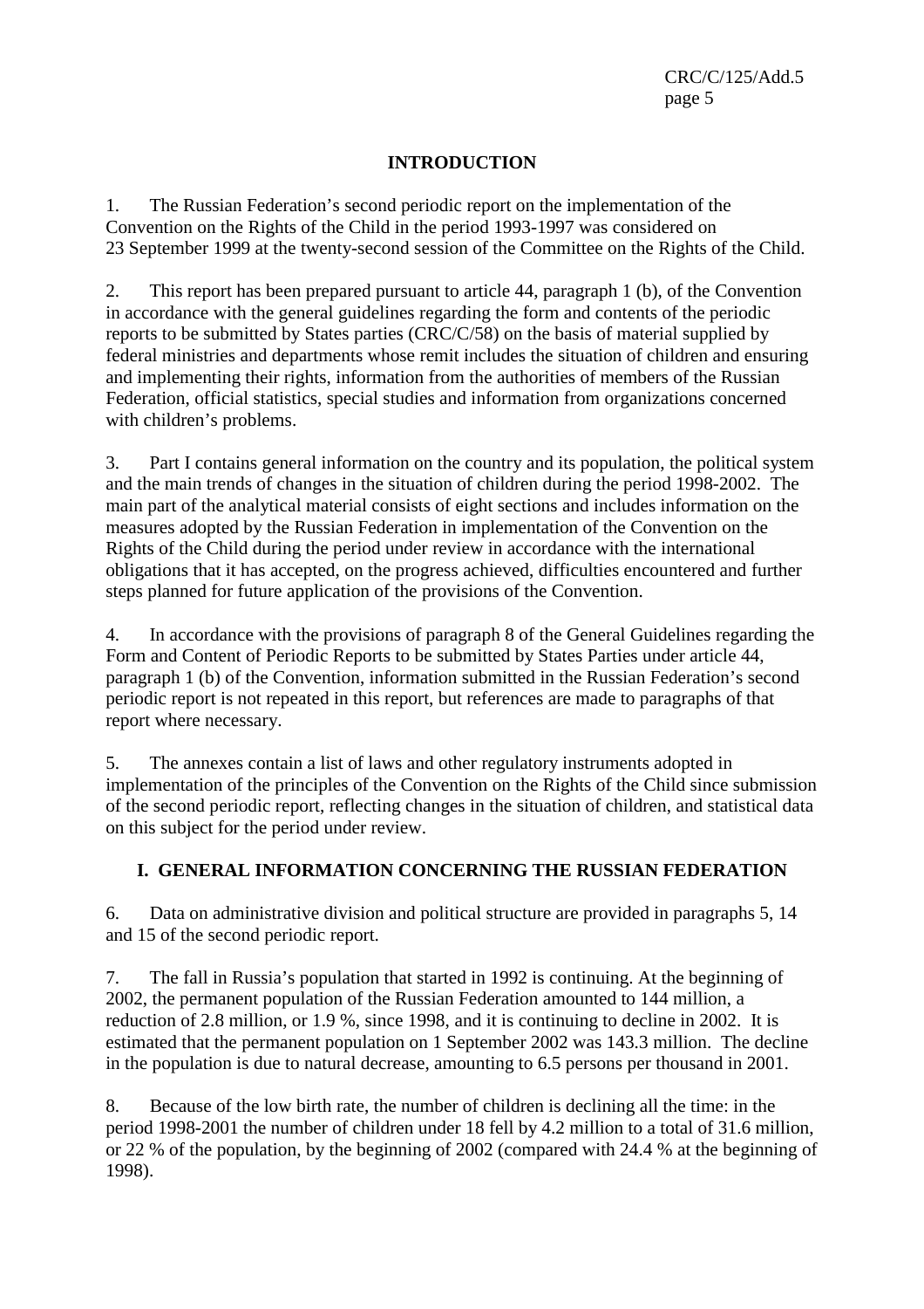## INTRODUCTION

1. The Russian Federation's second periodic report on the implementation of the Convention on the Rights of the Child in the period 1993-1997 was considered on 23 September 1999 at the twenty-second session of the Committee on the Rights of the Child.

2. This report has been prepared pursuant to article 44, paragraph 1 (b), of the Convention in accordance with the general guidelines regarding the form and contents of the periodic reports to be submitted by States parties (CRC/C/58) on the basis of material supplied by federal ministries and departments whose remit includes the situation of children and ensuring and implementing their rights, information from the authorities of members of the Russian Federation, official statistics, special studies and information from organizations concerned with children's problems.

3. Part I contains general information on the country and its population, the political system and the main trends of changes in the situation of children during the period 1998-2002. The main part of the analytical material consists of eight sections and includes information on the measures adopted by the Russian Federation in implementation of the Convention on the Rights of the Child during the period under review in accordance with the international obligations that it has accepted, on the progress achieved, difficulties encountered and further steps planned for future application of the provisions of the Convention.

4. In accordance with the provisions of paragraph 8 of the General Guidelines regarding the Form and Content of Periodic Reports to be submitted by States Parties under article 44, paragraph 1 (b) of the Convention, information submitted in the Russian Federation's second periodic report is not repeated in this report, but references are made to paragraphs of that report where necessary.

5. The annexes contain a list of laws and other regulatory instruments adopted in implementation of the principles of the Convention on the Rights of the Child since submission of the second periodic report, reflecting changes in the situation of children, and statistical data on this subject for the period under review.

## I. GENERAL INFORMATION CONCERNING THE RUSSIAN FEDERATION

6. Data on administrative division and political structure are provided in paragraphs 5, 14 and 15 of the second periodic report.

7. The fall in Russia's population that started in 1992 is continuing. At the beginning of 2002, the permanent population of the Russian Federation amounted to 144 million, a reduction of 2.8 million, or 1.9 %, since 1998, and it is continuing to decline in 2002. It is estimated that the permanent population on 1 September 2002 was 143.3 million. The decline in the population is due to natural decrease, amounting to 6.5 persons per thousand in 2001.

8. Because of the low birth rate, the number of children is declining all the time: in the period 1998-2001 the number of children under 18 fell by 4.2 million to a total of 31.6 million, or 22 % of the population, by the beginning of 2002 (compared with 24.4 % at the beginning of 1998).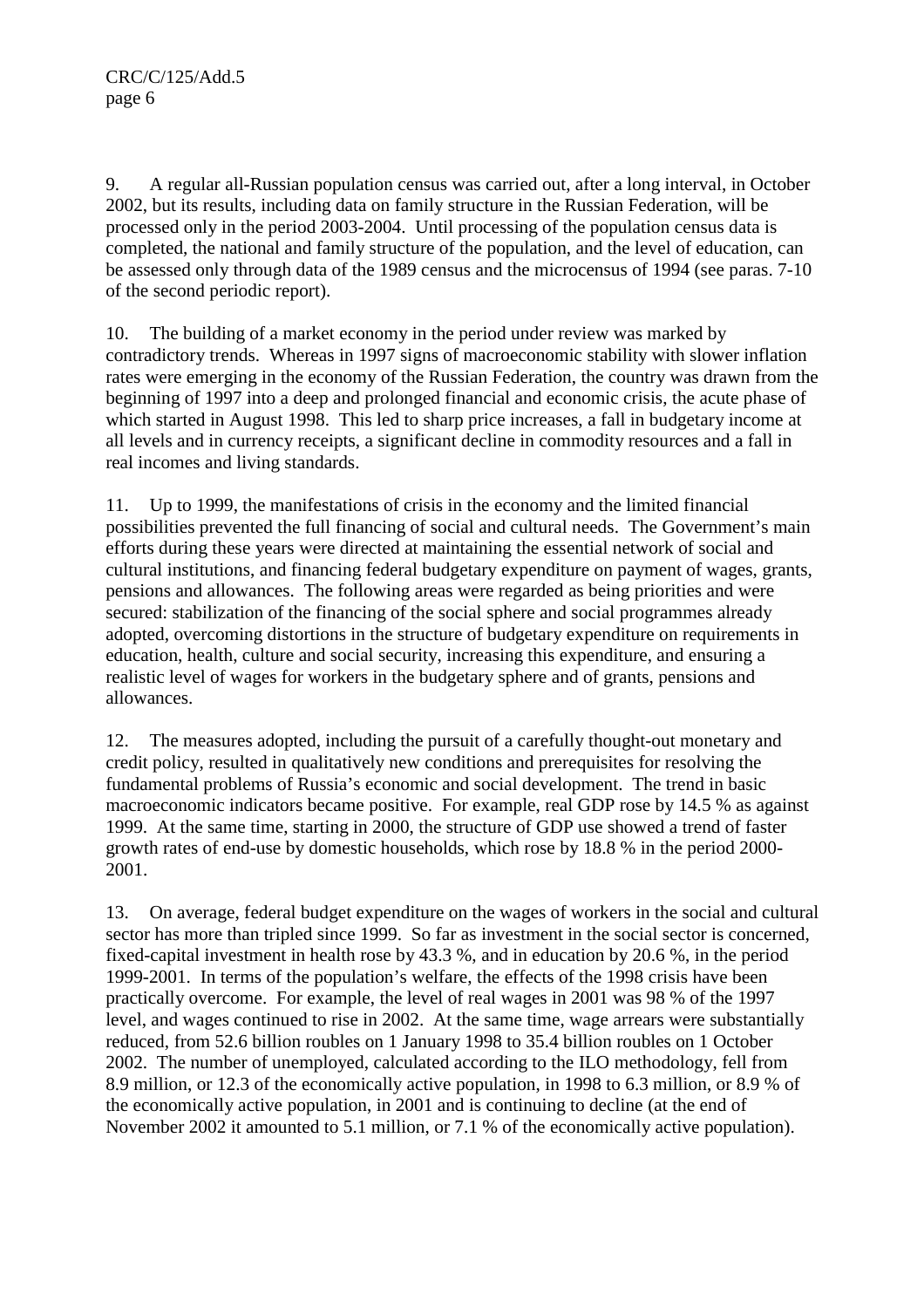9. A regular all-Russian population census was carried out, after a long interval, in October 2002, but its results, including data on family structure in the Russian Federation, will be processed only in the period 2003-2004. Until processing of the population census data is completed, the national and family structure of the population, and the level of education, can be assessed only through data of the 1989 census and the microcensus of 1994 (see paras. 7-10 of the second periodic report).

10. The building of a market economy in the period under review was marked by contradictory trends. Whereas in 1997 signs of macroeconomic stability with slower inflation rates were emerging in the economy of the Russian Federation, the country was drawn from the beginning of 1997 into a deep and prolonged financial and economic crisis, the acute phase of which started in August 1998. This led to sharp price increases, a fall in budgetary income at all levels and in currency receipts, a significant decline in commodity resources and a fall in real incomes and living standards.

11. Up to 1999, the manifestations of crisis in the economy and the limited financial possibilities prevented the full financing of social and cultural needs. The Government's main efforts during these years were directed at maintaining the essential network of social and cultural institutions, and financing federal budgetary expenditure on payment of wages, grants, pensions and allowances. The following areas were regarded as being priorities and were secured: stabilization of the financing of the social sphere and social programmes already adopted, overcoming distortions in the structure of budgetary expenditure on requirements in education, health, culture and social security, increasing this expenditure, and ensuring a realistic level of wages for workers in the budgetary sphere and of grants, pensions and allowances.

12. The measures adopted, including the pursuit of a carefully thought-out monetary and credit policy, resulted in qualitatively new conditions and prerequisites for resolving the fundamental problems of Russia's economic and social development. The trend in basic macroeconomic indicators became positive. For example, real GDP rose by 14.5 % as against 1999. At the same time, starting in 2000, the structure of GDP use showed a trend of faster growth rates of end-use by domestic households, which rose by 18.8 % in the period 2000-2001.

13. On average, federal budget expenditure on the wages of workers in the social and cultural sector has more than tripled since 1999. So far as investment in the social sector is concerned, fixed-capital investment in health rose by 43.3 %, and in education by 20.6 %, in the period 1999-2001. In terms of the population's welfare, the effects of the 1998 crisis have been practically overcome. For example, the level of real wages in 2001 was 98 % of the 1997 level, and wages continued to rise in 2002. At the same time, wage arrears were substantially reduced, from 52.6 billion roubles on 1 January 1998 to 35.4 billion roubles on 1 October 2002. The number of unemployed, calculated according to the ILO methodology, fell from 8.9 million, or 12.3 of the economically active population, in 1998 to 6.3 million, or 8.9 % of the economically active population, in 2001 and is continuing to decline (at the end of November 2002 it amounted to 5.1 million, or 7.1 % of the economically active population).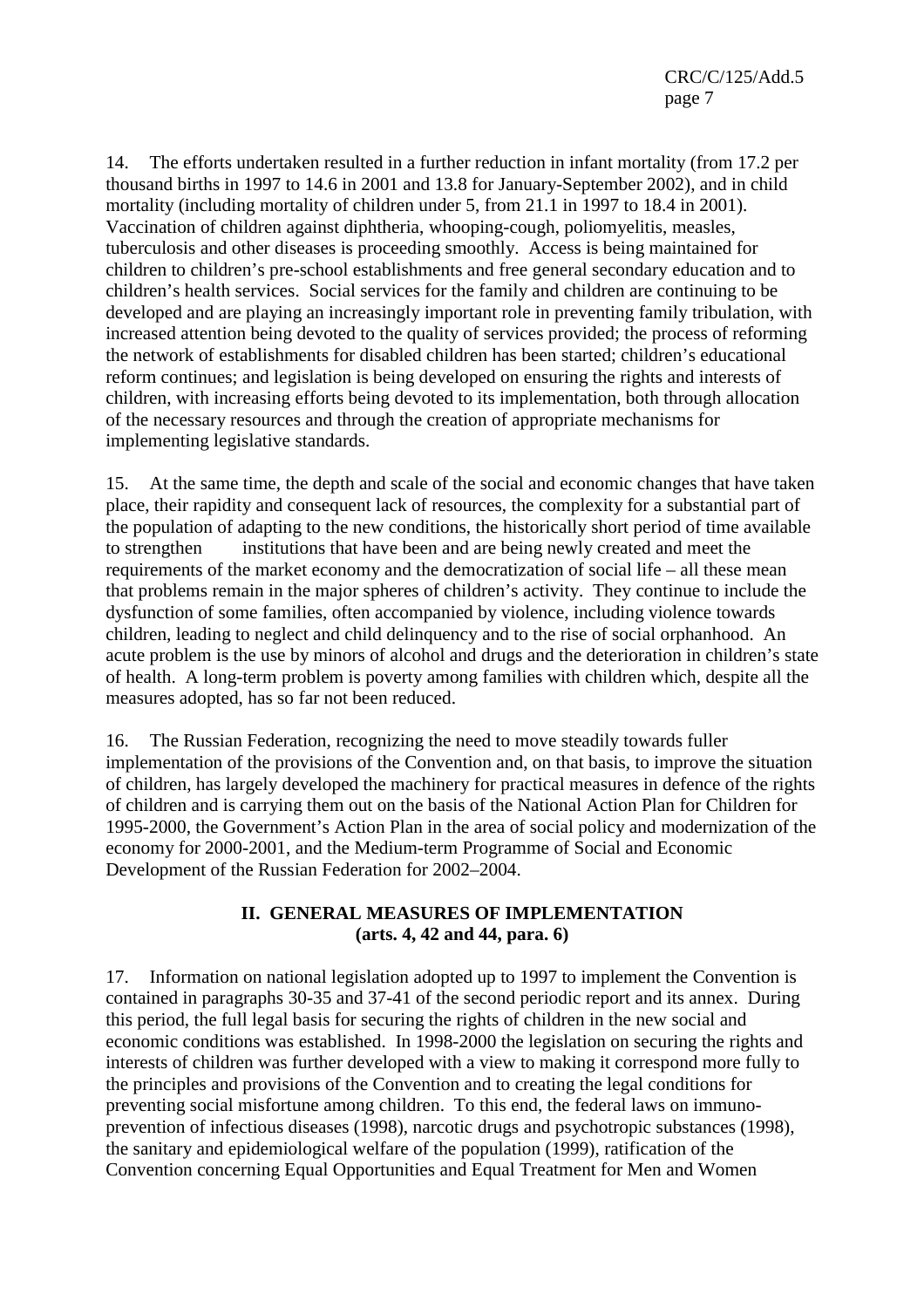14. The efforts undertaken resulted in a further reduction in infant mortality (from 17.2 per thousand births in 1997 to 14.6 in 2001 and 13.8 for January-September 2002), and in child mortality (including mortality of children under 5, from 21.1 in 1997 to 18.4 in 2001). Vaccination of children against diphtheria, whooping-cough, poliomyelitis, measles, tuberculosis and other diseases is proceeding smoothly. Access is being maintained for children to children's pre-school establishments and free general secondary education and to children's health services. Social services for the family and children are continuing to be developed and are playing an increasingly important role in preventing family tribulation, with increased attention being devoted to the quality of services provided; the process of reforming the network of establishments for disabled children has been started; children's educational reform continues; and legislation is being developed on ensuring the rights and interests of children, with increasing efforts being devoted to its implementation, both through allocation of the necessary resources and through the creation of appropriate mechanisms for implementing legislative standards.

15. At the same time, the depth and scale of the social and economic changes that have taken place, their rapidity and consequent lack of resources, the complexity for a substantial part of the population of adapting to the new conditions, the historically short period of time available to strengthen institutions that have been and are being newly created and meet the requirements of the market economy and the democratization of social life – all these mean that problems remain in the major spheres of children's activity. They continue to include the dysfunction of some families, often accompanied by violence, including violence towards children, leading to neglect and child delinquency and to the rise of social orphanhood. An acute problem is the use by minors of alcohol and drugs and the deterioration in children's state of health. A long-term problem is poverty among families with children which, despite all the measures adopted, has so far not been reduced.

16. The Russian Federation, recognizing the need to move steadily towards fuller implementation of the provisions of the Convention and, on that basis, to improve the situation of children, has largely developed the machinery for practical measures in defence of the rights of children and is carrying them out on the basis of the National Action Plan for Children for 1995-2000, the Government's Action Plan in the area of social policy and modernization of the economy for 2000-2001, and the Medium-term Programme of Social and Economic Development of the Russian Federation for 2002–2004.

## II. GENERAL MEASURES OF IMPLEMENTATION (arts. 4, 42 and 44, para. 6)

17. Information on national legislation adopted up to 1997 to implement the Convention is contained in paragraphs 30-35 and 37-41 of the second periodic report and its annex. During this period, the full legal basis for securing the rights of children in the new social and economic conditions was established. In 1998-2000 the legislation on securing the rights and interests of children was further developed with a view to making it correspond more fully to the principles and provisions of the Convention and to creating the legal conditions for preventing social misfortune among children. To this end, the federal laws on immuno-prevention of infectious diseases (1998), narcotic drugs and psychotropic substances (1998), the sanitary and epidemiological welfare of the population (1999), ratification of the Convention concerning Equal Opportunities and Equal Treatment for Men and Women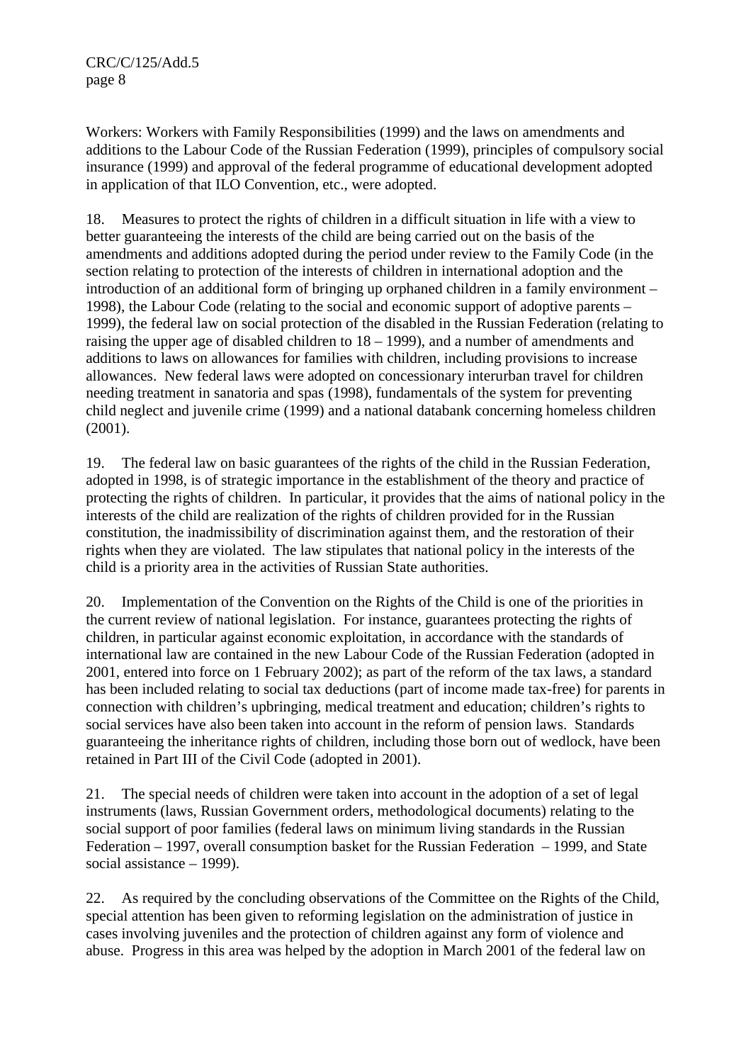Workers: Workers with Family Responsibilities (1999) and the laws on amendments and additions to the Labour Code of the Russian Federation (1999), principles of compulsory social insurance (1999) and approval of the federal programme of educational development adopted in application of that ILO Convention, etc., were adopted.

18. Measures to protect the rights of children in a difficult situation in life with a view to better guaranteeing the interests of the child are being carried out on the basis of the amendments and additions adopted during the period under review to the Family Code (in the section relating to protection of the interests of children in international adoption and the introduction of an additional form of bringing up orphaned children in a family environment – 1998), the Labour Code (relating to the social and economic support of adoptive parents – 1999), the federal law on social protection of the disabled in the Russian Federation (relating to raising the upper age of disabled children to 18 – 1999), and a number of amendments and additions to laws on allowances for families with children, including provisions to increase allowances. New federal laws were adopted on concessionary interurban travel for children needing treatment in sanatoria and spas (1998), fundamentals of the system for preventing child neglect and juvenile crime (1999) and a national databank concerning homeless children (2001).

19. The federal law on basic guarantees of the rights of the child in the Russian Federation, adopted in 1998, is of strategic importance in the establishment of the theory and practice of protecting the rights of children. In particular, it provides that the aims of national policy in the interests of the child are realization of the rights of children provided for in the Russian constitution, the inadmissibility of discrimination against them, and the restoration of their rights when they are violated. The law stipulates that national policy in the interests of the child is a priority area in the activities of Russian State authorities.

20. Implementation of the Convention on the Rights of the Child is one of the priorities in the current review of national legislation. For instance, guarantees protecting the rights of children, in particular against economic exploitation, in accordance with the standards of international law are contained in the new Labour Code of the Russian Federation (adopted in 2001, entered into force on 1 February 2002); as part of the reform of the tax laws, a standard has been included relating to social tax deductions (part of income made tax-free) for parents in connection with children's upbringing, medical treatment and education; children's rights to social services have also been taken into account in the reform of pension laws. Standards guaranteeing the inheritance rights of children, including those born out of wedlock, have been retained in Part III of the Civil Code (adopted in 2001).

21. The special needs of children were taken into account in the adoption of a set of legal instruments (laws, Russian Government orders, methodological documents) relating to the social support of poor families (federal laws on minimum living standards in the Russian Federation – 1997, overall consumption basket for the Russian Federation – 1999, and State social assistance – 1999).

22. As required by the concluding observations of the Committee on the Rights of the Child, special attention has been given to reforming legislation on the administration of justice in cases involving juveniles and the protection of children against any form of violence and abuse. Progress in this area was helped by the adoption in March 2001 of the federal law on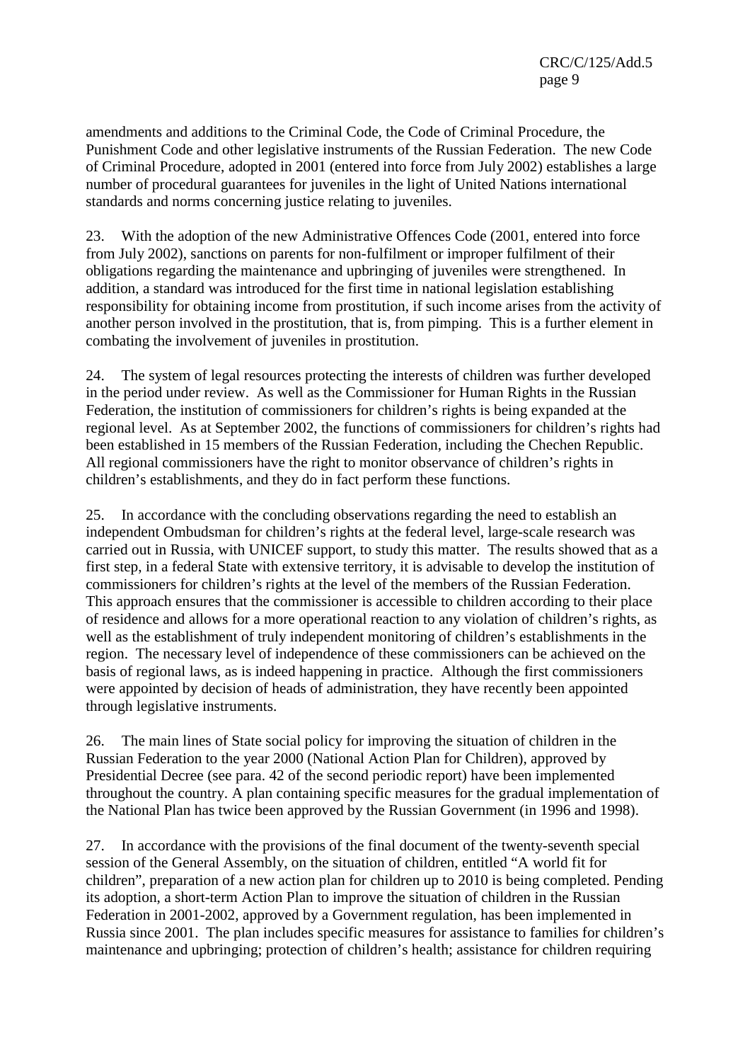amendments and additions to the Criminal Code, the Code of Criminal Procedure, the Punishment Code and other legislative instruments of the Russian Federation. The new Code of Criminal Procedure, adopted in 2001 (entered into force from July 2002) establishes a large number of procedural guarantees for juveniles in the light of United Nations international standards and norms concerning justice relating to juveniles.

23. With the adoption of the new Administrative Offences Code (2001, entered into force from July 2002), sanctions on parents for non-fulfilment or improper fulfilment of their obligations regarding the maintenance and upbringing of juveniles were strengthened. In addition, a standard was introduced for the first time in national legislation establishing responsibility for obtaining income from prostitution, if such income arises from the activity of another person involved in the prostitution, that is, from pimping. This is a further element in combating the involvement of juveniles in prostitution.

24. The system of legal resources protecting the interests of children was further developed in the period under review. As well as the Commissioner for Human Rights in the Russian Federation, the institution of commissioners for children's rights is being expanded at the regional level. As at September 2002, the functions of commissioners for children's rights had been established in 15 members of the Russian Federation, including the Chechen Republic. All regional commissioners have the right to monitor observance of children's rights in children's establishments, and they do in fact perform these functions.

25. In accordance with the concluding observations regarding the need to establish an independent Ombudsman for children's rights at the federal level, large-scale research was carried out in Russia, with UNICEF support, to study this matter. The results showed that as a first step, in a federal State with extensive territory, it is advisable to develop the institution of commissioners for children's rights at the level of the members of the Russian Federation. This approach ensures that the commissioner is accessible to children according to their place of residence and allows for a more operational reaction to any violation of children's rights, as well as the establishment of truly independent monitoring of children's establishments in the region. The necessary level of independence of these commissioners can be achieved on the basis of regional laws, as is indeed happening in practice. Although the first commissioners were appointed by decision of heads of administration, they have recently been appointed through legislative instruments.

26. The main lines of State social policy for improving the situation of children in the Russian Federation to the year 2000 (National Action Plan for Children), approved by Presidential Decree (see para. 42 of the second periodic report) have been implemented throughout the country. A plan containing specific measures for the gradual implementation of the National Plan has twice been approved by the Russian Government (in 1996 and 1998).

27. In accordance with the provisions of the final document of the twenty-seventh special session of the General Assembly, on the situation of children, entitled "A world fit for children", preparation of a new action plan for children up to 2010 is being completed. Pending its adoption, a short-term Action Plan to improve the situation of children in the Russian Federation in 2001-2002, approved by a Government regulation, has been implemented in Russia since 2001. The plan includes specific measures for assistance to families for children's maintenance and upbringing; protection of children's health; assistance for children requiring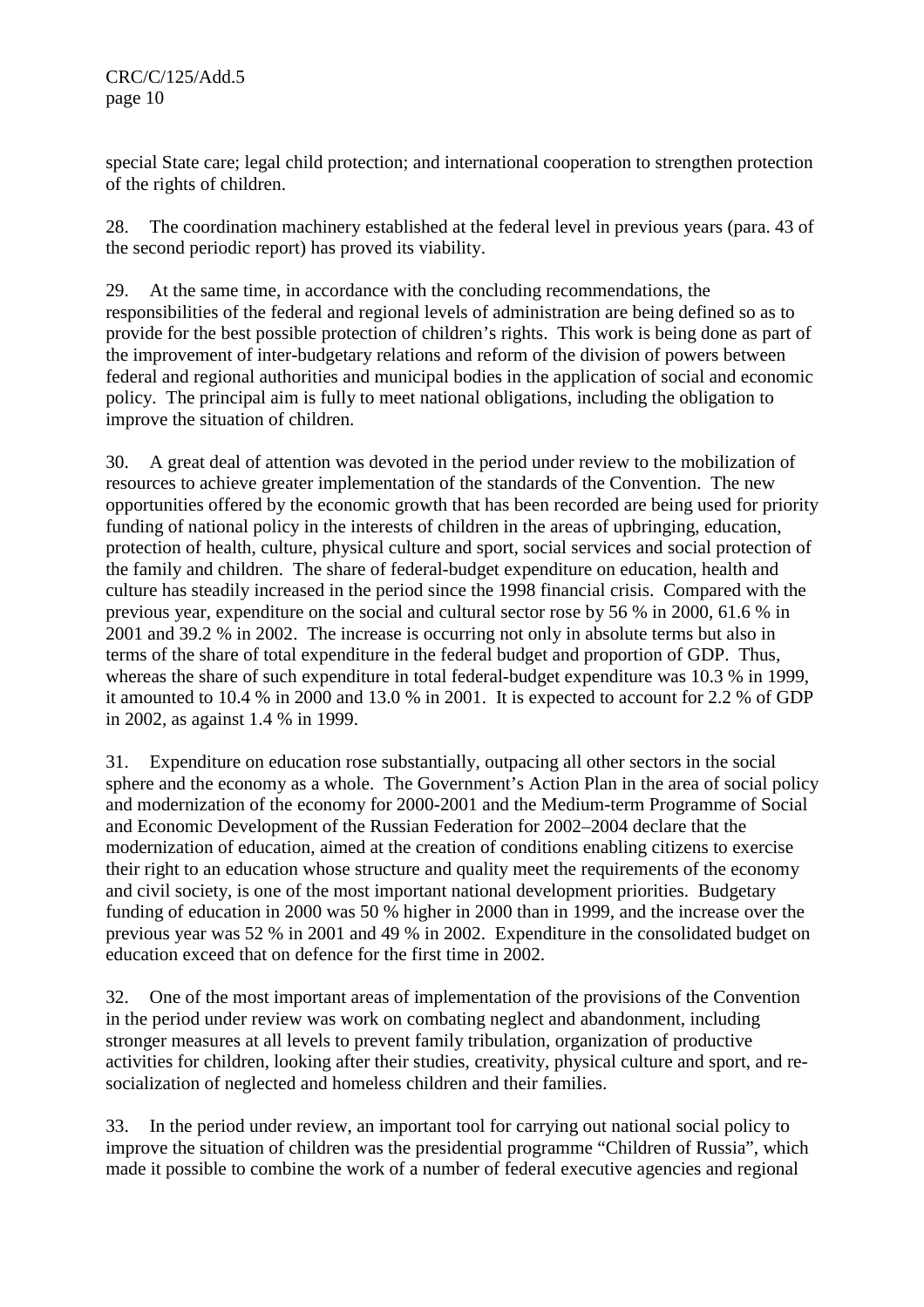special State care; legal child protection; and international cooperation to strengthen protection of the rights of children.

28. The coordination machinery established at the federal level in previous years (para. 43 of the second periodic report) has proved its viability.

29. At the same time, in accordance with the concluding recommendations, the responsibilities of the federal and regional levels of administration are being defined so as to provide for the best possible protection of children's rights. This work is being done as part of the improvement of inter-budgetary relations and reform of the division of powers between federal and regional authorities and municipal bodies in the application of social and economic policy. The principal aim is fully to meet national obligations, including the obligation to improve the situation of children.

30. A great deal of attention was devoted in the period under review to the mobilization of resources to achieve greater implementation of the standards of the Convention. The new opportunities offered by the economic growth that has been recorded are being used for priority funding of national policy in the interests of children in the areas of upbringing, education, protection of health, culture, physical culture and sport, social services and social protection of the family and children. The share of federal-budget expenditure on education, health and culture has steadily increased in the period since the 1998 financial crisis. Compared with the previous year, expenditure on the social and cultural sector rose by 56 % in 2000, 61.6 % in 2001 and 39.2 % in 2002. The increase is occurring not only in absolute terms but also in terms of the share of total expenditure in the federal budget and proportion of GDP. Thus, whereas the share of such expenditure in total federal-budget expenditure was 10.3 % in 1999, it amounted to 10.4 % in 2000 and 13.0 % in 2001. It is expected to account for 2.2 % of GDP in 2002, as against 1.4 % in 1999.

31. Expenditure on education rose substantially, outpacing all other sectors in the social sphere and the economy as a whole. The Government's Action Plan in the area of social policy and modernization of the economy for 2000-2001 and the Medium-term Programme of Social and Economic Development of the Russian Federation for 2002–2004 declare that the modernization of education, aimed at the creation of conditions enabling citizens to exercise their right to an education whose structure and quality meet the requirements of the economy and civil society, is one of the most important national development priorities. Budgetary funding of education in 2000 was 50 % higher in 2000 than in 1999, and the increase over the previous year was 52 % in 2001 and 49 % in 2002. Expenditure in the consolidated budget on education exceed that on defence for the first time in 2002.

32. One of the most important areas of implementation of the provisions of the Convention in the period under review was work on combating neglect and abandonment, including stronger measures at all levels to prevent family tribulation, organization of productive activities for children, looking after their studies, creativity, physical culture and sport, and re-socialization of neglected and homeless children and their families.

33. In the period under review, an important tool for carrying out national social policy to improve the situation of children was the presidential programme "Children of Russia", which made it possible to combine the work of a number of federal executive agencies and regional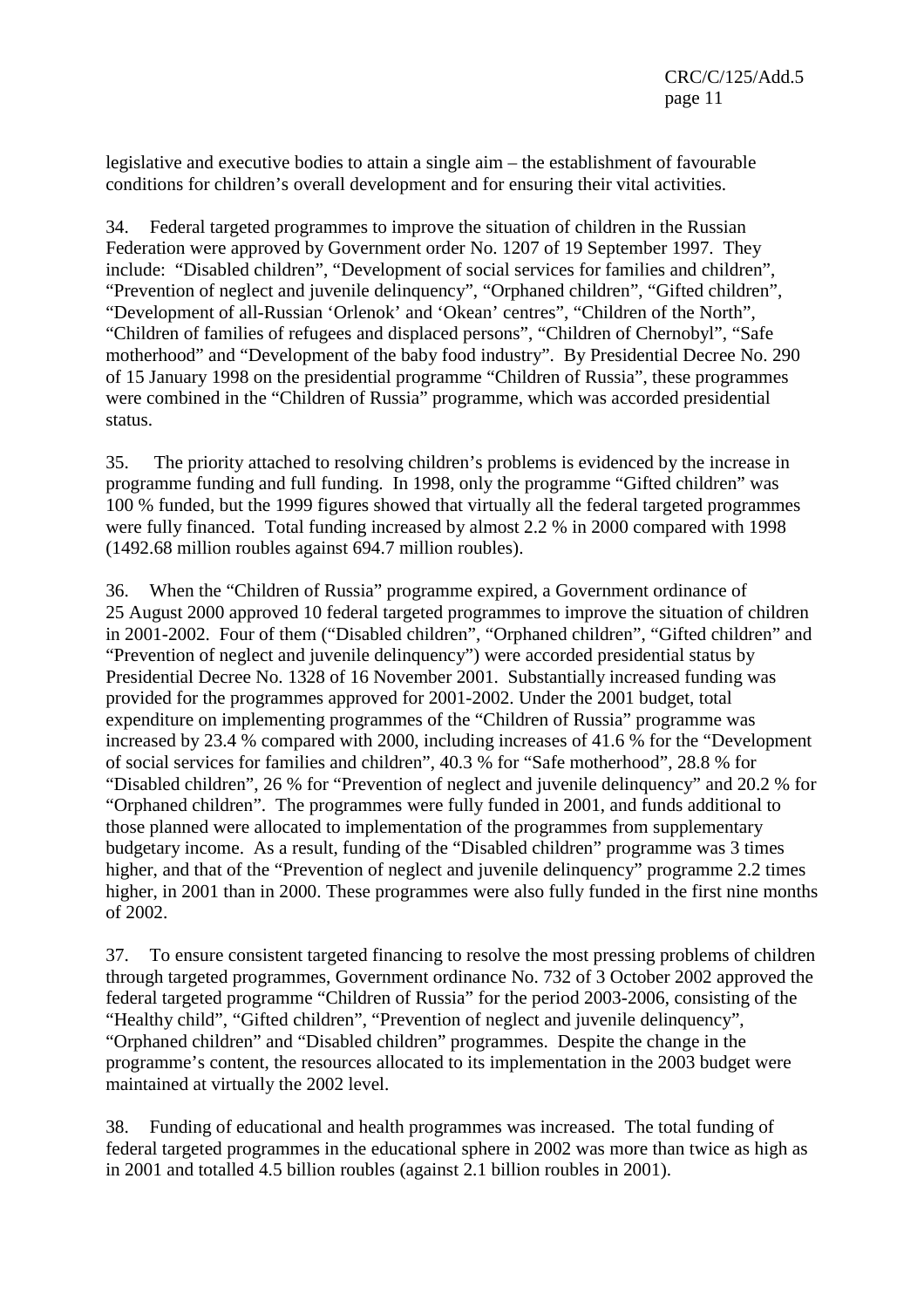legislative and executive bodies to attain a single aim – the establishment of favourable conditions for children's overall development and for ensuring their vital activities.

34. Federal targeted programmes to improve the situation of children in the Russian Federation were approved by Government order No. 1207 of 19 September 1997. They include: "Disabled children", "Development of social services for families and children", "Prevention of neglect and juvenile delinquency", "Orphaned children", "Gifted children", "Development of all-Russian 'Orlenok' and 'Okean' centres", "Children of the North", "Children of families of refugees and displaced persons", "Children of Chernobyl", "Safe motherhood" and "Development of the baby food industry". By Presidential Decree No. 290 of 15 January 1998 on the presidential programme "Children of Russia", these programmes were combined in the "Children of Russia" programme, which was accorded presidential status.

35. The priority attached to resolving children's problems is evidenced by the increase in programme funding and full funding. In 1998, only the programme "Gifted children" was 100 % funded, but the 1999 figures showed that virtually all the federal targeted programmes were fully financed. Total funding increased by almost 2.2 % in 2000 compared with 1998 (1492.68 million roubles against 694.7 million roubles).

36. When the "Children of Russia" programme expired, a Government ordinance of 25 August 2000 approved 10 federal targeted programmes to improve the situation of children in 2001-2002. Four of them ("Disabled children", "Orphaned children", "Gifted children" and "Prevention of neglect and juvenile delinquency") were accorded presidential status by Presidential Decree No. 1328 of 16 November 2001. Substantially increased funding was provided for the programmes approved for 2001-2002. Under the 2001 budget, total expenditure on implementing programmes of the "Children of Russia" programme was increased by 23.4 % compared with 2000, including increases of 41.6 % for the "Development of social services for families and children", 40.3 % for "Safe motherhood", 28.8 % for "Disabled children", 26 % for "Prevention of neglect and juvenile delinquency" and 20.2 % for "Orphaned children". The programmes were fully funded in 2001, and funds additional to those planned were allocated to implementation of the programmes from supplementary budgetary income. As a result, funding of the "Disabled children" programme was 3 times higher, and that of the "Prevention of neglect and juvenile delinquency" programme 2.2 times higher, in 2001 than in 2000. These programmes were also fully funded in the first nine months of 2002.

37. To ensure consistent targeted financing to resolve the most pressing problems of children through targeted programmes, Government ordinance No. 732 of 3 October 2002 approved the federal targeted programme "Children of Russia" for the period 2003-2006, consisting of the "Healthy child", "Gifted children", "Prevention of neglect and juvenile delinquency", "Orphaned children" and "Disabled children" programmes. Despite the change in the programme's content, the resources allocated to its implementation in the 2003 budget were maintained at virtually the 2002 level.

38. Funding of educational and health programmes was increased. The total funding of federal targeted programmes in the educational sphere in 2002 was more than twice as high as in 2001 and totalled 4.5 billion roubles (against 2.1 billion roubles in 2001).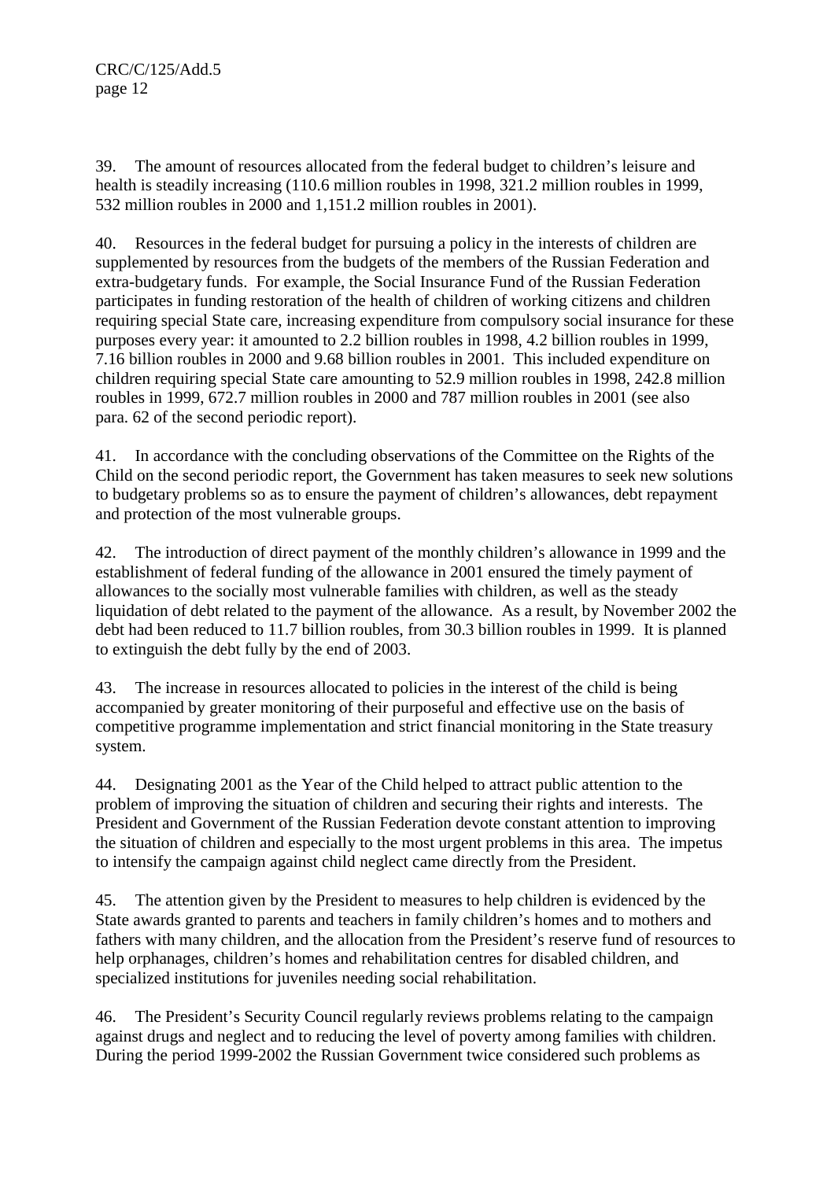39. The amount of resources allocated from the federal budget to children's leisure and health is steadily increasing (110.6 million roubles in 1998, 321.2 million roubles in 1999, 532 million roubles in 2000 and 1,151.2 million roubles in 2001).

40. Resources in the federal budget for pursuing a policy in the interests of children are supplemented by resources from the budgets of the members of the Russian Federation and extra-budgetary funds. For example, the Social Insurance Fund of the Russian Federation participates in funding restoration of the health of children of working citizens and children requiring special State care, increasing expenditure from compulsory social insurance for these purposes every year: it amounted to 2.2 billion roubles in 1998, 4.2 billion roubles in 1999, 7.16 billion roubles in 2000 and 9.68 billion roubles in 2001. This included expenditure on children requiring special State care amounting to 52.9 million roubles in 1998, 242.8 million roubles in 1999, 672.7 million roubles in 2000 and 787 million roubles in 2001 (see also para. 62 of the second periodic report).

41. In accordance with the concluding observations of the Committee on the Rights of the Child on the second periodic report, the Government has taken measures to seek new solutions to budgetary problems so as to ensure the payment of children's allowances, debt repayment and protection of the most vulnerable groups.

42. The introduction of direct payment of the monthly children's allowance in 1999 and the establishment of federal funding of the allowance in 2001 ensured the timely payment of allowances to the socially most vulnerable families with children, as well as the steady liquidation of debt related to the payment of the allowance. As a result, by November 2002 the debt had been reduced to 11.7 billion roubles, from 30.3 billion roubles in 1999. It is planned to extinguish the debt fully by the end of 2003.

43. The increase in resources allocated to policies in the interest of the child is being accompanied by greater monitoring of their purposeful and effective use on the basis of competitive programme implementation and strict financial monitoring in the State treasury system.

44. Designating 2001 as the Year of the Child helped to attract public attention to the problem of improving the situation of children and securing their rights and interests. The President and Government of the Russian Federation devote constant attention to improving the situation of children and especially to the most urgent problems in this area. The impetus to intensify the campaign against child neglect came directly from the President.

45. The attention given by the President to measures to help children is evidenced by the State awards granted to parents and teachers in family children's homes and to mothers and fathers with many children, and the allocation from the President's reserve fund of resources to help orphanages, children's homes and rehabilitation centres for disabled children, and specialized institutions for juveniles needing social rehabilitation.

46. The President's Security Council regularly reviews problems relating to the campaign against drugs and neglect and to reducing the level of poverty among families with children. During the period 1999-2002 the Russian Government twice considered such problems as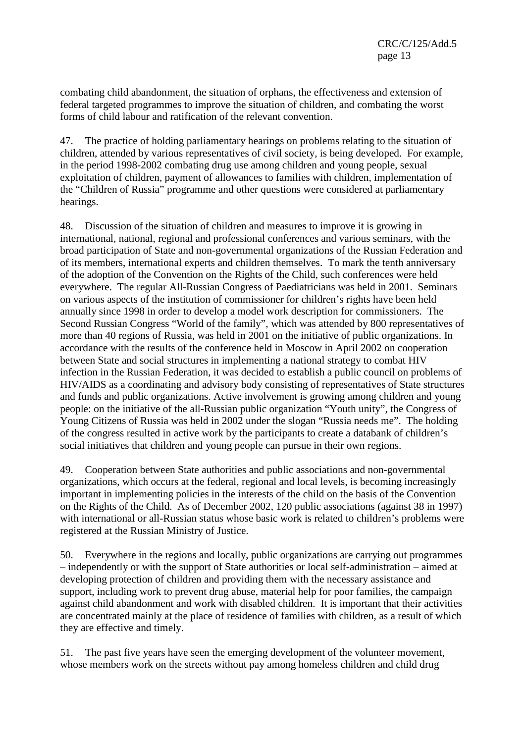combating child abandonment, the situation of orphans, the effectiveness and extension of federal targeted programmes to improve the situation of children, and combating the worst forms of child labour and ratification of the relevant convention.

47. The practice of holding parliamentary hearings on problems relating to the situation of children, attended by various representatives of civil society, is being developed. For example, in the period 1998-2002 combating drug use among children and young people, sexual exploitation of children, payment of allowances to families with children, implementation of the "Children of Russia" programme and other questions were considered at parliamentary hearings.

48. Discussion of the situation of children and measures to improve it is growing in international, national, regional and professional conferences and various seminars, with the broad participation of State and non-governmental organizations of the Russian Federation and of its members, international experts and children themselves. To mark the tenth anniversary of the adoption of the Convention on the Rights of the Child, such conferences were held everywhere. The regular All-Russian Congress of Paediatricians was held in 2001. Seminars on various aspects of the institution of commissioner for children's rights have been held annually since 1998 in order to develop a model work description for commissioners. The Second Russian Congress "World of the family", which was attended by 800 representatives of more than 40 regions of Russia, was held in 2001 on the initiative of public organizations. In accordance with the results of the conference held in Moscow in April 2002 on cooperation between State and social structures in implementing a national strategy to combat HIV infection in the Russian Federation, it was decided to establish a public council on problems of HIV/AIDS as a coordinating and advisory body consisting of representatives of State structures and funds and public organizations. Active involvement is growing among children and young people: on the initiative of the all-Russian public organization "Youth unity", the Congress of Young Citizens of Russia was held in 2002 under the slogan "Russia needs me". The holding of the congress resulted in active work by the participants to create a databank of children's social initiatives that children and young people can pursue in their own regions.

49. Cooperation between State authorities and public associations and non-governmental organizations, which occurs at the federal, regional and local levels, is becoming increasingly important in implementing policies in the interests of the child on the basis of the Convention on the Rights of the Child. As of December 2002, 120 public associations (against 38 in 1997) with international or all-Russian status whose basic work is related to children's problems were registered at the Russian Ministry of Justice.

50. Everywhere in the regions and locally, public organizations are carrying out programmes – independently or with the support of State authorities or local self-administration – aimed at developing protection of children and providing them with the necessary assistance and support, including work to prevent drug abuse, material help for poor families, the campaign against child abandonment and work with disabled children. It is important that their activities are concentrated mainly at the place of residence of families with children, as a result of which they are effective and timely.

51. The past five years have seen the emerging development of the volunteer movement, whose members work on the streets without pay among homeless children and child drug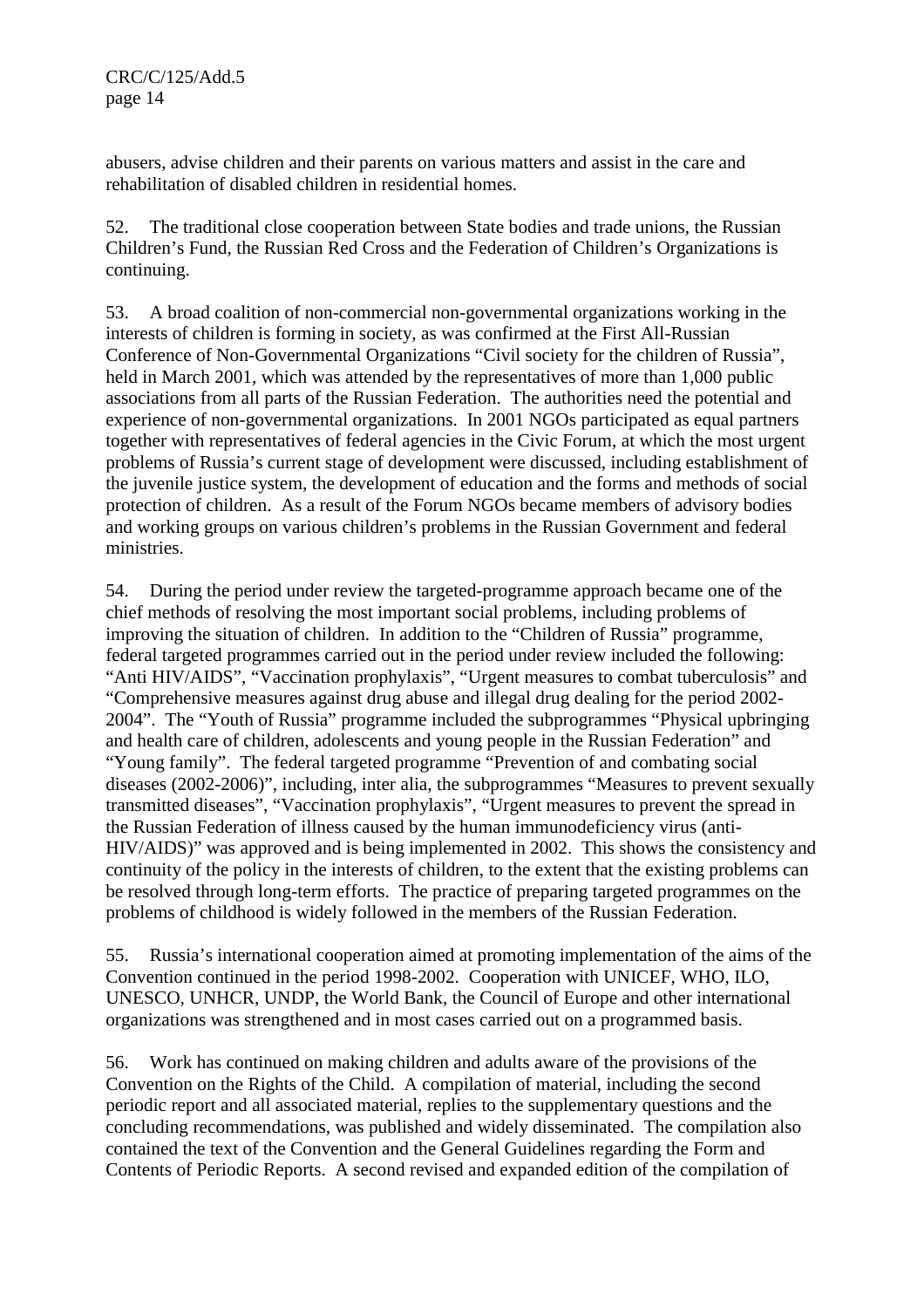abusers, advise children and their parents on various matters and assist in the care and rehabilitation of disabled children in residential homes.

52. The traditional close cooperation between State bodies and trade unions, the Russian Children's Fund, the Russian Red Cross and the Federation of Children's Organizations is continuing.

53. A broad coalition of non-commercial non-governmental organizations working in the interests of children is forming in society, as was confirmed at the First All-Russian Conference of Non-Governmental Organizations "Civil society for the children of Russia", held in March 2001, which was attended by the representatives of more than 1,000 public associations from all parts of the Russian Federation. The authorities need the potential and experience of non-governmental organizations. In 2001 NGOs participated as equal partners together with representatives of federal agencies in the Civic Forum, at which the most urgent problems of Russia's current stage of development were discussed, including establishment of the juvenile justice system, the development of education and the forms and methods of social protection of children. As a result of the Forum NGOs became members of advisory bodies and working groups on various children's problems in the Russian Government and federal ministries.

54. During the period under review the targeted-programme approach became one of the chief methods of resolving the most important social problems, including problems of improving the situation of children. In addition to the "Children of Russia" programme, federal targeted programmes carried out in the period under review included the following: "Anti HIV/AIDS", "Vaccination prophylaxis", "Urgent measures to combat tuberculosis" and "Comprehensive measures against drug abuse and illegal drug dealing for the period 2002-2004". The "Youth of Russia" programme included the subprogrammes "Physical upbringing and health care of children, adolescents and young people in the Russian Federation" and "Young family". The federal targeted programme "Prevention of and combating social diseases (2002-2006)", including, inter alia, the subprogrammes "Measures to prevent sexually transmitted diseases", "Vaccination prophylaxis", "Urgent measures to prevent the spread in the Russian Federation of illness caused by the human immunodeficiency virus (anti-HIV/AIDS)" was approved and is being implemented in 2002. This shows the consistency and continuity of the policy in the interests of children, to the extent that the existing problems can be resolved through long-term efforts. The practice of preparing targeted programmes on the problems of childhood is widely followed in the members of the Russian Federation.

55. Russia's international cooperation aimed at promoting implementation of the aims of the Convention continued in the period 1998-2002. Cooperation with UNICEF, WHO, ILO, UNESCO, UNHCR, UNDP, the World Bank, the Council of Europe and other international organizations was strengthened and in most cases carried out on a programmed basis.

56. Work has continued on making children and adults aware of the provisions of the Convention on the Rights of the Child. A compilation of material, including the second periodic report and all associated material, replies to the supplementary questions and the concluding recommendations, was published and widely disseminated. The compilation also contained the text of the Convention and the General Guidelines regarding the Form and Contents of Periodic Reports. A second revised and expanded edition of the compilation of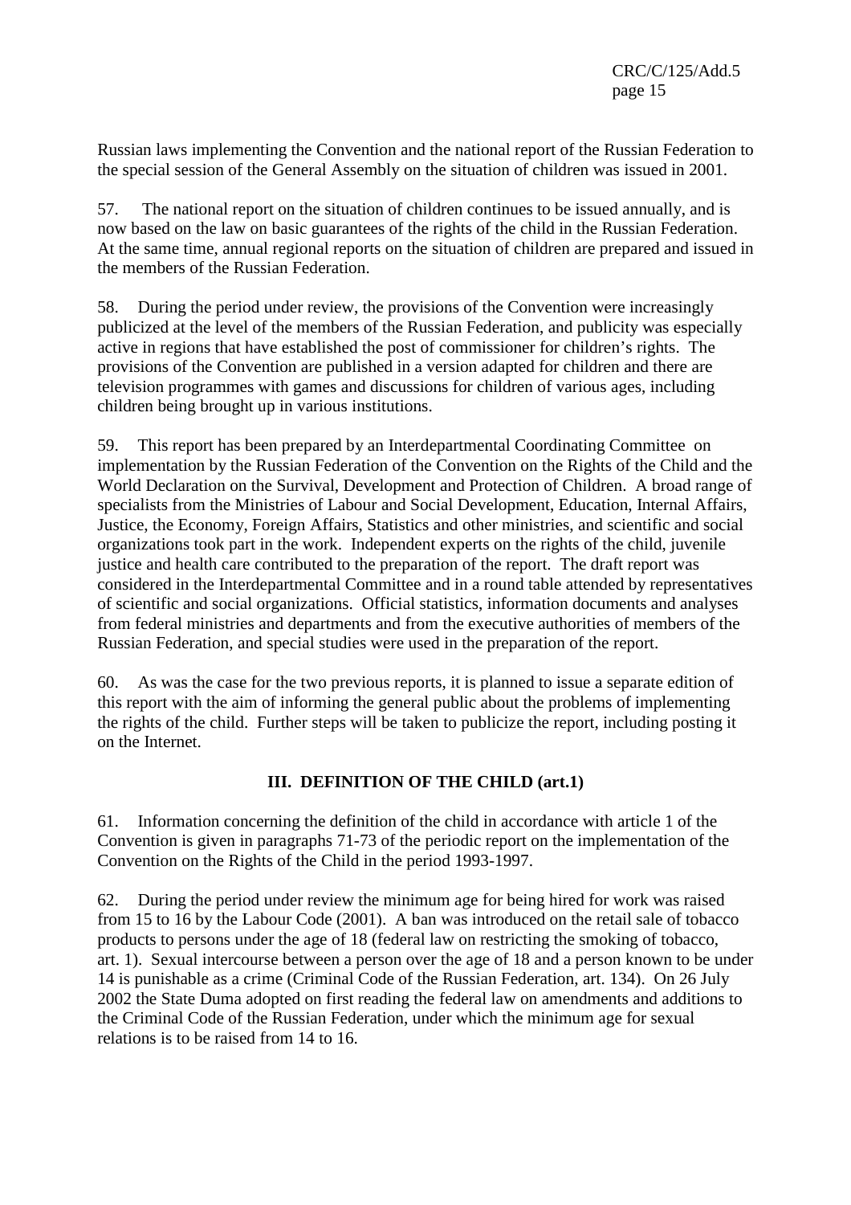Russian laws implementing the Convention and the national report of the Russian Federation to the special session of the General Assembly on the situation of children was issued in 2001.

57. The national report on the situation of children continues to be issued annually, and is now based on the law on basic guarantees of the rights of the child in the Russian Federation. At the same time, annual regional reports on the situation of children are prepared and issued in the members of the Russian Federation.

58. During the period under review, the provisions of the Convention were increasingly publicized at the level of the members of the Russian Federation, and publicity was especially active in regions that have established the post of commissioner for children's rights. The provisions of the Convention are published in a version adapted for children and there are television programmes with games and discussions for children of various ages, including children being brought up in various institutions.

59. This report has been prepared by an Interdepartmental Coordinating Committee on implementation by the Russian Federation of the Convention on the Rights of the Child and the World Declaration on the Survival, Development and Protection of Children. A broad range of specialists from the Ministries of Labour and Social Development, Education, Internal Affairs, Justice, the Economy, Foreign Affairs, Statistics and other ministries, and scientific and social organizations took part in the work. Independent experts on the rights of the child, juvenile justice and health care contributed to the preparation of the report. The draft report was considered in the Interdepartmental Committee and in a round table attended by representatives of scientific and social organizations. Official statistics, information documents and analyses from federal ministries and departments and from the executive authorities of members of the Russian Federation, and special studies were used in the preparation of the report.

60. As was the case for the two previous reports, it is planned to issue a separate edition of this report with the aim of informing the general public about the problems of implementing the rights of the child. Further steps will be taken to publicize the report, including posting it on the Internet.

## III. DEFINITION OF THE CHILD (art.1)

61. Information concerning the definition of the child in accordance with article 1 of the Convention is given in paragraphs 71-73 of the periodic report on the implementation of the Convention on the Rights of the Child in the period 1993-1997.

62. During the period under review the minimum age for being hired for work was raised from 15 to 16 by the Labour Code (2001). A ban was introduced on the retail sale of tobacco products to persons under the age of 18 (federal law on restricting the smoking of tobacco, art. 1). Sexual intercourse between a person over the age of 18 and a person known to be under 14 is punishable as a crime (Criminal Code of the Russian Federation, art. 134). On 26 July 2002 the State Duma adopted on first reading the federal law on amendments and additions to the Criminal Code of the Russian Federation, under which the minimum age for sexual relations is to be raised from 14 to 16.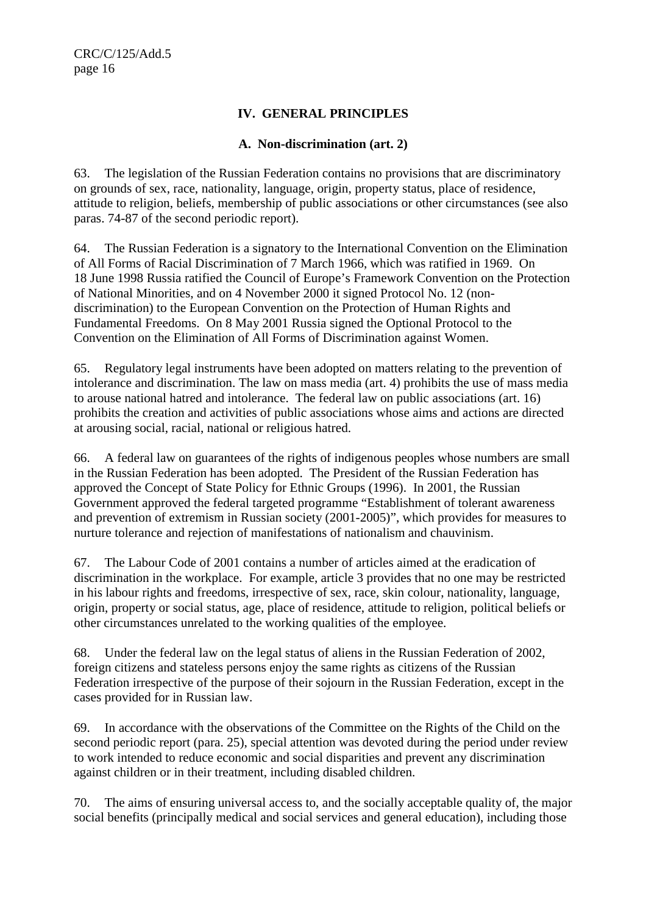## IV. GENERAL PRINCIPLES

### A. Non-discrimination (art. 2)

63. The legislation of the Russian Federation contains no provisions that are discriminatory on grounds of sex, race, nationality, language, origin, property status, place of residence, attitude to religion, beliefs, membership of public associations or other circumstances (see also paras. 74-87 of the second periodic report).

64. The Russian Federation is a signatory to the International Convention on the Elimination of All Forms of Racial Discrimination of 7 March 1966, which was ratified in 1969. On 18 June 1998 Russia ratified the Council of Europe's Framework Convention on the Protection of National Minorities, and on 4 November 2000 it signed Protocol No. 12 (non-discrimination) to the European Convention on the Protection of Human Rights and Fundamental Freedoms. On 8 May 2001 Russia signed the Optional Protocol to the Convention on the Elimination of All Forms of Discrimination against Women.

65. Regulatory legal instruments have been adopted on matters relating to the prevention of intolerance and discrimination. The law on mass media (art. 4) prohibits the use of mass media to arouse national hatred and intolerance. The federal law on public associations (art. 16) prohibits the creation and activities of public associations whose aims and actions are directed at arousing social, racial, national or religious hatred.

66. A federal law on guarantees of the rights of indigenous peoples whose numbers are small in the Russian Federation has been adopted. The President of the Russian Federation has approved the Concept of State Policy for Ethnic Groups (1996). In 2001, the Russian Government approved the federal targeted programme "Establishment of tolerant awareness and prevention of extremism in Russian society (2001-2005)", which provides for measures to nurture tolerance and rejection of manifestations of nationalism and chauvinism.

67. The Labour Code of 2001 contains a number of articles aimed at the eradication of discrimination in the workplace. For example, article 3 provides that no one may be restricted in his labour rights and freedoms, irrespective of sex, race, skin colour, nationality, language, origin, property or social status, age, place of residence, attitude to religion, political beliefs or other circumstances unrelated to the working qualities of the employee.

68. Under the federal law on the legal status of aliens in the Russian Federation of 2002, foreign citizens and stateless persons enjoy the same rights as citizens of the Russian Federation irrespective of the purpose of their sojourn in the Russian Federation, except in the cases provided for in Russian law.

69. In accordance with the observations of the Committee on the Rights of the Child on the second periodic report (para. 25), special attention was devoted during the period under review to work intended to reduce economic and social disparities and prevent any discrimination against children or in their treatment, including disabled children.

70. The aims of ensuring universal access to, and the socially acceptable quality of, the major social benefits (principally medical and social services and general education), including those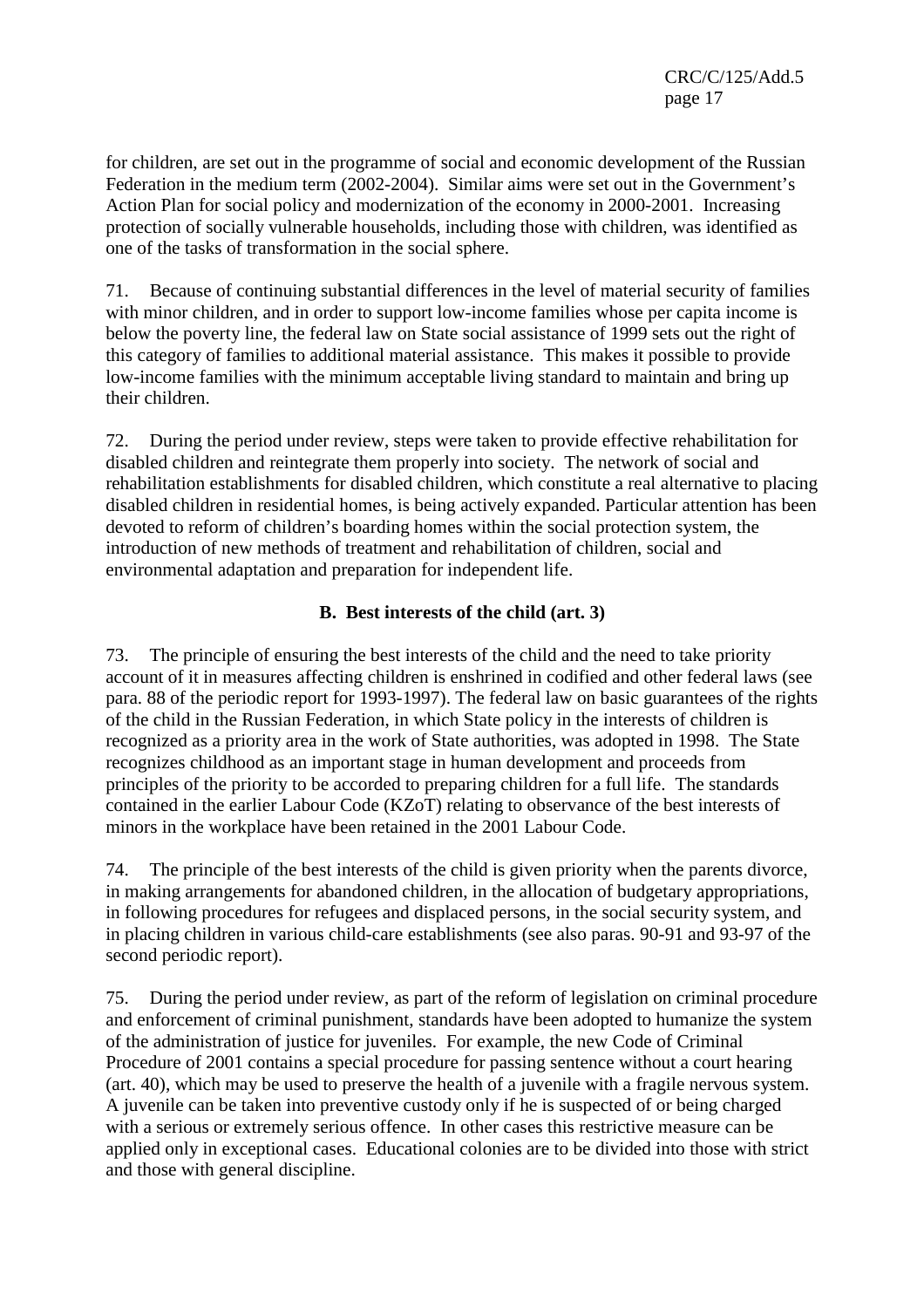for children, are set out in the programme of social and economic development of the Russian Federation in the medium term (2002-2004). Similar aims were set out in the Government's Action Plan for social policy and modernization of the economy in 2000-2001. Increasing protection of socially vulnerable households, including those with children, was identified as one of the tasks of transformation in the social sphere.

71. Because of continuing substantial differences in the level of material security of families with minor children, and in order to support low-income families whose per capita income is below the poverty line, the federal law on State social assistance of 1999 sets out the right of this category of families to additional material assistance. This makes it possible to provide low-income families with the minimum acceptable living standard to maintain and bring up their children.

72. During the period under review, steps were taken to provide effective rehabilitation for disabled children and reintegrate them properly into society. The network of social and rehabilitation establishments for disabled children, which constitute a real alternative to placing disabled children in residential homes, is being actively expanded. Particular attention has been devoted to reform of children's boarding homes within the social protection system, the introduction of new methods of treatment and rehabilitation of children, social and environmental adaptation and preparation for independent life.

### B. Best interests of the child (art. 3)

73. The principle of ensuring the best interests of the child and the need to take priority account of it in measures affecting children is enshrined in codified and other federal laws (see para. 88 of the periodic report for 1993-1997). The federal law on basic guarantees of the rights of the child in the Russian Federation, in which State policy in the interests of children is recognized as a priority area in the work of State authorities, was adopted in 1998. The State recognizes childhood as an important stage in human development and proceeds from principles of the priority to be accorded to preparing children for a full life. The standards contained in the earlier Labour Code (KZoT) relating to observance of the best interests of minors in the workplace have been retained in the 2001 Labour Code.

74. The principle of the best interests of the child is given priority when the parents divorce, in making arrangements for abandoned children, in the allocation of budgetary appropriations, in following procedures for refugees and displaced persons, in the social security system, and in placing children in various child-care establishments (see also paras. 90-91 and 93-97 of the second periodic report).

75. During the period under review, as part of the reform of legislation on criminal procedure and enforcement of criminal punishment, standards have been adopted to humanize the system of the administration of justice for juveniles. For example, the new Code of Criminal Procedure of 2001 contains a special procedure for passing sentence without a court hearing (art. 40), which may be used to preserve the health of a juvenile with a fragile nervous system. A juvenile can be taken into preventive custody only if he is suspected of or being charged with a serious or extremely serious offence. In other cases this restrictive measure can be applied only in exceptional cases. Educational colonies are to be divided into those with strict and those with general discipline.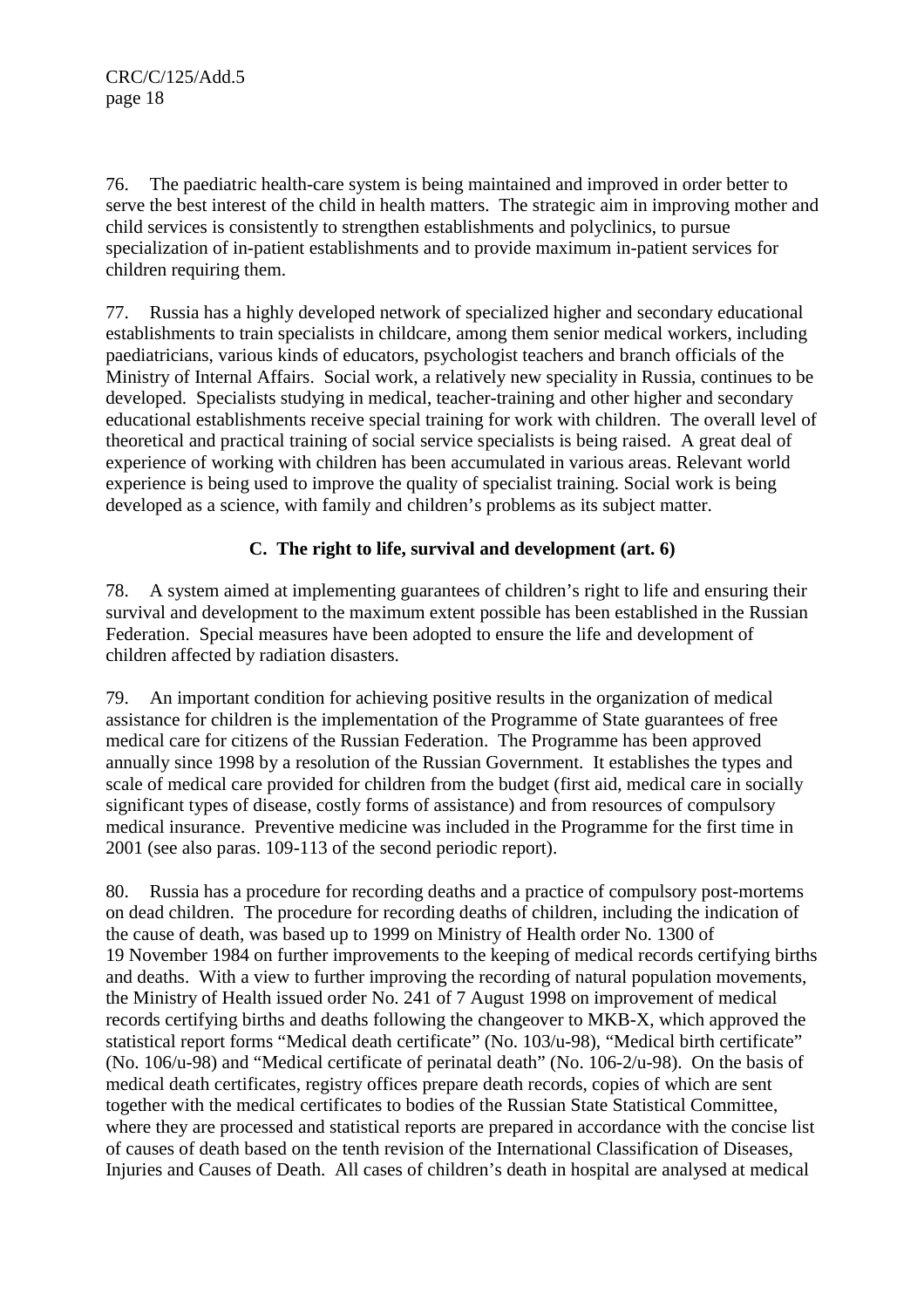76. The paediatric health-care system is being maintained and improved in order better to serve the best interest of the child in health matters. The strategic aim in improving mother and child services is consistently to strengthen establishments and polyclinics, to pursue specialization of in-patient establishments and to provide maximum in-patient services for children requiring them.

77. Russia has a highly developed network of specialized higher and secondary educational establishments to train specialists in childcare, among them senior medical workers, including paediatricians, various kinds of educators, psychologist teachers and branch officials of the Ministry of Internal Affairs. Social work, a relatively new speciality in Russia, continues to be developed. Specialists studying in medical, teacher-training and other higher and secondary educational establishments receive special training for work with children. The overall level of theoretical and practical training of social service specialists is being raised. A great deal of experience of working with children has been accumulated in various areas. Relevant world experience is being used to improve the quality of specialist training. Social work is being developed as a science, with family and children's problems as its subject matter.

### C. The right to life, survival and development (art. 6)

78. A system aimed at implementing guarantees of children's right to life and ensuring their survival and development to the maximum extent possible has been established in the Russian Federation. Special measures have been adopted to ensure the life and development of children affected by radiation disasters.

79. An important condition for achieving positive results in the organization of medical assistance for children is the implementation of the Programme of State guarantees of free medical care for citizens of the Russian Federation. The Programme has been approved annually since 1998 by a resolution of the Russian Government. It establishes the types and scale of medical care provided for children from the budget (first aid, medical care in socially significant types of disease, costly forms of assistance) and from resources of compulsory medical insurance. Preventive medicine was included in the Programme for the first time in 2001 (see also paras. 109-113 of the second periodic report).

80. Russia has a procedure for recording deaths and a practice of compulsory post-mortems on dead children. The procedure for recording deaths of children, including the indication of the cause of death, was based up to 1999 on Ministry of Health order No. 1300 of 19 November 1984 on further improvements to the keeping of medical records certifying births and deaths. With a view to further improving the recording of natural population movements, the Ministry of Health issued order No. 241 of 7 August 1998 on improvement of medical records certifying births and deaths following the changeover to MKB-X, which approved the statistical report forms "Medical death certificate" (No. 103/u-98), "Medical birth certificate" (No. 106/u-98) and "Medical certificate of perinatal death" (No. 106-2/u-98). On the basis of medical death certificates, registry offices prepare death records, copies of which are sent together with the medical certificates to bodies of the Russian State Statistical Committee, where they are processed and statistical reports are prepared in accordance with the concise list of causes of death based on the tenth revision of the International Classification of Diseases, Injuries and Causes of Death. All cases of children's death in hospital are analysed at medical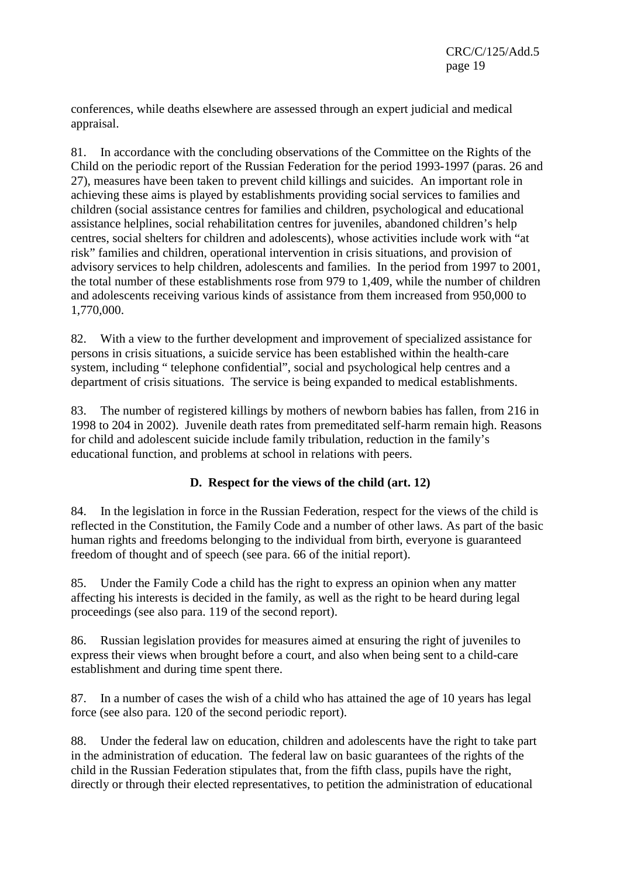conferences, while deaths elsewhere are assessed through an expert judicial and medical appraisal.

81. In accordance with the concluding observations of the Committee on the Rights of the Child on the periodic report of the Russian Federation for the period 1993-1997 (paras. 26 and 27), measures have been taken to prevent child killings and suicides. An important role in achieving these aims is played by establishments providing social services to families and children (social assistance centres for families and children, psychological and educational assistance helplines, social rehabilitation centres for juveniles, abandoned children's help centres, social shelters for children and adolescents), whose activities include work with "at risk" families and children, operational intervention in crisis situations, and provision of advisory services to help children, adolescents and families. In the period from 1997 to 2001, the total number of these establishments rose from 979 to 1,409, while the number of children and adolescents receiving various kinds of assistance from them increased from 950,000 to 1,770,000.

82. With a view to the further development and improvement of specialized assistance for persons in crisis situations, a suicide service has been established within the health-care system, including " telephone confidential", social and psychological help centres and a department of crisis situations. The service is being expanded to medical establishments.

83. The number of registered killings by mothers of newborn babies has fallen, from 216 in 1998 to 204 in 2002). Juvenile death rates from premeditated self-harm remain high. Reasons for child and adolescent suicide include family tribulation, reduction in the family's educational function, and problems at school in relations with peers.

### D. Respect for the views of the child (art. 12)

84. In the legislation in force in the Russian Federation, respect for the views of the child is reflected in the Constitution, the Family Code and a number of other laws. As part of the basic human rights and freedoms belonging to the individual from birth, everyone is guaranteed freedom of thought and of speech (see para. 66 of the initial report).

85. Under the Family Code a child has the right to express an opinion when any matter affecting his interests is decided in the family, as well as the right to be heard during legal proceedings (see also para. 119 of the second report).

86. Russian legislation provides for measures aimed at ensuring the right of juveniles to express their views when brought before a court, and also when being sent to a child-care establishment and during time spent there.

87. In a number of cases the wish of a child who has attained the age of 10 years has legal force (see also para. 120 of the second periodic report).

88. Under the federal law on education, children and adolescents have the right to take part in the administration of education. The federal law on basic guarantees of the rights of the child in the Russian Federation stipulates that, from the fifth class, pupils have the right, directly or through their elected representatives, to petition the administration of educational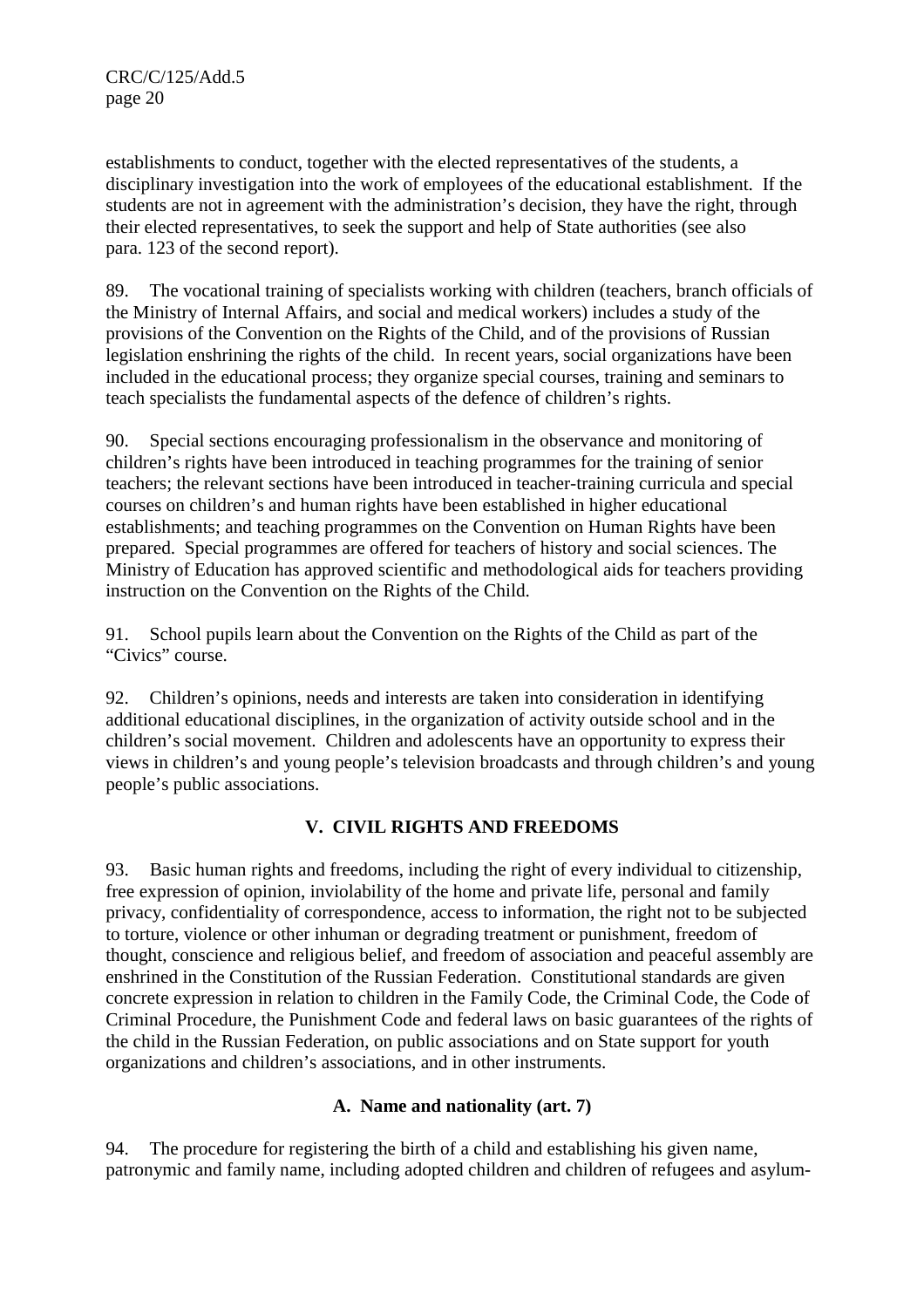establishments to conduct, together with the elected representatives of the students, a disciplinary investigation into the work of employees of the educational establishment. If the students are not in agreement with the administration's decision, they have the right, through their elected representatives, to seek the support and help of State authorities (see also para. 123 of the second report).

89. The vocational training of specialists working with children (teachers, branch officials of the Ministry of Internal Affairs, and social and medical workers) includes a study of the provisions of the Convention on the Rights of the Child, and of the provisions of Russian legislation enshrining the rights of the child. In recent years, social organizations have been included in the educational process; they organize special courses, training and seminars to teach specialists the fundamental aspects of the defence of children's rights.

90. Special sections encouraging professionalism in the observance and monitoring of children's rights have been introduced in teaching programmes for the training of senior teachers; the relevant sections have been introduced in teacher-training curricula and special courses on children's and human rights have been established in higher educational establishments; and teaching programmes on the Convention on Human Rights have been prepared. Special programmes are offered for teachers of history and social sciences. The Ministry of Education has approved scientific and methodological aids for teachers providing instruction on the Convention on the Rights of the Child.

91. School pupils learn about the Convention on the Rights of the Child as part of the "Civics" course.

92. Children's opinions, needs and interests are taken into consideration in identifying additional educational disciplines, in the organization of activity outside school and in the children's social movement. Children and adolescents have an opportunity to express their views in children's and young people's television broadcasts and through children's and young people's public associations.

## V. CIVIL RIGHTS AND FREEDOMS

93. Basic human rights and freedoms, including the right of every individual to citizenship, free expression of opinion, inviolability of the home and private life, personal and family privacy, confidentiality of correspondence, access to information, the right not to be subjected to torture, violence or other inhuman or degrading treatment or punishment, freedom of thought, conscience and religious belief, and freedom of association and peaceful assembly are enshrined in the Constitution of the Russian Federation. Constitutional standards are given concrete expression in relation to children in the Family Code, the Criminal Code, the Code of Criminal Procedure, the Punishment Code and federal laws on basic guarantees of the rights of the child in the Russian Federation, on public associations and on State support for youth organizations and children's associations, and in other instruments.

### A. Name and nationality (art. 7)

94. The procedure for registering the birth of a child and establishing his given name, patronymic and family name, including adopted children and children of refugees and asylum-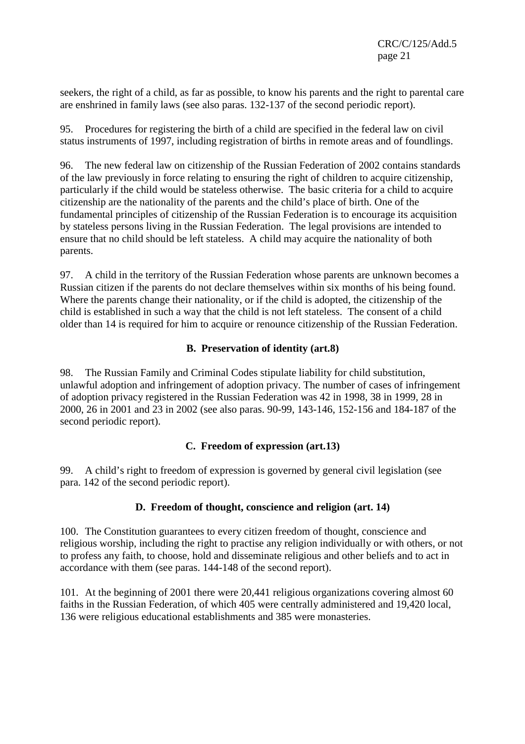seekers, the right of a child, as far as possible, to know his parents and the right to parental care are enshrined in family laws (see also paras. 132-137 of the second periodic report).

95. Procedures for registering the birth of a child are specified in the federal law on civil status instruments of 1997, including registration of births in remote areas and of foundlings.

96. The new federal law on citizenship of the Russian Federation of 2002 contains standards of the law previously in force relating to ensuring the right of children to acquire citizenship, particularly if the child would be stateless otherwise. The basic criteria for a child to acquire citizenship are the nationality of the parents and the child's place of birth. One of the fundamental principles of citizenship of the Russian Federation is to encourage its acquisition by stateless persons living in the Russian Federation. The legal provisions are intended to ensure that no child should be left stateless. A child may acquire the nationality of both parents.

97. A child in the territory of the Russian Federation whose parents are unknown becomes a Russian citizen if the parents do not declare themselves within six months of his being found. Where the parents change their nationality, or if the child is adopted, the citizenship of the child is established in such a way that the child is not left stateless. The consent of a child older than 14 is required for him to acquire or renounce citizenship of the Russian Federation.

### B. Preservation of identity (art.8)

98. The Russian Family and Criminal Codes stipulate liability for child substitution, unlawful adoption and infringement of adoption privacy. The number of cases of infringement of adoption privacy registered in the Russian Federation was 42 in 1998, 38 in 1999, 28 in 2000, 26 in 2001 and 23 in 2002 (see also paras. 90-99, 143-146, 152-156 and 184-187 of the second periodic report).

### C. Freedom of expression (art.13)

99. A child's right to freedom of expression is governed by general civil legislation (see para. 142 of the second periodic report).

### D. Freedom of thought, conscience and religion (art. 14)

100. The Constitution guarantees to every citizen freedom of thought, conscience and religious worship, including the right to practise any religion individually or with others, or not to profess any faith, to choose, hold and disseminate religious and other beliefs and to act in accordance with them (see paras. 144-148 of the second report).

101. At the beginning of 2001 there were 20,441 religious organizations covering almost 60 faiths in the Russian Federation, of which 405 were centrally administered and 19,420 local, 136 were religious educational establishments and 385 were monasteries.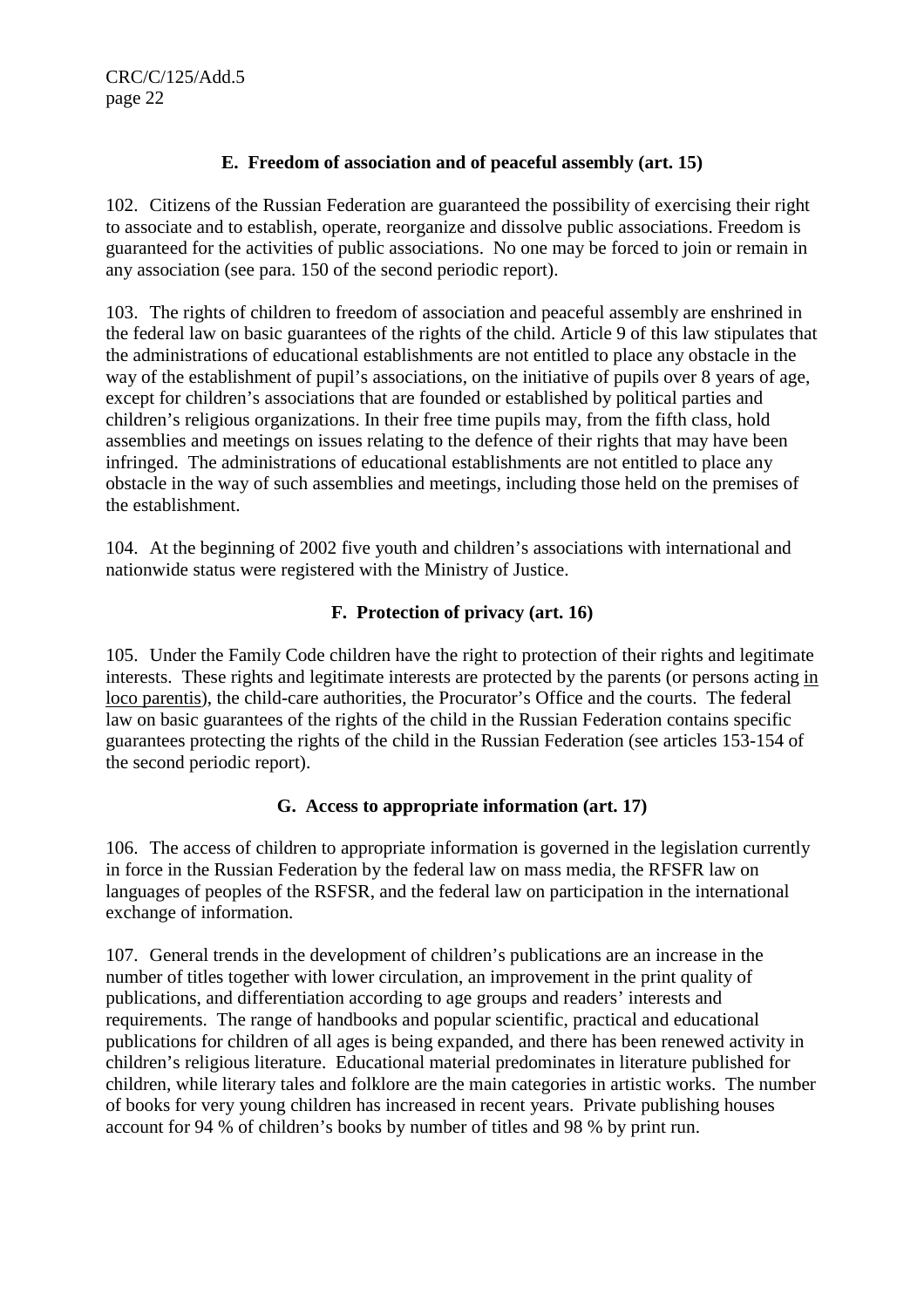### E. Freedom of association and of peaceful assembly (art. 15)

102. Citizens of the Russian Federation are guaranteed the possibility of exercising their right to associate and to establish, operate, reorganize and dissolve public associations. Freedom is guaranteed for the activities of public associations. No one may be forced to join or remain in any association (see para. 150 of the second periodic report).

103. The rights of children to freedom of association and peaceful assembly are enshrined in the federal law on basic guarantees of the rights of the child. Article 9 of this law stipulates that the administrations of educational establishments are not entitled to place any obstacle in the way of the establishment of pupil's associations, on the initiative of pupils over 8 years of age, except for children's associations that are founded or established by political parties and children's religious organizations. In their free time pupils may, from the fifth class, hold assemblies and meetings on issues relating to the defence of their rights that may have been infringed. The administrations of educational establishments are not entitled to place any obstacle in the way of such assemblies and meetings, including those held on the premises of the establishment.

104. At the beginning of 2002 five youth and children's associations with international and nationwide status were registered with the Ministry of Justice.

### F. Protection of privacy (art. 16)

105. Under the Family Code children have the right to protection of their rights and legitimate interests. These rights and legitimate interests are protected by the parents (or persons acting *in loco parentis*), the child-care authorities, the Procurator's Office and the courts. The federal law on basic guarantees of the rights of the child in the Russian Federation contains specific guarantees protecting the rights of the child in the Russian Federation (see articles 153-154 of the second periodic report).

### G. Access to appropriate information (art. 17)

106. The access of children to appropriate information is governed in the legislation currently in force in the Russian Federation by the federal law on mass media, the RFSFR law on languages of peoples of the RSFSR, and the federal law on participation in the international exchange of information.

107. General trends in the development of children's publications are an increase in the number of titles together with lower circulation, an improvement in the print quality of publications, and differentiation according to age groups and readers' interests and requirements. The range of handbooks and popular scientific, practical and educational publications for children of all ages is being expanded, and there has been renewed activity in children's religious literature. Educational material predominates in literature published for children, while literary tales and folklore are the main categories in artistic works. The number of books for very young children has increased in recent years. Private publishing houses account for 94 % of children's books by number of titles and 98 % by print run.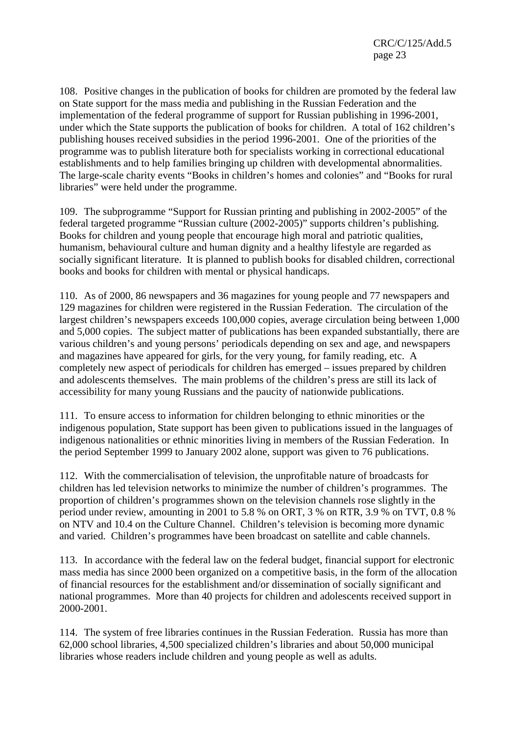108. Positive changes in the publication of books for children are promoted by the federal law on State support for the mass media and publishing in the Russian Federation and the implementation of the federal programme of support for Russian publishing in 1996-2001, under which the State supports the publication of books for children. A total of 162 children's publishing houses received subsidies in the period 1996-2001. One of the priorities of the programme was to publish literature both for specialists working in correctional educational establishments and to help families bringing up children with developmental abnormalities. The large-scale charity events "Books in children's homes and colonies" and "Books for rural libraries" were held under the programme.

109. The subprogramme "Support for Russian printing and publishing in 2002-2005" of the federal targeted programme "Russian culture (2002-2005)" supports children's publishing. Books for children and young people that encourage high moral and patriotic qualities, humanism, behavioural culture and human dignity and a healthy lifestyle are regarded as socially significant literature. It is planned to publish books for disabled children, correctional books and books for children with mental or physical handicaps.

110. As of 2000, 86 newspapers and 36 magazines for young people and 77 newspapers and 129 magazines for children were registered in the Russian Federation. The circulation of the largest children's newspapers exceeds 100,000 copies, average circulation being between 1,000 and 5,000 copies. The subject matter of publications has been expanded substantially, there are various children's and young persons' periodicals depending on sex and age, and newspapers and magazines have appeared for girls, for the very young, for family reading, etc. A completely new aspect of periodicals for children has emerged – issues prepared by children and adolescents themselves. The main problems of the children's press are still its lack of accessibility for many young Russians and the paucity of nationwide publications.

111. To ensure access to information for children belonging to ethnic minorities or the indigenous population, State support has been given to publications issued in the languages of indigenous nationalities or ethnic minorities living in members of the Russian Federation. In the period September 1999 to January 2002 alone, support was given to 76 publications.

112. With the commercialisation of television, the unprofitable nature of broadcasts for children has led television networks to minimize the number of children's programmes. The proportion of children's programmes shown on the television channels rose slightly in the period under review, amounting in 2001 to 5.8 % on ORT, 3 % on RTR, 3.9 % on TVT, 0.8 % on NTV and 10.4 on the Culture Channel. Children's television is becoming more dynamic and varied. Children's programmes have been broadcast on satellite and cable channels.

113. In accordance with the federal law on the federal budget, financial support for electronic mass media has since 2000 been organized on a competitive basis, in the form of the allocation of financial resources for the establishment and/or dissemination of socially significant and national programmes. More than 40 projects for children and adolescents received support in 2000-2001.

114. The system of free libraries continues in the Russian Federation. Russia has more than 62,000 school libraries, 4,500 specialized children's libraries and about 50,000 municipal libraries whose readers include children and young people as well as adults.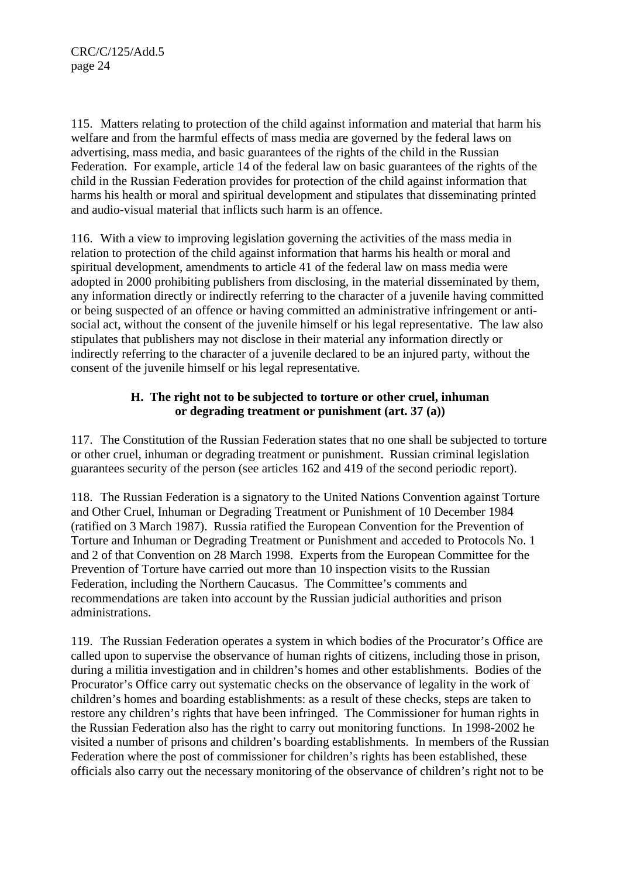115. Matters relating to protection of the child against information and material that harm his welfare and from the harmful effects of mass media are governed by the federal laws on advertising, mass media, and basic guarantees of the rights of the child in the Russian Federation. For example, article 14 of the federal law on basic guarantees of the rights of the child in the Russian Federation provides for protection of the child against information that harms his health or moral and spiritual development and stipulates that disseminating printed and audio-visual material that inflicts such harm is an offence.

116. With a view to improving legislation governing the activities of the mass media in relation to protection of the child against information that harms his health or moral and spiritual development, amendments to article 41 of the federal law on mass media were adopted in 2000 prohibiting publishers from disclosing, in the material disseminated by them, any information directly or indirectly referring to the character of a juvenile having committed or being suspected of an offence or having committed an administrative infringement or anti-social act, without the consent of the juvenile himself or his legal representative. The law also stipulates that publishers may not disclose in their material any information directly or indirectly referring to the character of a juvenile declared to be an injured party, without the consent of the juvenile himself or his legal representative.

### H. The right not to be subjected to torture or other cruel, inhuman or degrading treatment or punishment (art. 37 (a))

117. The Constitution of the Russian Federation states that no one shall be subjected to torture or other cruel, inhuman or degrading treatment or punishment. Russian criminal legislation guarantees security of the person (see articles 162 and 419 of the second periodic report).

118. The Russian Federation is a signatory to the United Nations Convention against Torture and Other Cruel, Inhuman or Degrading Treatment or Punishment of 10 December 1984 (ratified on 3 March 1987). Russia ratified the European Convention for the Prevention of Torture and Inhuman or Degrading Treatment or Punishment and acceded to Protocols No. 1 and 2 of that Convention on 28 March 1998. Experts from the European Committee for the Prevention of Torture have carried out more than 10 inspection visits to the Russian Federation, including the Northern Caucasus. The Committee's comments and recommendations are taken into account by the Russian judicial authorities and prison administrations.

119. The Russian Federation operates a system in which bodies of the Procurator's Office are called upon to supervise the observance of human rights of citizens, including those in prison, during a militia investigation and in children's homes and other establishments. Bodies of the Procurator's Office carry out systematic checks on the observance of legality in the work of children's homes and boarding establishments: as a result of these checks, steps are taken to restore any children's rights that have been infringed. The Commissioner for human rights in the Russian Federation also has the right to carry out monitoring functions. In 1998-2002 he visited a number of prisons and children's boarding establishments. In members of the Russian Federation where the post of commissioner for children's rights has been established, these officials also carry out the necessary monitoring of the observance of children's right not to be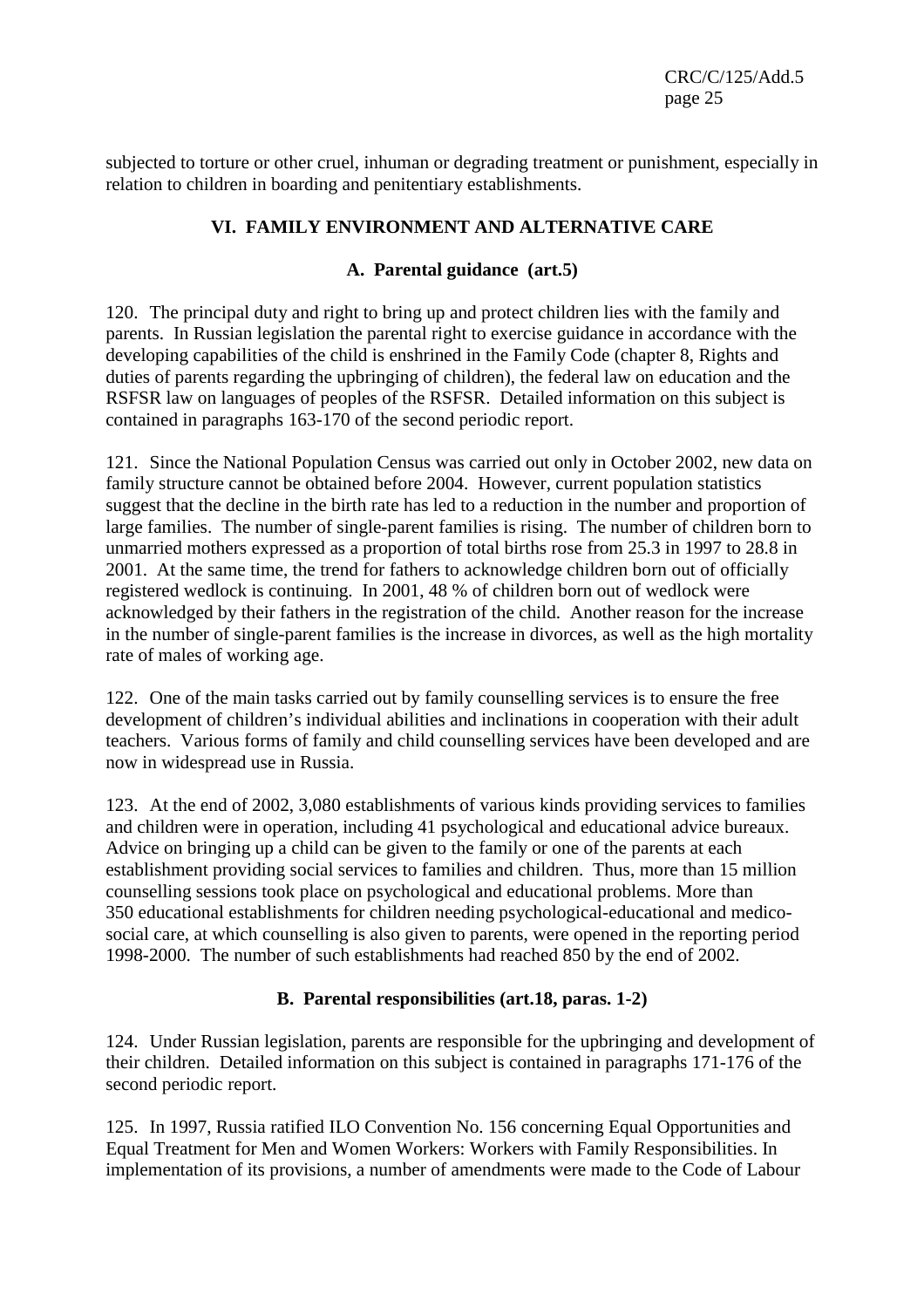subjected to torture or other cruel, inhuman or degrading treatment or punishment, especially in relation to children in boarding and penitentiary establishments.

## VI. FAMILY ENVIRONMENT AND ALTERNATIVE CARE

### A. Parental guidance (art.5)

120. The principal duty and right to bring up and protect children lies with the family and parents. In Russian legislation the parental right to exercise guidance in accordance with the developing capabilities of the child is enshrined in the Family Code (chapter 8, Rights and duties of parents regarding the upbringing of children), the federal law on education and the RSFSR law on languages of peoples of the RSFSR. Detailed information on this subject is contained in paragraphs 163-170 of the second periodic report.

121. Since the National Population Census was carried out only in October 2002, new data on family structure cannot be obtained before 2004. However, current population statistics suggest that the decline in the birth rate has led to a reduction in the number and proportion of large families. The number of single-parent families is rising. The number of children born to unmarried mothers expressed as a proportion of total births rose from 25.3 in 1997 to 28.8 in 2001. At the same time, the trend for fathers to acknowledge children born out of officially registered wedlock is continuing. In 2001, 48 % of children born out of wedlock were acknowledged by their fathers in the registration of the child. Another reason for the increase in the number of single-parent families is the increase in divorces, as well as the high mortality rate of males of working age.

122. One of the main tasks carried out by family counselling services is to ensure the free development of children's individual abilities and inclinations in cooperation with their adult teachers. Various forms of family and child counselling services have been developed and are now in widespread use in Russia.

123. At the end of 2002, 3,080 establishments of various kinds providing services to families and children were in operation, including 41 psychological and educational advice bureaux. Advice on bringing up a child can be given to the family or one of the parents at each establishment providing social services to families and children. Thus, more than 15 million counselling sessions took place on psychological and educational problems. More than 350 educational establishments for children needing psychological-educational and medico-social care, at which counselling is also given to parents, were opened in the reporting period 1998-2000. The number of such establishments had reached 850 by the end of 2002.

### B. Parental responsibilities (art.18, paras. 1-2)

124. Under Russian legislation, parents are responsible for the upbringing and development of their children. Detailed information on this subject is contained in paragraphs 171-176 of the second periodic report.

125. In 1997, Russia ratified ILO Convention No. 156 concerning Equal Opportunities and Equal Treatment for Men and Women Workers: Workers with Family Responsibilities. In implementation of its provisions, a number of amendments were made to the Code of Labour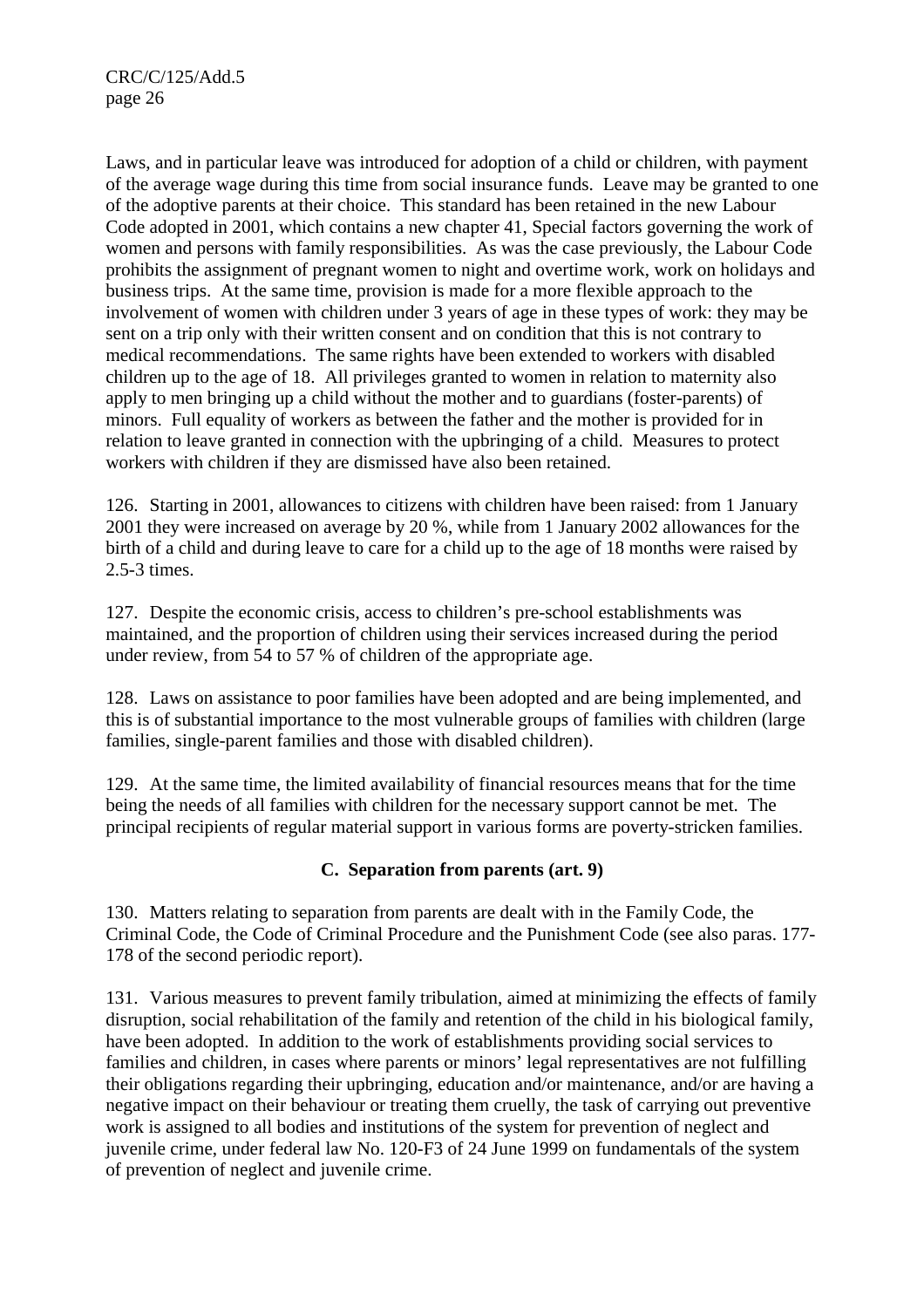Laws, and in particular leave was introduced for adoption of a child or children, with payment of the average wage during this time from social insurance funds. Leave may be granted to one of the adoptive parents at their choice. This standard has been retained in the new Labour Code adopted in 2001, which contains a new chapter 41, Special factors governing the work of women and persons with family responsibilities. As was the case previously, the Labour Code prohibits the assignment of pregnant women to night and overtime work, work on holidays and business trips. At the same time, provision is made for a more flexible approach to the involvement of women with children under 3 years of age in these types of work: they may be sent on a trip only with their written consent and on condition that this is not contrary to medical recommendations. The same rights have been extended to workers with disabled children up to the age of 18. All privileges granted to women in relation to maternity also apply to men bringing up a child without the mother and to guardians (foster-parents) of minors. Full equality of workers as between the father and the mother is provided for in relation to leave granted in connection with the upbringing of a child. Measures to protect workers with children if they are dismissed have also been retained.

126. Starting in 2001, allowances to citizens with children have been raised: from 1 January 2001 they were increased on average by 20 %, while from 1 January 2002 allowances for the birth of a child and during leave to care for a child up to the age of 18 months were raised by 2.5-3 times.

127. Despite the economic crisis, access to children's pre-school establishments was maintained, and the proportion of children using their services increased during the period under review, from 54 to 57 % of children of the appropriate age.

128. Laws on assistance to poor families have been adopted and are being implemented, and this is of substantial importance to the most vulnerable groups of families with children (large families, single-parent families and those with disabled children).

129. At the same time, the limited availability of financial resources means that for the time being the needs of all families with children for the necessary support cannot be met. The principal recipients of regular material support in various forms are poverty-stricken families.

## C. Separation from parents (art. 9)

130. Matters relating to separation from parents are dealt with in the Family Code, the Criminal Code, the Code of Criminal Procedure and the Punishment Code (see also paras. 177-178 of the second periodic report).

131. Various measures to prevent family tribulation, aimed at minimizing the effects of family disruption, social rehabilitation of the family and retention of the child in his biological family, have been adopted. In addition to the work of establishments providing social services to families and children, in cases where parents or minors' legal representatives are not fulfilling their obligations regarding their upbringing, education and/or maintenance, and/or are having a negative impact on their behaviour or treating them cruelly, the task of carrying out preventive work is assigned to all bodies and institutions of the system for prevention of neglect and juvenile crime, under federal law No. 120-F3 of 24 June 1999 on fundamentals of the system of prevention of neglect and juvenile crime.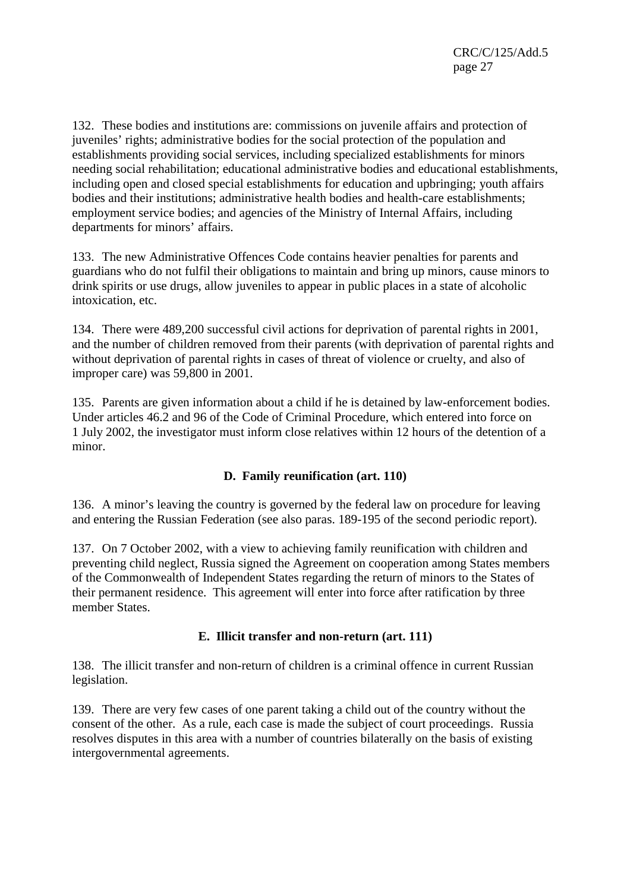132. These bodies and institutions are: commissions on juvenile affairs and protection of juveniles' rights; administrative bodies for the social protection of the population and establishments providing social services, including specialized establishments for minors needing social rehabilitation; educational administrative bodies and educational establishments, including open and closed special establishments for education and upbringing; youth affairs bodies and their institutions; administrative health bodies and health-care establishments; employment service bodies; and agencies of the Ministry of Internal Affairs, including departments for minors' affairs.

133. The new Administrative Offences Code contains heavier penalties for parents and guardians who do not fulfil their obligations to maintain and bring up minors, cause minors to drink spirits or use drugs, allow juveniles to appear in public places in a state of alcoholic intoxication, etc.

134. There were 489,200 successful civil actions for deprivation of parental rights in 2001, and the number of children removed from their parents (with deprivation of parental rights and without deprivation of parental rights in cases of threat of violence or cruelty, and also of improper care) was 59,800 in 2001.

135. Parents are given information about a child if he is detained by law-enforcement bodies. Under articles 46.2 and 96 of the Code of Criminal Procedure, which entered into force on 1 July 2002, the investigator must inform close relatives within 12 hours of the detention of a minor.

### D. Family reunification (art. 110)

136. A minor's leaving the country is governed by the federal law on procedure for leaving and entering the Russian Federation (see also paras. 189-195 of the second periodic report).

137. On 7 October 2002, with a view to achieving family reunification with children and preventing child neglect, Russia signed the Agreement on cooperation among States members of the Commonwealth of Independent States regarding the return of minors to the States of their permanent residence. This agreement will enter into force after ratification by three member States.

### E. Illicit transfer and non-return (art. 111)

138. The illicit transfer and non-return of children is a criminal offence in current Russian legislation.

139. There are very few cases of one parent taking a child out of the country without the consent of the other. As a rule, each case is made the subject of court proceedings. Russia resolves disputes in this area with a number of countries bilaterally on the basis of existing intergovernmental agreements.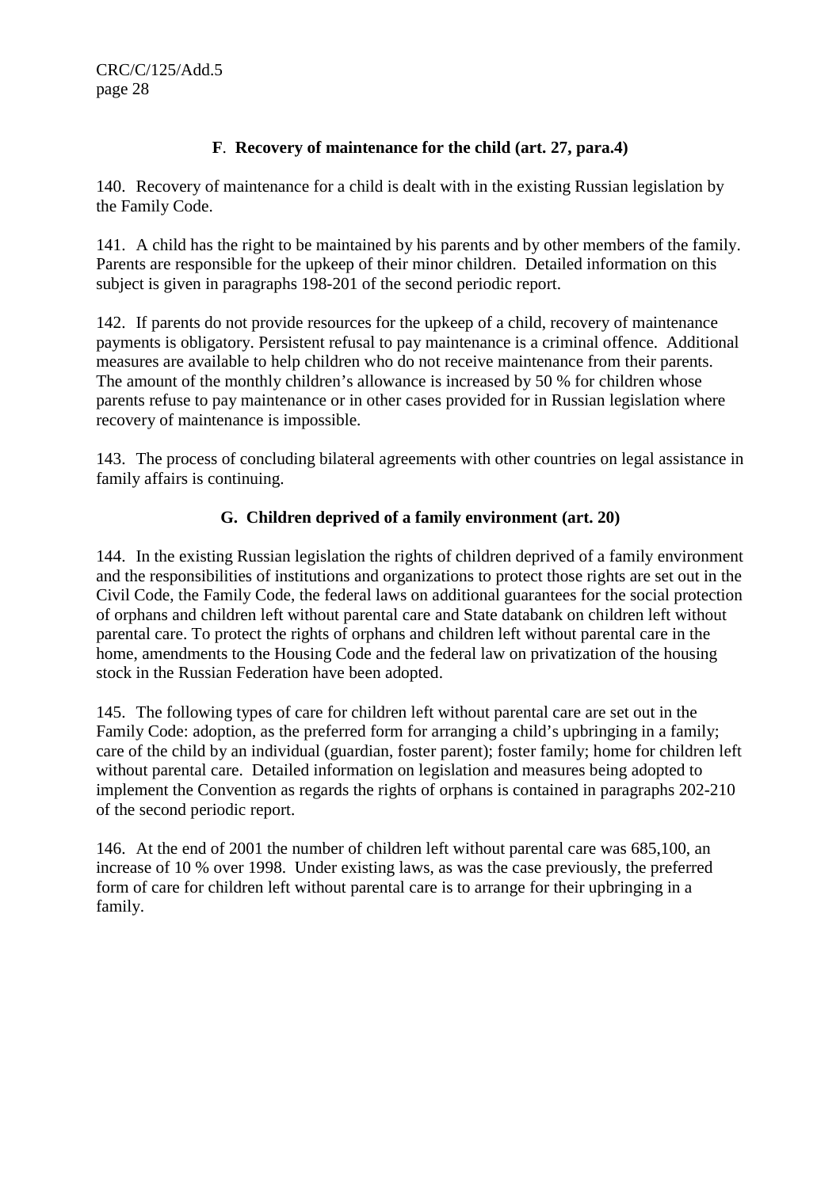### F. Recovery of maintenance for the child (art. 27, para.4)

140. Recovery of maintenance for a child is dealt with in the existing Russian legislation by the Family Code.

141. A child has the right to be maintained by his parents and by other members of the family. Parents are responsible for the upkeep of their minor children. Detailed information on this subject is given in paragraphs 198-201 of the second periodic report.

142. If parents do not provide resources for the upkeep of a child, recovery of maintenance payments is obligatory. Persistent refusal to pay maintenance is a criminal offence. Additional measures are available to help children who do not receive maintenance from their parents. The amount of the monthly children's allowance is increased by 50 % for children whose parents refuse to pay maintenance or in other cases provided for in Russian legislation where recovery of maintenance is impossible.

143. The process of concluding bilateral agreements with other countries on legal assistance in family affairs is continuing.

### G. Children deprived of a family environment (art. 20)

144. In the existing Russian legislation the rights of children deprived of a family environment and the responsibilities of institutions and organizations to protect those rights are set out in the Civil Code, the Family Code, the federal laws on additional guarantees for the social protection of orphans and children left without parental care and State databank on children left without parental care. To protect the rights of orphans and children left without parental care in the home, amendments to the Housing Code and the federal law on privatization of the housing stock in the Russian Federation have been adopted.

145. The following types of care for children left without parental care are set out in the Family Code: adoption, as the preferred form for arranging a child's upbringing in a family; care of the child by an individual (guardian, foster parent); foster family; home for children left without parental care. Detailed information on legislation and measures being adopted to implement the Convention as regards the rights of orphans is contained in paragraphs 202-210 of the second periodic report.

146. At the end of 2001 the number of children left without parental care was 685,100, an increase of 10 % over 1998. Under existing laws, as was the case previously, the preferred form of care for children left without parental care is to arrange for their upbringing in a family.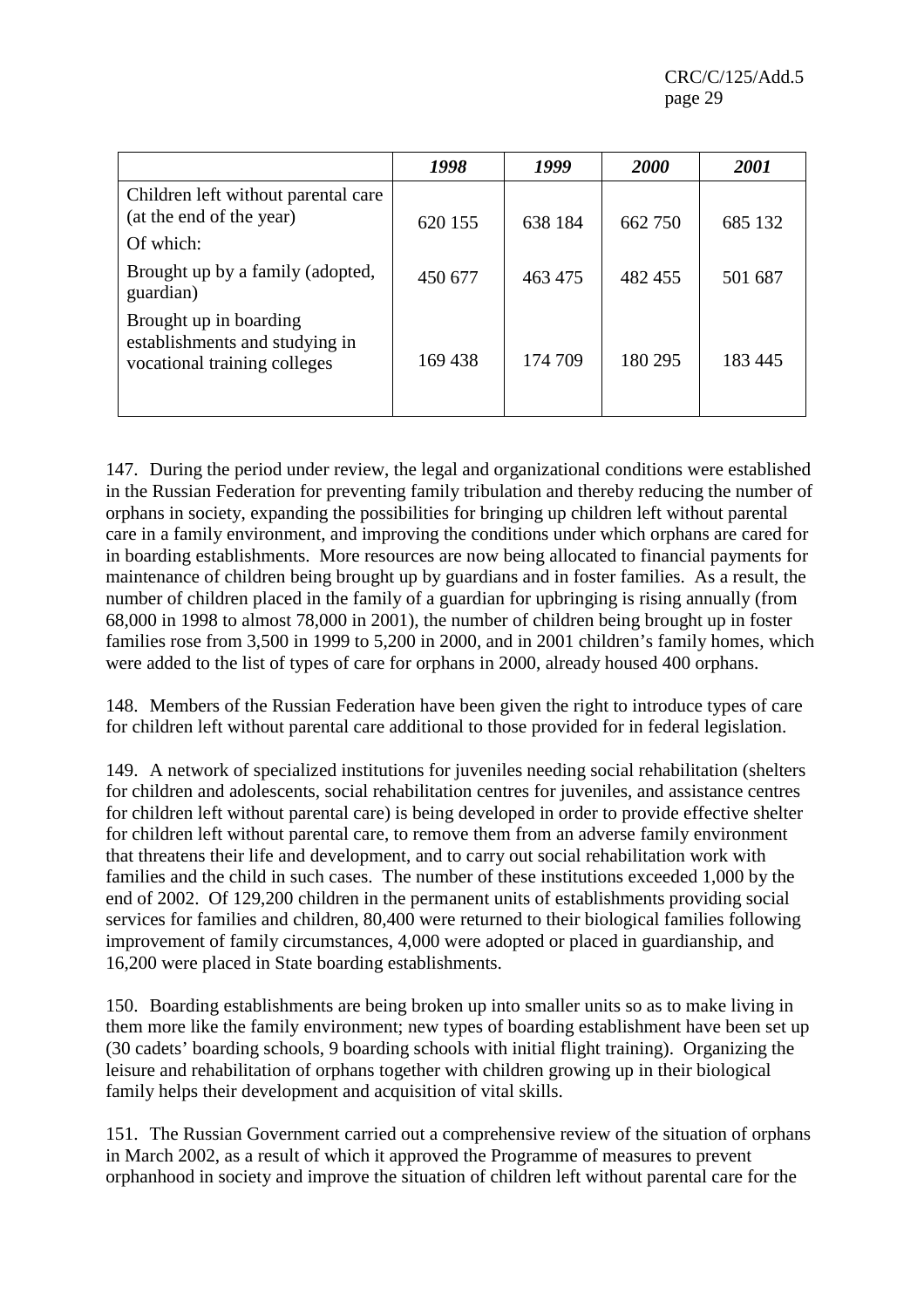| | *1998* | *1999* | *2000* | *2001* |
|---|---|---|---|---|
| Children left without parental care (at the end of the year) | 620 155 | 638 184 | 662 750 | 685 132 |
| Of which: | | | | |
| Brought up by a family (adopted, guardian) | 450 677 | 463 475 | 482 455 | 501 687 |
| Brought up in boarding establishments and studying in vocational training colleges | 169 438 | 174 709 | 180 295 | 183 445 |

147. During the period under review, the legal and organizational conditions were established in the Russian Federation for preventing family tribulation and thereby reducing the number of orphans in society, expanding the possibilities for bringing up children left without parental care in a family environment, and improving the conditions under which orphans are cared for in boarding establishments. More resources are now being allocated to financial payments for maintenance of children being brought up by guardians and in foster families. As a result, the number of children placed in the family of a guardian for upbringing is rising annually (from 68,000 in 1998 to almost 78,000 in 2001), the number of children being brought up in foster families rose from 3,500 in 1999 to 5,200 in 2000, and in 2001 children's family homes, which were added to the list of types of care for orphans in 2000, already housed 400 orphans.

148. Members of the Russian Federation have been given the right to introduce types of care for children left without parental care additional to those provided for in federal legislation.

149. A network of specialized institutions for juveniles needing social rehabilitation (shelters for children and adolescents, social rehabilitation centres for juveniles, and assistance centres for children left without parental care) is being developed in order to provide effective shelter for children left without parental care, to remove them from an adverse family environment that threatens their life and development, and to carry out social rehabilitation work with families and the child in such cases. The number of these institutions exceeded 1,000 by the end of 2002. Of 129,200 children in the permanent units of establishments providing social services for families and children, 80,400 were returned to their biological families following improvement of family circumstances, 4,000 were adopted or placed in guardianship, and 16,200 were placed in State boarding establishments.

150. Boarding establishments are being broken up into smaller units so as to make living in them more like the family environment; new types of boarding establishment have been set up (30 cadets' boarding schools, 9 boarding schools with initial flight training). Organizing the leisure and rehabilitation of orphans together with children growing up in their biological family helps their development and acquisition of vital skills.

151. The Russian Government carried out a comprehensive review of the situation of orphans in March 2002, as a result of which it approved the Programme of measures to prevent orphanhood in society and improve the situation of children left without parental care for the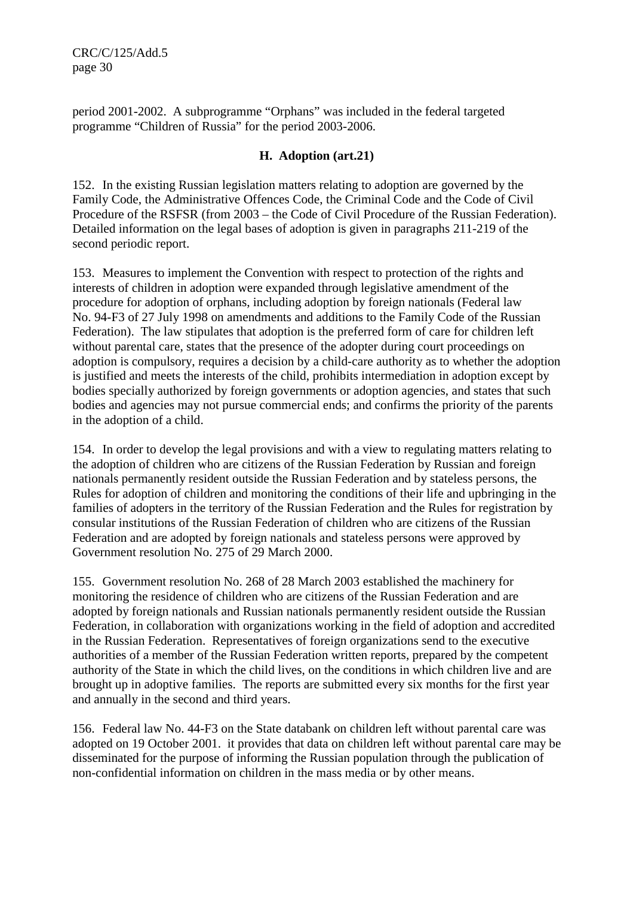period 2001-2002. A subprogramme "Orphans" was included in the federal targeted programme "Children of Russia" for the period 2003-2006.

### H. Adoption (art.21)

152. In the existing Russian legislation matters relating to adoption are governed by the Family Code, the Administrative Offences Code, the Criminal Code and the Code of Civil Procedure of the RSFSR (from 2003 – the Code of Civil Procedure of the Russian Federation). Detailed information on the legal bases of adoption is given in paragraphs 211-219 of the second periodic report.

153. Measures to implement the Convention with respect to protection of the rights and interests of children in adoption were expanded through legislative amendment of the procedure for adoption of orphans, including adoption by foreign nationals (Federal law No. 94-F3 of 27 July 1998 on amendments and additions to the Family Code of the Russian Federation). The law stipulates that adoption is the preferred form of care for children left without parental care, states that the presence of the adopter during court proceedings on adoption is compulsory, requires a decision by a child-care authority as to whether the adoption is justified and meets the interests of the child, prohibits intermediation in adoption except by bodies specially authorized by foreign governments or adoption agencies, and states that such bodies and agencies may not pursue commercial ends; and confirms the priority of the parents in the adoption of a child.

154. In order to develop the legal provisions and with a view to regulating matters relating to the adoption of children who are citizens of the Russian Federation by Russian and foreign nationals permanently resident outside the Russian Federation and by stateless persons, the Rules for adoption of children and monitoring the conditions of their life and upbringing in the families of adopters in the territory of the Russian Federation and the Rules for registration by consular institutions of the Russian Federation of children who are citizens of the Russian Federation and are adopted by foreign nationals and stateless persons were approved by Government resolution No. 275 of 29 March 2000.

155. Government resolution No. 268 of 28 March 2003 established the machinery for monitoring the residence of children who are citizens of the Russian Federation and are adopted by foreign nationals and Russian nationals permanently resident outside the Russian Federation, in collaboration with organizations working in the field of adoption and accredited in the Russian Federation. Representatives of foreign organizations send to the executive authorities of a member of the Russian Federation written reports, prepared by the competent authority of the State in which the child lives, on the conditions in which children live and are brought up in adoptive families. The reports are submitted every six months for the first year and annually in the second and third years.

156. Federal law No. 44-F3 on the State databank on children left without parental care was adopted on 19 October 2001. it provides that data on children left without parental care may be disseminated for the purpose of informing the Russian population through the publication of non-confidential information on children in the mass media or by other means.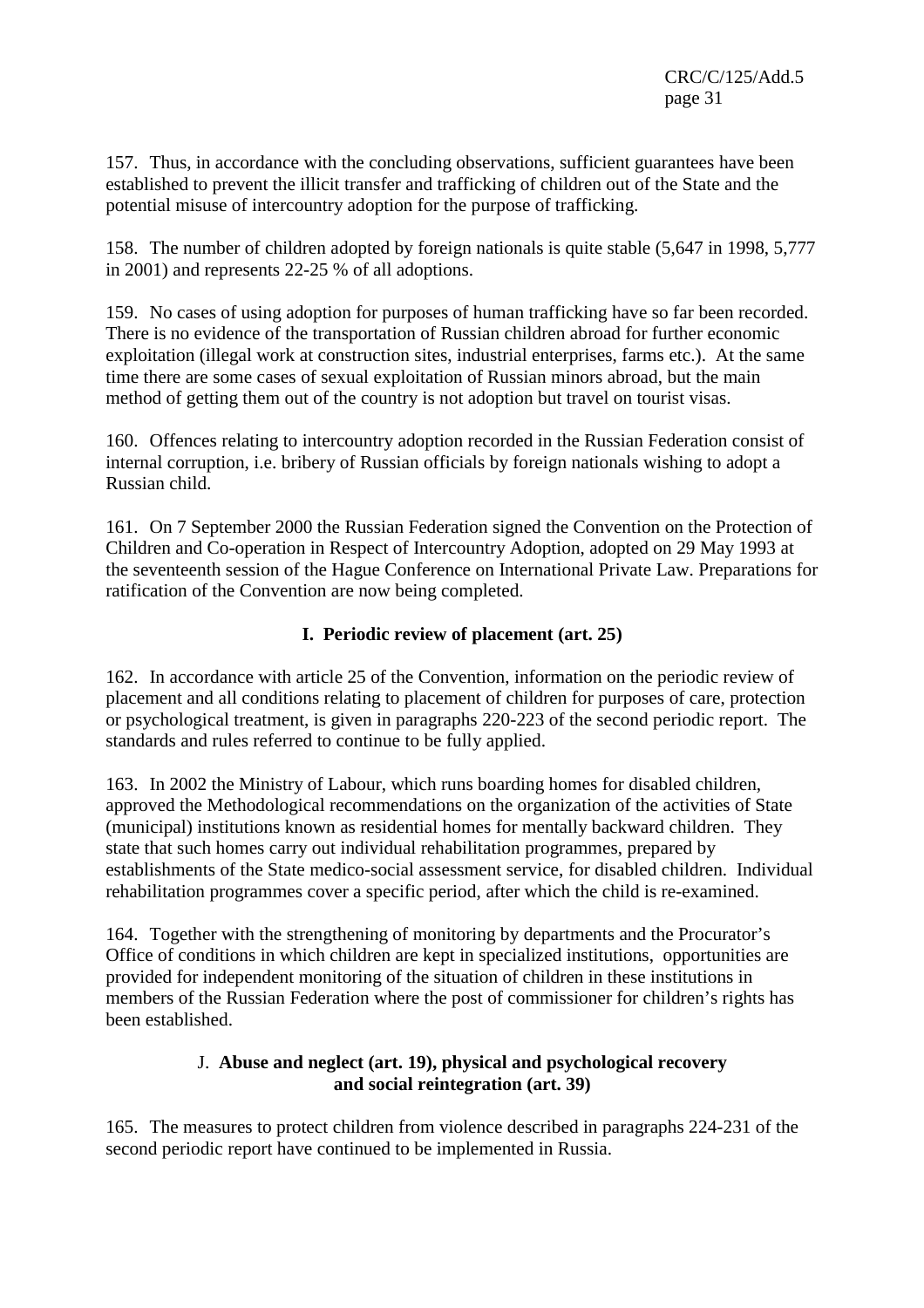157. Thus, in accordance with the concluding observations, sufficient guarantees have been established to prevent the illicit transfer and trafficking of children out of the State and the potential misuse of intercountry adoption for the purpose of trafficking.

158. The number of children adopted by foreign nationals is quite stable (5,647 in 1998, 5,777 in 2001) and represents 22-25 % of all adoptions.

159. No cases of using adoption for purposes of human trafficking have so far been recorded. There is no evidence of the transportation of Russian children abroad for further economic exploitation (illegal work at construction sites, industrial enterprises, farms etc.). At the same time there are some cases of sexual exploitation of Russian minors abroad, but the main method of getting them out of the country is not adoption but travel on tourist visas.

160. Offences relating to intercountry adoption recorded in the Russian Federation consist of internal corruption, i.e. bribery of Russian officials by foreign nationals wishing to adopt a Russian child.

161. On 7 September 2000 the Russian Federation signed the Convention on the Protection of Children and Co-operation in Respect of Intercountry Adoption, adopted on 29 May 1993 at the seventeenth session of the Hague Conference on International Private Law. Preparations for ratification of the Convention are now being completed.

## I. Periodic review of placement (art. 25)

162. In accordance with article 25 of the Convention, information on the periodic review of placement and all conditions relating to placement of children for purposes of care, protection or psychological treatment, is given in paragraphs 220-223 of the second periodic report. The standards and rules referred to continue to be fully applied.

163. In 2002 the Ministry of Labour, which runs boarding homes for disabled children, approved the Methodological recommendations on the organization of the activities of State (municipal) institutions known as residential homes for mentally backward children. They state that such homes carry out individual rehabilitation programmes, prepared by establishments of the State medico-social assessment service, for disabled children. Individual rehabilitation programmes cover a specific period, after which the child is re-examined.

164. Together with the strengthening of monitoring by departments and the Procurator's Office of conditions in which children are kept in specialized institutions, opportunities are provided for independent monitoring of the situation of children in these institutions in members of the Russian Federation where the post of commissioner for children's rights has been established.

## J. Abuse and neglect (art. 19), physical and psychological recovery and social reintegration (art. 39)

165. The measures to protect children from violence described in paragraphs 224-231 of the second periodic report have continued to be implemented in Russia.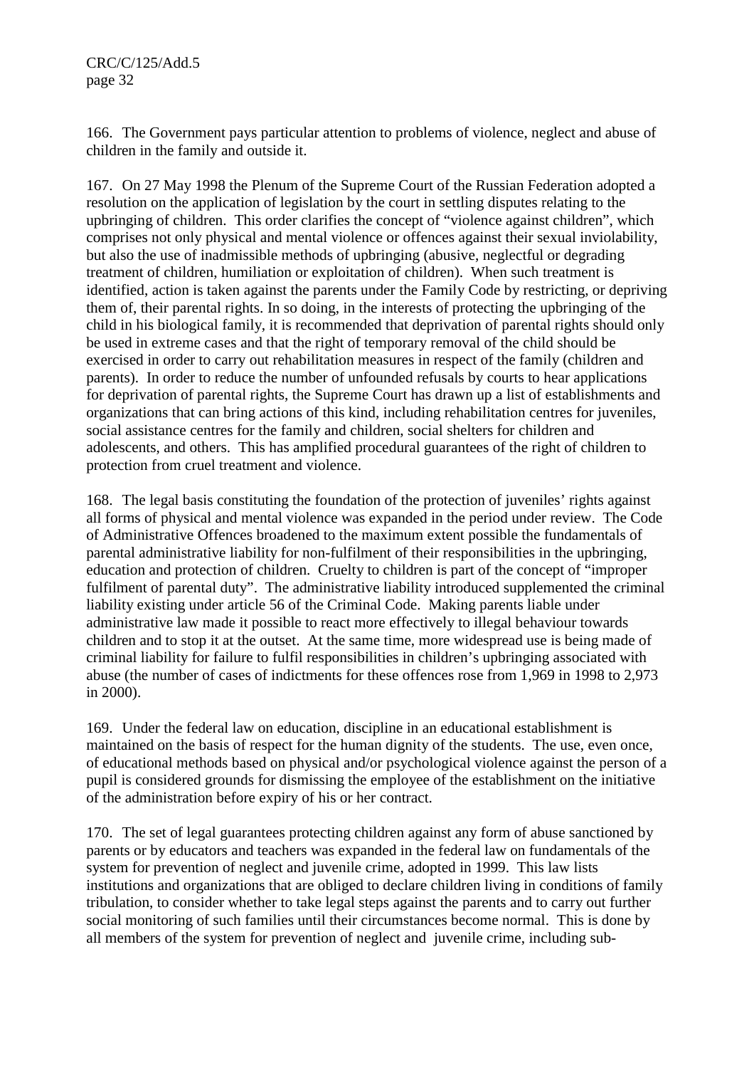166. The Government pays particular attention to problems of violence, neglect and abuse of children in the family and outside it.

167. On 27 May 1998 the Plenum of the Supreme Court of the Russian Federation adopted a resolution on the application of legislation by the court in settling disputes relating to the upbringing of children. This order clarifies the concept of "violence against children", which comprises not only physical and mental violence or offences against their sexual inviolability, but also the use of inadmissible methods of upbringing (abusive, neglectful or degrading treatment of children, humiliation or exploitation of children). When such treatment is identified, action is taken against the parents under the Family Code by restricting, or depriving them of, their parental rights. In so doing, in the interests of protecting the upbringing of the child in his biological family, it is recommended that deprivation of parental rights should only be used in extreme cases and that the right of temporary removal of the child should be exercised in order to carry out rehabilitation measures in respect of the family (children and parents). In order to reduce the number of unfounded refusals by courts to hear applications for deprivation of parental rights, the Supreme Court has drawn up a list of establishments and organizations that can bring actions of this kind, including rehabilitation centres for juveniles, social assistance centres for the family and children, social shelters for children and adolescents, and others. This has amplified procedural guarantees of the right of children to protection from cruel treatment and violence.

168. The legal basis constituting the foundation of the protection of juveniles' rights against all forms of physical and mental violence was expanded in the period under review. The Code of Administrative Offences broadened to the maximum extent possible the fundamentals of parental administrative liability for non-fulfilment of their responsibilities in the upbringing, education and protection of children. Cruelty to children is part of the concept of "improper fulfilment of parental duty". The administrative liability introduced supplemented the criminal liability existing under article 56 of the Criminal Code. Making parents liable under administrative law made it possible to react more effectively to illegal behaviour towards children and to stop it at the outset. At the same time, more widespread use is being made of criminal liability for failure to fulfil responsibilities in children's upbringing associated with abuse (the number of cases of indictments for these offences rose from 1,969 in 1998 to 2,973 in 2000).

169. Under the federal law on education, discipline in an educational establishment is maintained on the basis of respect for the human dignity of the students. The use, even once, of educational methods based on physical and/or psychological violence against the person of a pupil is considered grounds for dismissing the employee of the establishment on the initiative of the administration before expiry of his or her contract.

170. The set of legal guarantees protecting children against any form of abuse sanctioned by parents or by educators and teachers was expanded in the federal law on fundamentals of the system for prevention of neglect and juvenile crime, adopted in 1999. This law lists institutions and organizations that are obliged to declare children living in conditions of family tribulation, to consider whether to take legal steps against the parents and to carry out further social monitoring of such families until their circumstances become normal. This is done by all members of the system for prevention of neglect and juvenile crime, including sub-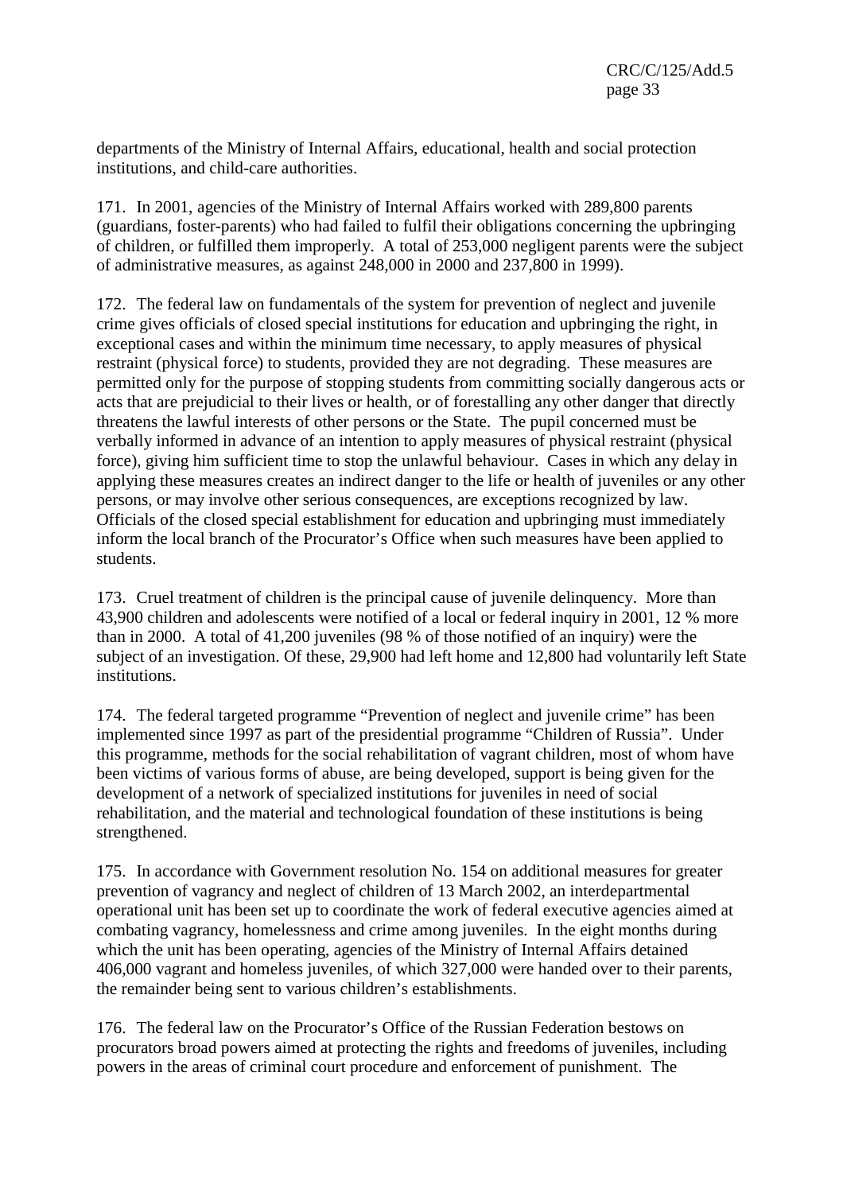departments of the Ministry of Internal Affairs, educational, health and social protection institutions, and child-care authorities.

171. In 2001, agencies of the Ministry of Internal Affairs worked with 289,800 parents (guardians, foster-parents) who had failed to fulfil their obligations concerning the upbringing of children, or fulfilled them improperly. A total of 253,000 negligent parents were the subject of administrative measures, as against 248,000 in 2000 and 237,800 in 1999).

172. The federal law on fundamentals of the system for prevention of neglect and juvenile crime gives officials of closed special institutions for education and upbringing the right, in exceptional cases and within the minimum time necessary, to apply measures of physical restraint (physical force) to students, provided they are not degrading. These measures are permitted only for the purpose of stopping students from committing socially dangerous acts or acts that are prejudicial to their lives or health, or of forestalling any other danger that directly threatens the lawful interests of other persons or the State. The pupil concerned must be verbally informed in advance of an intention to apply measures of physical restraint (physical force), giving him sufficient time to stop the unlawful behaviour. Cases in which any delay in applying these measures creates an indirect danger to the life or health of juveniles or any other persons, or may involve other serious consequences, are exceptions recognized by law. Officials of the closed special establishment for education and upbringing must immediately inform the local branch of the Procurator's Office when such measures have been applied to students.

173. Cruel treatment of children is the principal cause of juvenile delinquency. More than 43,900 children and adolescents were notified of a local or federal inquiry in 2001, 12 % more than in 2000. A total of 41,200 juveniles (98 % of those notified of an inquiry) were the subject of an investigation. Of these, 29,900 had left home and 12,800 had voluntarily left State institutions.

174. The federal targeted programme "Prevention of neglect and juvenile crime" has been implemented since 1997 as part of the presidential programme "Children of Russia". Under this programme, methods for the social rehabilitation of vagrant children, most of whom have been victims of various forms of abuse, are being developed, support is being given for the development of a network of specialized institutions for juveniles in need of social rehabilitation, and the material and technological foundation of these institutions is being strengthened.

175. In accordance with Government resolution No. 154 on additional measures for greater prevention of vagrancy and neglect of children of 13 March 2002, an interdepartmental operational unit has been set up to coordinate the work of federal executive agencies aimed at combating vagrancy, homelessness and crime among juveniles. In the eight months during which the unit has been operating, agencies of the Ministry of Internal Affairs detained 406,000 vagrant and homeless juveniles, of which 327,000 were handed over to their parents, the remainder being sent to various children's establishments.

176. The federal law on the Procurator's Office of the Russian Federation bestows on procurators broad powers aimed at protecting the rights and freedoms of juveniles, including powers in the areas of criminal court procedure and enforcement of punishment. The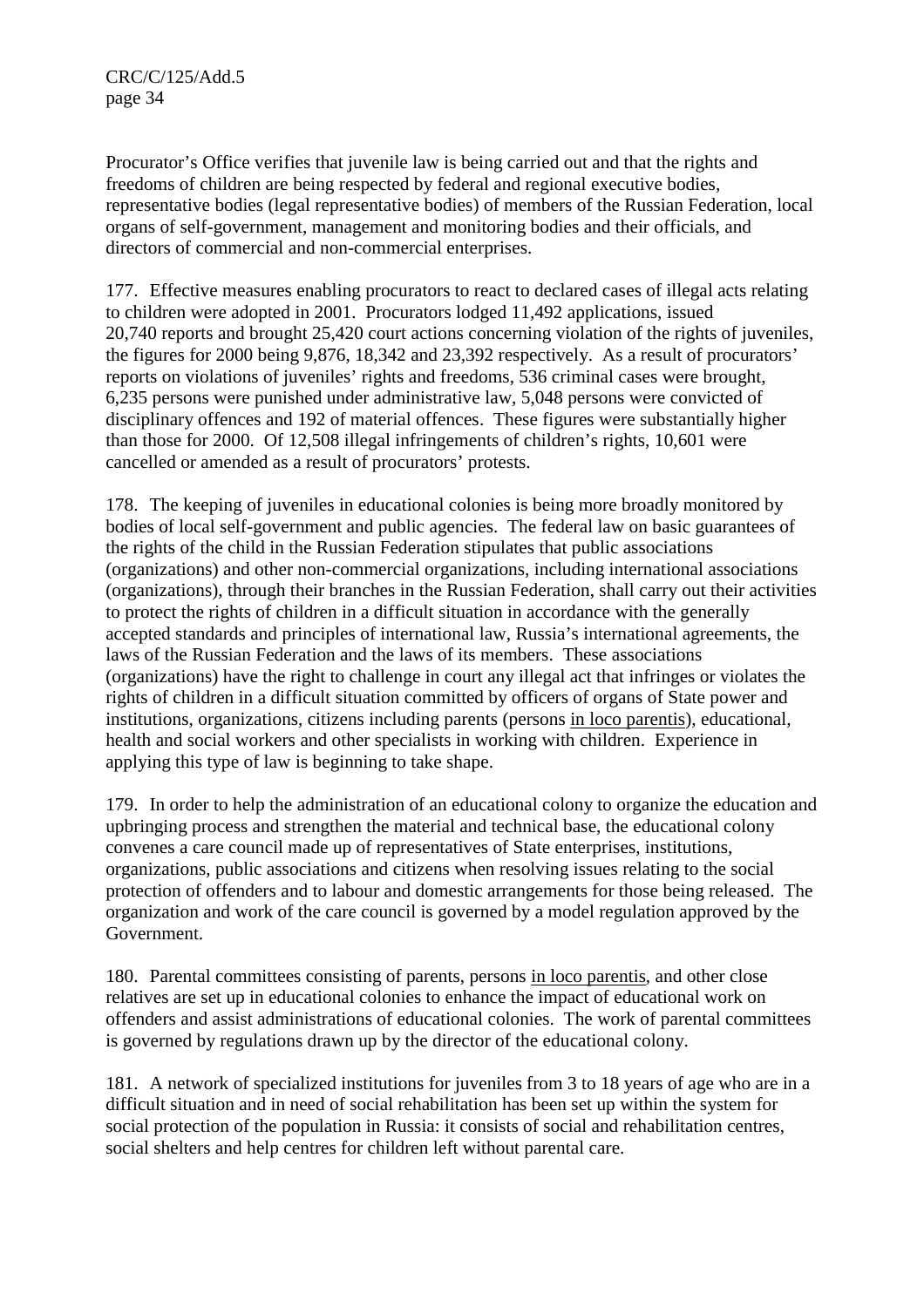Procurator's Office verifies that juvenile law is being carried out and that the rights and freedoms of children are being respected by federal and regional executive bodies, representative bodies (legal representative bodies) of members of the Russian Federation, local organs of self-government, management and monitoring bodies and their officials, and directors of commercial and non-commercial enterprises.

177. Effective measures enabling procurators to react to declared cases of illegal acts relating to children were adopted in 2001. Procurators lodged 11,492 applications, issued 20,740 reports and brought 25,420 court actions concerning violation of the rights of juveniles, the figures for 2000 being 9,876, 18,342 and 23,392 respectively. As a result of procurators' reports on violations of juveniles' rights and freedoms, 536 criminal cases were brought, 6,235 persons were punished under administrative law, 5,048 persons were convicted of disciplinary offences and 192 of material offences. These figures were substantially higher than those for 2000. Of 12,508 illegal infringements of children's rights, 10,601 were cancelled or amended as a result of procurators' protests.

178. The keeping of juveniles in educational colonies is being more broadly monitored by bodies of local self-government and public agencies. The federal law on basic guarantees of the rights of the child in the Russian Federation stipulates that public associations (organizations) and other non-commercial organizations, including international associations (organizations), through their branches in the Russian Federation, shall carry out their activities to protect the rights of children in a difficult situation in accordance with the generally accepted standards and principles of international law, Russia's international agreements, the laws of the Russian Federation and the laws of its members. These associations (organizations) have the right to challenge in court any illegal act that infringes or violates the rights of children in a difficult situation committed by officers of organs of State power and institutions, organizations, citizens including parents (persons in loco parentis), educational, health and social workers and other specialists in working with children. Experience in applying this type of law is beginning to take shape.

179. In order to help the administration of an educational colony to organize the education and upbringing process and strengthen the material and technical base, the educational colony convenes a care council made up of representatives of State enterprises, institutions, organizations, public associations and citizens when resolving issues relating to the social protection of offenders and to labour and domestic arrangements for those being released. The organization and work of the care council is governed by a model regulation approved by the Government.

180. Parental committees consisting of parents, persons in loco parentis, and other close relatives are set up in educational colonies to enhance the impact of educational work on offenders and assist administrations of educational colonies. The work of parental committees is governed by regulations drawn up by the director of the educational colony.

181. A network of specialized institutions for juveniles from 3 to 18 years of age who are in a difficult situation and in need of social rehabilitation has been set up within the system for social protection of the population in Russia: it consists of social and rehabilitation centres, social shelters and help centres for children left without parental care.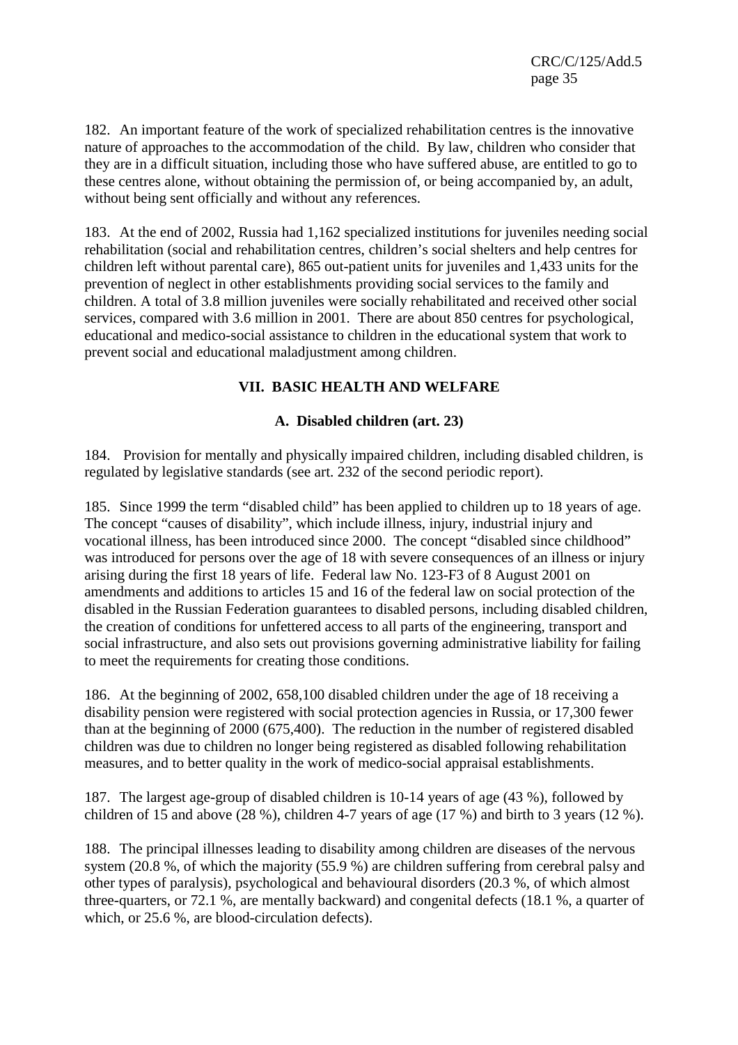182. An important feature of the work of specialized rehabilitation centres is the innovative nature of approaches to the accommodation of the child. By law, children who consider that they are in a difficult situation, including those who have suffered abuse, are entitled to go to these centres alone, without obtaining the permission of, or being accompanied by, an adult, without being sent officially and without any references.

183. At the end of 2002, Russia had 1,162 specialized institutions for juveniles needing social rehabilitation (social and rehabilitation centres, children's social shelters and help centres for children left without parental care), 865 out-patient units for juveniles and 1,433 units for the prevention of neglect in other establishments providing social services to the family and children. A total of 3.8 million juveniles were socially rehabilitated and received other social services, compared with 3.6 million in 2001. There are about 850 centres for psychological, educational and medico-social assistance to children in the educational system that work to prevent social and educational maladjustment among children.

## VII. BASIC HEALTH AND WELFARE

### A. Disabled children (art. 23)

184. Provision for mentally and physically impaired children, including disabled children, is regulated by legislative standards (see art. 232 of the second periodic report).

185. Since 1999 the term "disabled child" has been applied to children up to 18 years of age. The concept "causes of disability", which include illness, injury, industrial injury and vocational illness, has been introduced since 2000. The concept "disabled since childhood" was introduced for persons over the age of 18 with severe consequences of an illness or injury arising during the first 18 years of life. Federal law No. 123-F3 of 8 August 2001 on amendments and additions to articles 15 and 16 of the federal law on social protection of the disabled in the Russian Federation guarantees to disabled persons, including disabled children, the creation of conditions for unfettered access to all parts of the engineering, transport and social infrastructure, and also sets out provisions governing administrative liability for failing to meet the requirements for creating those conditions.

186. At the beginning of 2002, 658,100 disabled children under the age of 18 receiving a disability pension were registered with social protection agencies in Russia, or 17,300 fewer than at the beginning of 2000 (675,400). The reduction in the number of registered disabled children was due to children no longer being registered as disabled following rehabilitation measures, and to better quality in the work of medico-social appraisal establishments.

187. The largest age-group of disabled children is 10-14 years of age (43 %), followed by children of 15 and above (28 %), children 4-7 years of age (17 %) and birth to 3 years (12 %).

188. The principal illnesses leading to disability among children are diseases of the nervous system (20.8 %, of which the majority (55.9 %) are children suffering from cerebral palsy and other types of paralysis), psychological and behavioural disorders (20.3 %, of which almost three-quarters, or 72.1 %, are mentally backward) and congenital defects (18.1 %, a quarter of which, or 25.6 %, are blood-circulation defects).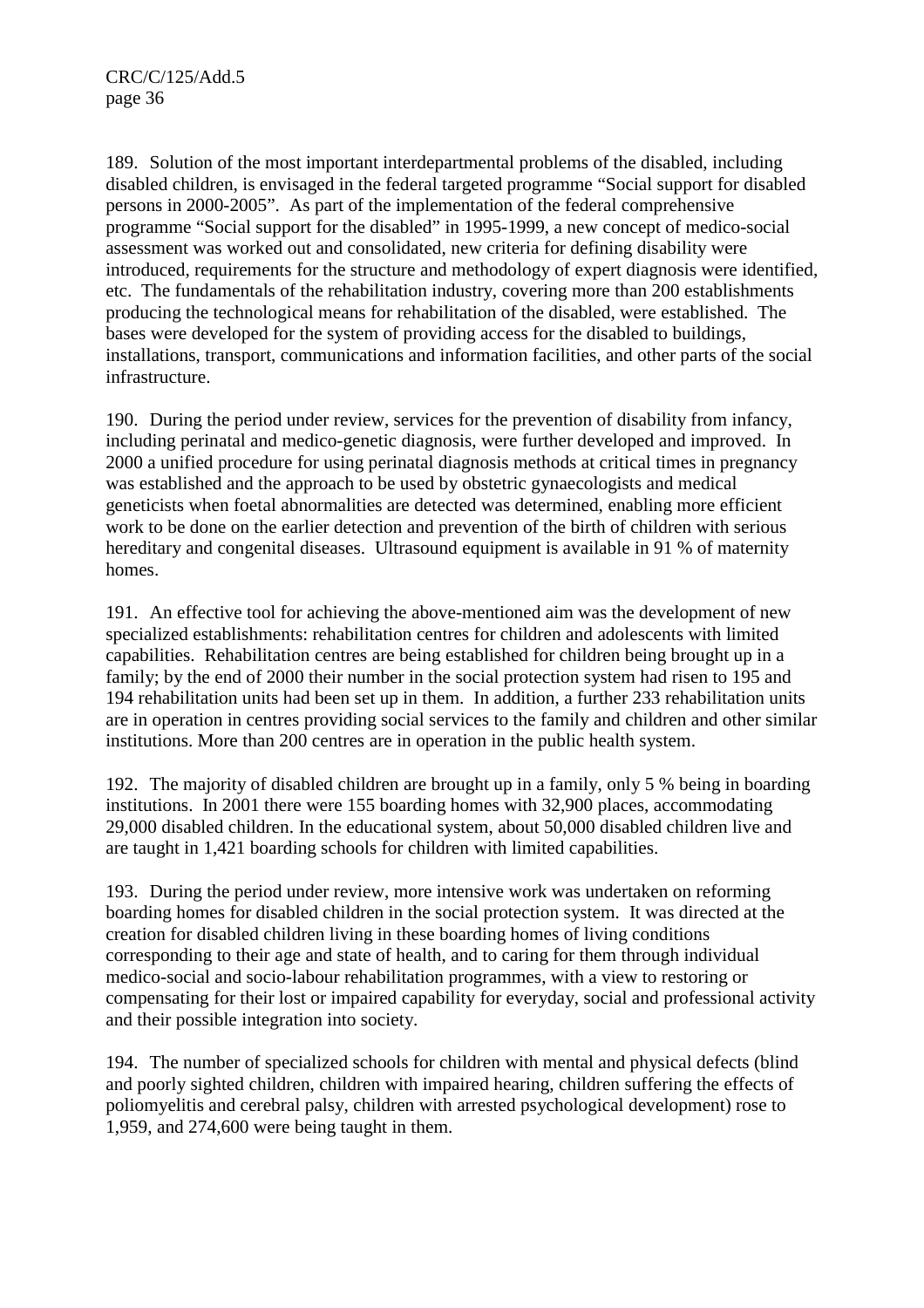189. Solution of the most important interdepartmental problems of the disabled, including disabled children, is envisaged in the federal targeted programme “Social support for disabled persons in 2000-2005”. As part of the implementation of the federal comprehensive programme “Social support for the disabled” in 1995-1999, a new concept of medico-social assessment was worked out and consolidated, new criteria for defining disability were introduced, requirements for the structure and methodology of expert diagnosis were identified, etc. The fundamentals of the rehabilitation industry, covering more than 200 establishments producing the technological means for rehabilitation of the disabled, were established. The bases were developed for the system of providing access for the disabled to buildings, installations, transport, communications and information facilities, and other parts of the social infrastructure.

190. During the period under review, services for the prevention of disability from infancy, including perinatal and medico-genetic diagnosis, were further developed and improved. In 2000 a unified procedure for using perinatal diagnosis methods at critical times in pregnancy was established and the approach to be used by obstetric gynaecologists and medical geneticists when foetal abnormalities are detected was determined, enabling more efficient work to be done on the earlier detection and prevention of the birth of children with serious hereditary and congenital diseases. Ultrasound equipment is available in 91 % of maternity homes.

191. An effective tool for achieving the above-mentioned aim was the development of new specialized establishments: rehabilitation centres for children and adolescents with limited capabilities. Rehabilitation centres are being established for children being brought up in a family; by the end of 2000 their number in the social protection system had risen to 195 and 194 rehabilitation units had been set up in them. In addition, a further 233 rehabilitation units are in operation in centres providing social services to the family and children and other similar institutions. More than 200 centres are in operation in the public health system.

192. The majority of disabled children are brought up in a family, only 5 % being in boarding institutions. In 2001 there were 155 boarding homes with 32,900 places, accommodating 29,000 disabled children. In the educational system, about 50,000 disabled children live and are taught in 1,421 boarding schools for children with limited capabilities.

193. During the period under review, more intensive work was undertaken on reforming boarding homes for disabled children in the social protection system. It was directed at the creation for disabled children living in these boarding homes of living conditions corresponding to their age and state of health, and to caring for them through individual medico-social and socio-labour rehabilitation programmes, with a view to restoring or compensating for their lost or impaired capability for everyday, social and professional activity and their possible integration into society.

194. The number of specialized schools for children with mental and physical defects (blind and poorly sighted children, children with impaired hearing, children suffering the effects of poliomyelitis and cerebral palsy, children with arrested psychological development) rose to 1,959, and 274,600 were being taught in them.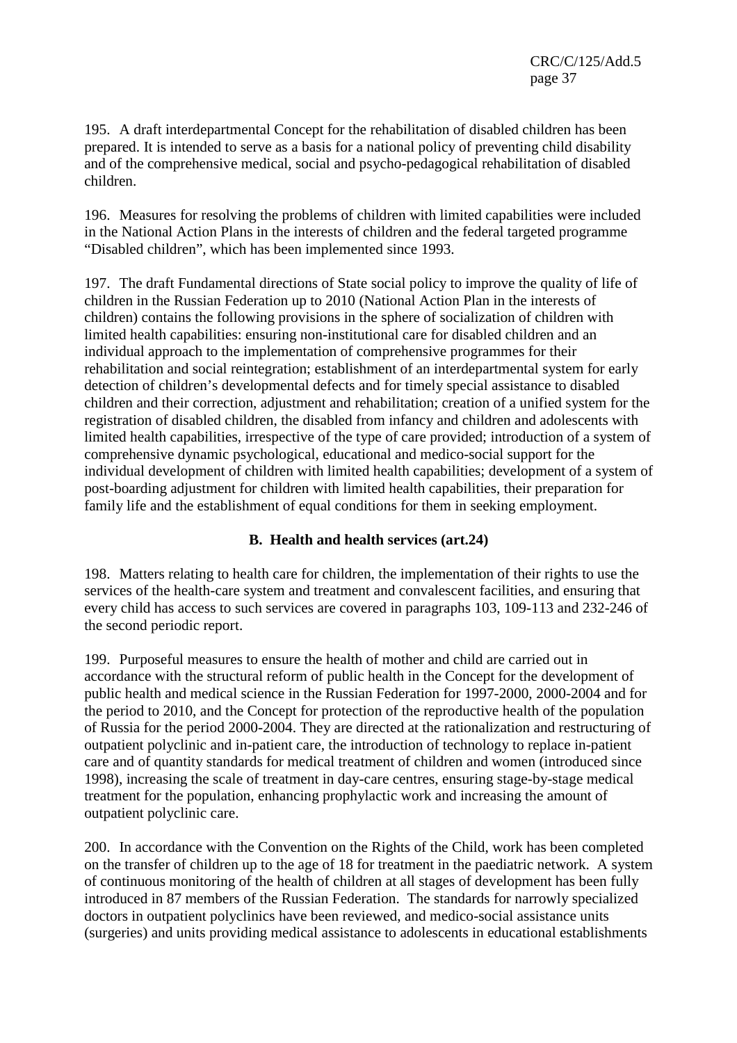195. A draft interdepartmental Concept for the rehabilitation of disabled children has been prepared. It is intended to serve as a basis for a national policy of preventing child disability and of the comprehensive medical, social and psycho-pedagogical rehabilitation of disabled children.

196. Measures for resolving the problems of children with limited capabilities were included in the National Action Plans in the interests of children and the federal targeted programme "Disabled children", which has been implemented since 1993.

197. The draft Fundamental directions of State social policy to improve the quality of life of children in the Russian Federation up to 2010 (National Action Plan in the interests of children) contains the following provisions in the sphere of socialization of children with limited health capabilities: ensuring non-institutional care for disabled children and an individual approach to the implementation of comprehensive programmes for their rehabilitation and social reintegration; establishment of an interdepartmental system for early detection of children's developmental defects and for timely special assistance to disabled children and their correction, adjustment and rehabilitation; creation of a unified system for the registration of disabled children, the disabled from infancy and children and adolescents with limited health capabilities, irrespective of the type of care provided; introduction of a system of comprehensive dynamic psychological, educational and medico-social support for the individual development of children with limited health capabilities; development of a system of post-boarding adjustment for children with limited health capabilities, their preparation for family life and the establishment of equal conditions for them in seeking employment.

### B. Health and health services (art.24)

198. Matters relating to health care for children, the implementation of their rights to use the services of the health-care system and treatment and convalescent facilities, and ensuring that every child has access to such services are covered in paragraphs 103, 109-113 and 232-246 of the second periodic report.

199. Purposeful measures to ensure the health of mother and child are carried out in accordance with the structural reform of public health in the Concept for the development of public health and medical science in the Russian Federation for 1997-2000, 2000-2004 and for the period to 2010, and the Concept for protection of the reproductive health of the population of Russia for the period 2000-2004. They are directed at the rationalization and restructuring of outpatient polyclinic and in-patient care, the introduction of technology to replace in-patient care and of quantity standards for medical treatment of children and women (introduced since 1998), increasing the scale of treatment in day-care centres, ensuring stage-by-stage medical treatment for the population, enhancing prophylactic work and increasing the amount of outpatient polyclinic care.

200. In accordance with the Convention on the Rights of the Child, work has been completed on the transfer of children up to the age of 18 for treatment in the paediatric network. A system of continuous monitoring of the health of children at all stages of development has been fully introduced in 87 members of the Russian Federation. The standards for narrowly specialized doctors in outpatient polyclinics have been reviewed, and medico-social assistance units (surgeries) and units providing medical assistance to adolescents in educational establishments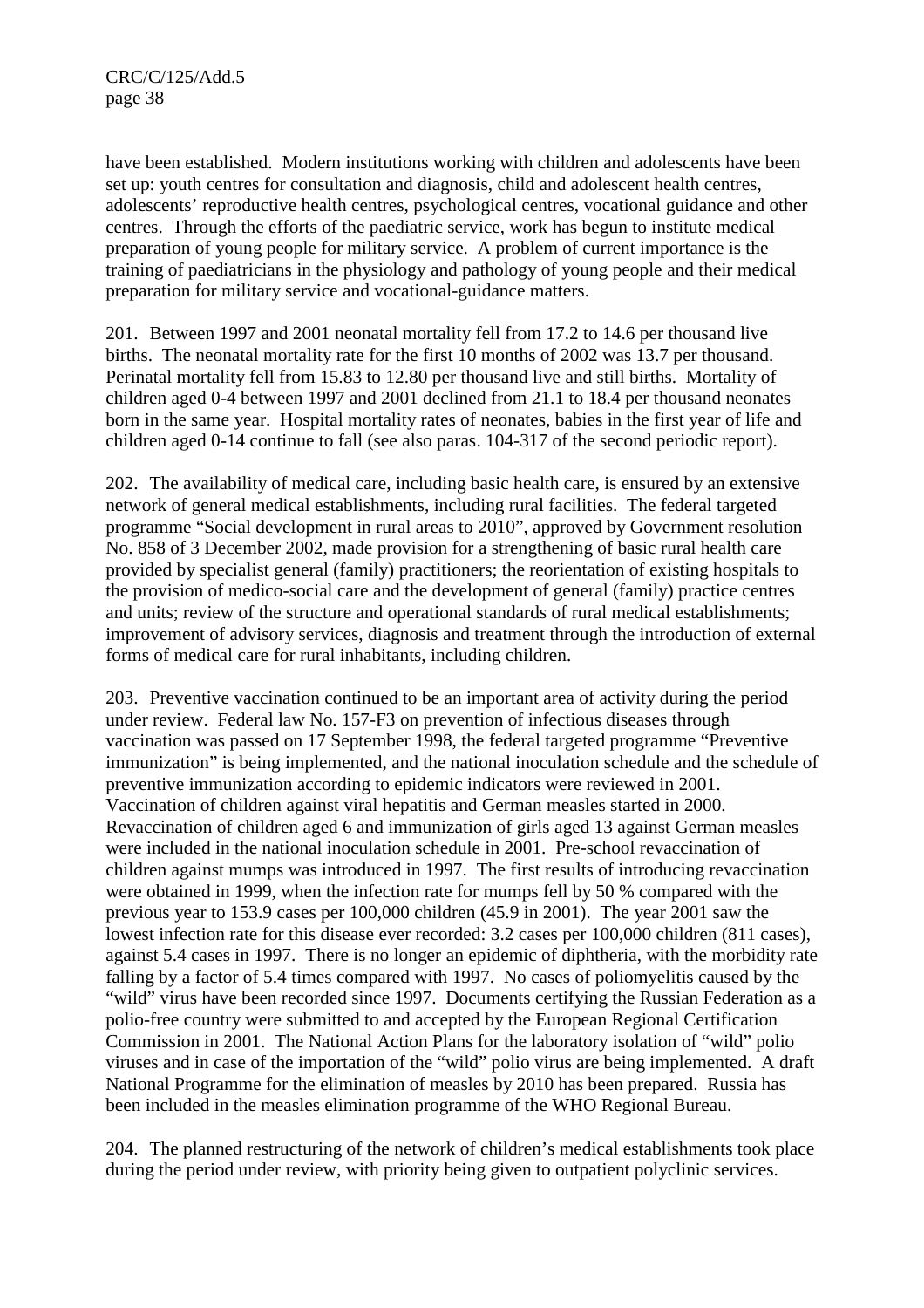have been established. Modern institutions working with children and adolescents have been set up: youth centres for consultation and diagnosis, child and adolescent health centres, adolescents' reproductive health centres, psychological centres, vocational guidance and other centres. Through the efforts of the paediatric service, work has begun to institute medical preparation of young people for military service. A problem of current importance is the training of paediatricians in the physiology and pathology of young people and their medical preparation for military service and vocational-guidance matters.

201. Between 1997 and 2001 neonatal mortality fell from 17.2 to 14.6 per thousand live births. The neonatal mortality rate for the first 10 months of 2002 was 13.7 per thousand. Perinatal mortality fell from 15.83 to 12.80 per thousand live and still births. Mortality of children aged 0-4 between 1997 and 2001 declined from 21.1 to 18.4 per thousand neonates born in the same year. Hospital mortality rates of neonates, babies in the first year of life and children aged 0-14 continue to fall (see also paras. 104-317 of the second periodic report).

202. The availability of medical care, including basic health care, is ensured by an extensive network of general medical establishments, including rural facilities. The federal targeted programme "Social development in rural areas to 2010", approved by Government resolution No. 858 of 3 December 2002, made provision for a strengthening of basic rural health care provided by specialist general (family) practitioners; the reorientation of existing hospitals to the provision of medico-social care and the development of general (family) practice centres and units; review of the structure and operational standards of rural medical establishments; improvement of advisory services, diagnosis and treatment through the introduction of external forms of medical care for rural inhabitants, including children.

203. Preventive vaccination continued to be an important area of activity during the period under review. Federal law No. 157-F3 on prevention of infectious diseases through vaccination was passed on 17 September 1998, the federal targeted programme "Preventive immunization" is being implemented, and the national inoculation schedule and the schedule of preventive immunization according to epidemic indicators were reviewed in 2001. Vaccination of children against viral hepatitis and German measles started in 2000. Revaccination of children aged 6 and immunization of girls aged 13 against German measles were included in the national inoculation schedule in 2001. Pre-school revaccination of children against mumps was introduced in 1997. The first results of introducing revaccination were obtained in 1999, when the infection rate for mumps fell by 50 % compared with the previous year to 153.9 cases per 100,000 children (45.9 in 2001). The year 2001 saw the lowest infection rate for this disease ever recorded: 3.2 cases per 100,000 children (811 cases), against 5.4 cases in 1997. There is no longer an epidemic of diphtheria, with the morbidity rate falling by a factor of 5.4 times compared with 1997. No cases of poliomyelitis caused by the "wild" virus have been recorded since 1997. Documents certifying the Russian Federation as a polio-free country were submitted to and accepted by the European Regional Certification Commission in 2001. The National Action Plans for the laboratory isolation of "wild" polio viruses and in case of the importation of the "wild" polio virus are being implemented. A draft National Programme for the elimination of measles by 2010 has been prepared. Russia has been included in the measles elimination programme of the WHO Regional Bureau.

204. The planned restructuring of the network of children's medical establishments took place during the period under review, with priority being given to outpatient polyclinic services.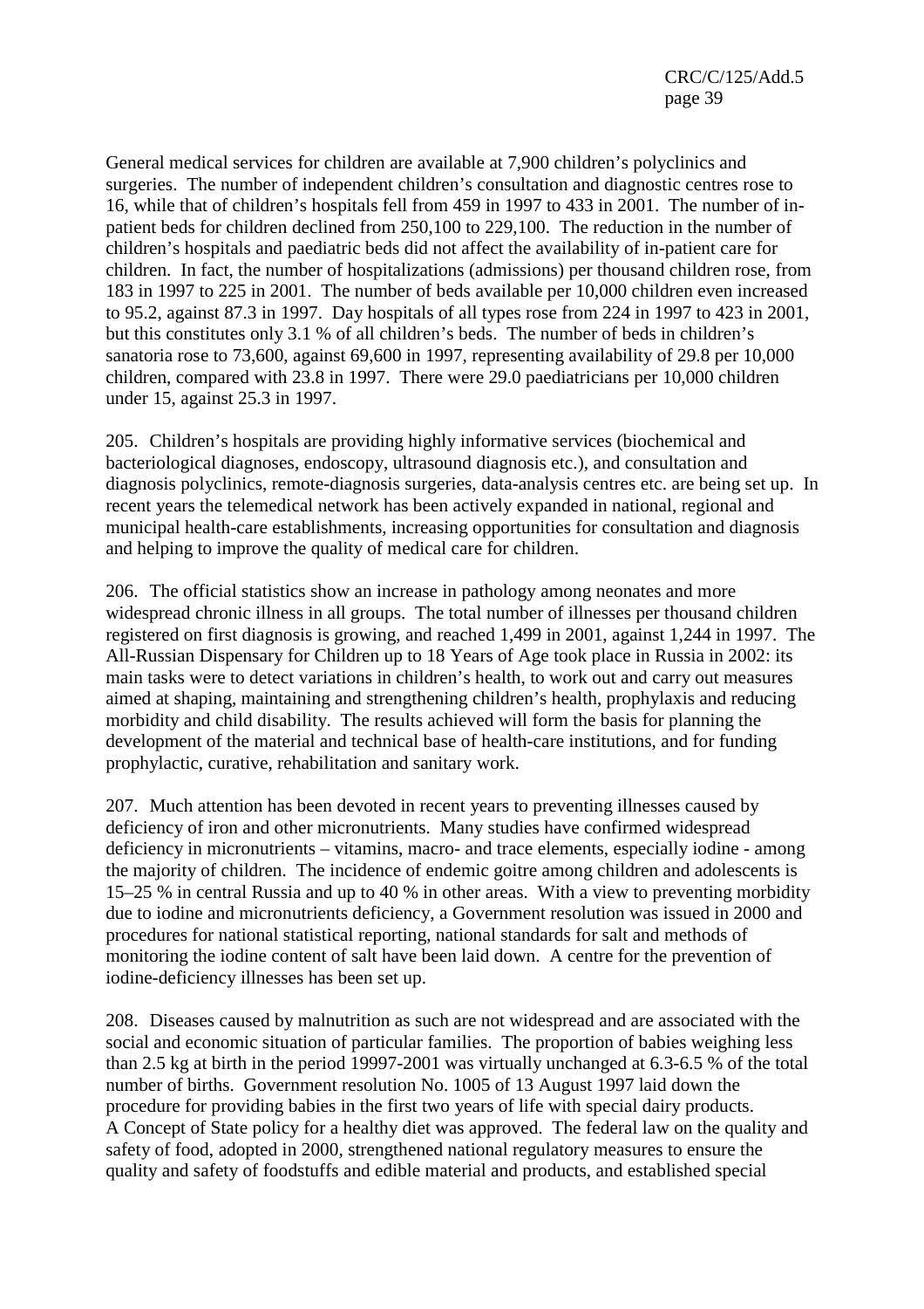General medical services for children are available at 7,900 children's polyclinics and surgeries. The number of independent children's consultation and diagnostic centres rose to 16, while that of children's hospitals fell from 459 in 1997 to 433 in 2001. The number of in-patient beds for children declined from 250,100 to 229,100. The reduction in the number of children's hospitals and paediatric beds did not affect the availability of in-patient care for children. In fact, the number of hospitalizations (admissions) per thousand children rose, from 183 in 1997 to 225 in 2001. The number of beds available per 10,000 children even increased to 95.2, against 87.3 in 1997. Day hospitals of all types rose from 224 in 1997 to 423 in 2001, but this constitutes only 3.1 % of all children's beds. The number of beds in children's sanatoria rose to 73,600, against 69,600 in 1997, representing availability of 29.8 per 10,000 children, compared with 23.8 in 1997. There were 29.0 paediatricians per 10,000 children under 15, against 25.3 in 1997.

205. Children's hospitals are providing highly informative services (biochemical and bacteriological diagnoses, endoscopy, ultrasound diagnosis etc.), and consultation and diagnosis polyclinics, remote-diagnosis surgeries, data-analysis centres etc. are being set up. In recent years the telemedical network has been actively expanded in national, regional and municipal health-care establishments, increasing opportunities for consultation and diagnosis and helping to improve the quality of medical care for children.

206. The official statistics show an increase in pathology among neonates and more widespread chronic illness in all groups. The total number of illnesses per thousand children registered on first diagnosis is growing, and reached 1,499 in 2001, against 1,244 in 1997. The All-Russian Dispensary for Children up to 18 Years of Age took place in Russia in 2002: its main tasks were to detect variations in children's health, to work out and carry out measures aimed at shaping, maintaining and strengthening children's health, prophylaxis and reducing morbidity and child disability. The results achieved will form the basis for planning the development of the material and technical base of health-care institutions, and for funding prophylactic, curative, rehabilitation and sanitary work.

207. Much attention has been devoted in recent years to preventing illnesses caused by deficiency of iron and other micronutrients. Many studies have confirmed widespread deficiency in micronutrients – vitamins, macro- and trace elements, especially iodine - among the majority of children. The incidence of endemic goitre among children and adolescents is 15–25 % in central Russia and up to 40 % in other areas. With a view to preventing morbidity due to iodine and micronutrients deficiency, a Government resolution was issued in 2000 and procedures for national statistical reporting, national standards for salt and methods of monitoring the iodine content of salt have been laid down. A centre for the prevention of iodine-deficiency illnesses has been set up.

208. Diseases caused by malnutrition as such are not widespread and are associated with the social and economic situation of particular families. The proportion of babies weighing less than 2.5 kg at birth in the period 19997-2001 was virtually unchanged at 6.3-6.5 % of the total number of births. Government resolution No. 1005 of 13 August 1997 laid down the procedure for providing babies in the first two years of life with special dairy products. A Concept of State policy for a healthy diet was approved. The federal law on the quality and safety of food, adopted in 2000, strengthened national regulatory measures to ensure the quality and safety of foodstuffs and edible material and products, and established special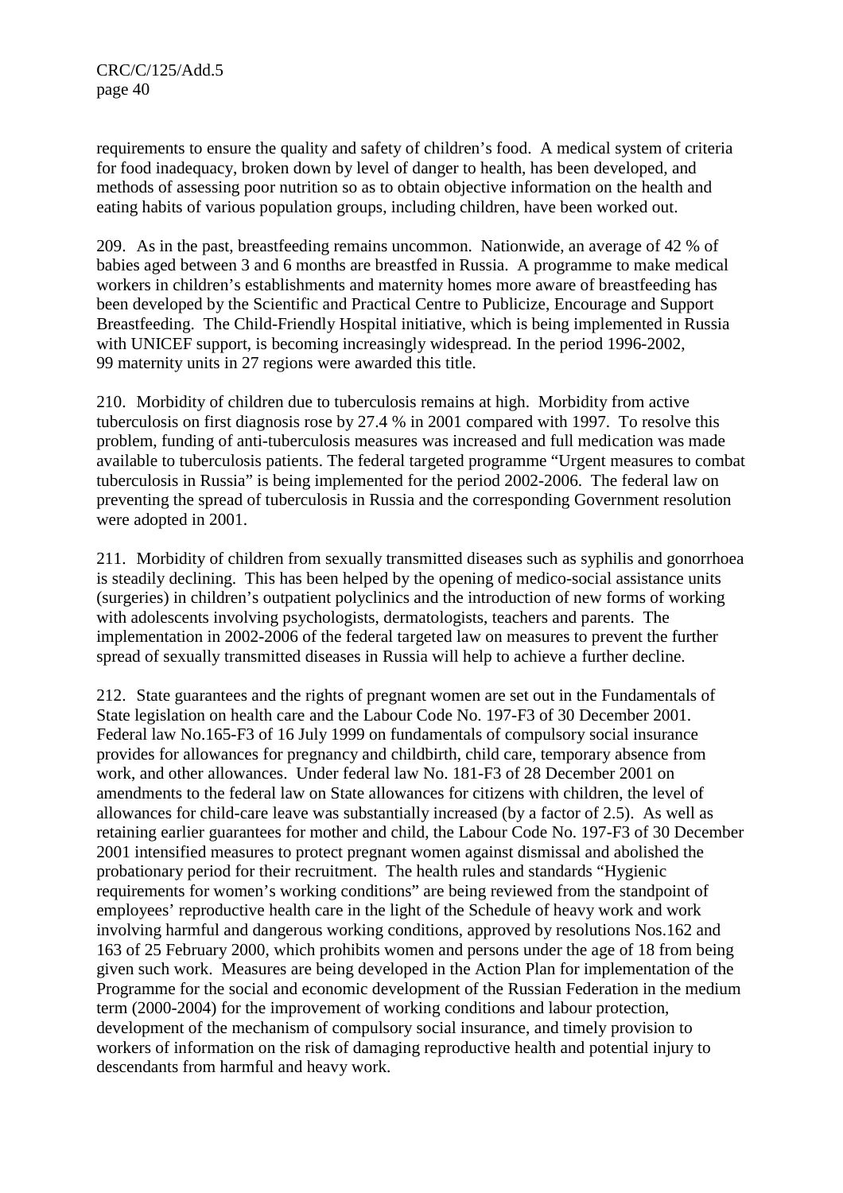requirements to ensure the quality and safety of children's food. A medical system of criteria for food inadequacy, broken down by level of danger to health, has been developed, and methods of assessing poor nutrition so as to obtain objective information on the health and eating habits of various population groups, including children, have been worked out.

209. As in the past, breastfeeding remains uncommon. Nationwide, an average of 42 % of babies aged between 3 and 6 months are breastfed in Russia. A programme to make medical workers in children's establishments and maternity homes more aware of breastfeeding has been developed by the Scientific and Practical Centre to Publicize, Encourage and Support Breastfeeding. The Child-Friendly Hospital initiative, which is being implemented in Russia with UNICEF support, is becoming increasingly widespread. In the period 1996-2002, 99 maternity units in 27 regions were awarded this title.

210. Morbidity of children due to tuberculosis remains at high. Morbidity from active tuberculosis on first diagnosis rose by 27.4 % in 2001 compared with 1997. To resolve this problem, funding of anti-tuberculosis measures was increased and full medication was made available to tuberculosis patients. The federal targeted programme "Urgent measures to combat tuberculosis in Russia" is being implemented for the period 2002-2006. The federal law on preventing the spread of tuberculosis in Russia and the corresponding Government resolution were adopted in 2001.

211. Morbidity of children from sexually transmitted diseases such as syphilis and gonorrhoea is steadily declining. This has been helped by the opening of medico-social assistance units (surgeries) in children's outpatient polyclinics and the introduction of new forms of working with adolescents involving psychologists, dermatologists, teachers and parents. The implementation in 2002-2006 of the federal targeted law on measures to prevent the further spread of sexually transmitted diseases in Russia will help to achieve a further decline.

212. State guarantees and the rights of pregnant women are set out in the Fundamentals of State legislation on health care and the Labour Code No. 197-F3 of 30 December 2001. Federal law No.165-F3 of 16 July 1999 on fundamentals of compulsory social insurance provides for allowances for pregnancy and childbirth, child care, temporary absence from work, and other allowances. Under federal law No. 181-F3 of 28 December 2001 on amendments to the federal law on State allowances for citizens with children, the level of allowances for child-care leave was substantially increased (by a factor of 2.5). As well as retaining earlier guarantees for mother and child, the Labour Code No. 197-F3 of 30 December 2001 intensified measures to protect pregnant women against dismissal and abolished the probationary period for their recruitment. The health rules and standards "Hygienic requirements for women's working conditions" are being reviewed from the standpoint of employees' reproductive health care in the light of the Schedule of heavy work and work involving harmful and dangerous working conditions, approved by resolutions Nos.162 and 163 of 25 February 2000, which prohibits women and persons under the age of 18 from being given such work. Measures are being developed in the Action Plan for implementation of the Programme for the social and economic development of the Russian Federation in the medium term (2000-2004) for the improvement of working conditions and labour protection, development of the mechanism of compulsory social insurance, and timely provision to workers of information on the risk of damaging reproductive health and potential injury to descendants from harmful and heavy work.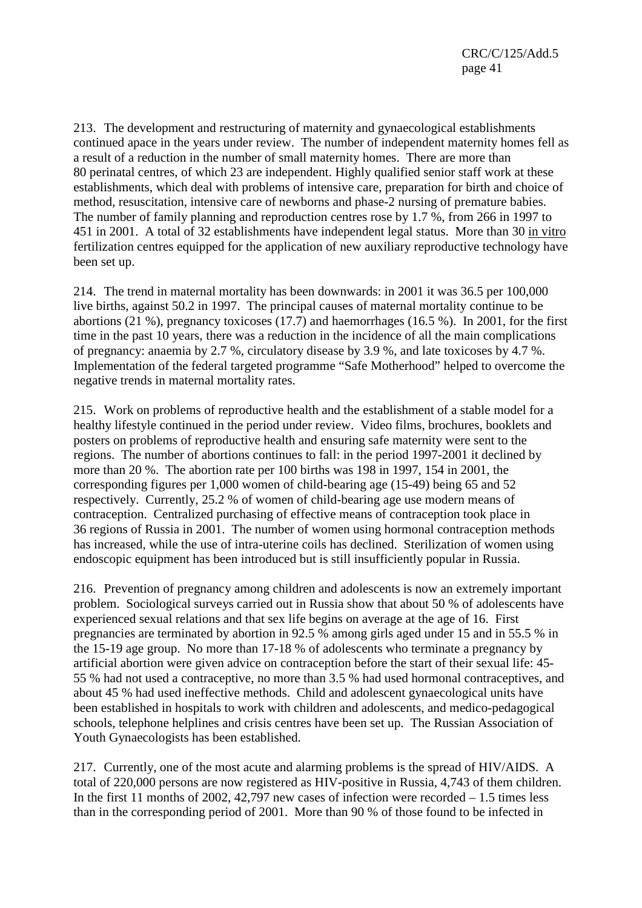213. The development and restructuring of maternity and gynaecological establishments continued apace in the years under review. The number of independent maternity homes fell as a result of a reduction in the number of small maternity homes. There are more than 80 perinatal centres, of which 23 are independent. Highly qualified senior staff work at these establishments, which deal with problems of intensive care, preparation for birth and choice of method, resuscitation, intensive care of newborns and phase-2 nursing of premature babies. The number of family planning and reproduction centres rose by 1.7 %, from 266 in 1997 to 451 in 2001. A total of 32 establishments have independent legal status. More than 30 in vitro fertilization centres equipped for the application of new auxiliary reproductive technology have been set up.

214. The trend in maternal mortality has been downwards: in 2001 it was 36.5 per 100,000 live births, against 50.2 in 1997. The principal causes of maternal mortality continue to be abortions (21 %), pregnancy toxicoses (17.7) and haemorrhages (16.5 %). In 2001, for the first time in the past 10 years, there was a reduction in the incidence of all the main complications of pregnancy: anaemia by 2.7 %, circulatory disease by 3.9 %, and late toxicoses by 4.7 %. Implementation of the federal targeted programme "Safe Motherhood" helped to overcome the negative trends in maternal mortality rates.

215. Work on problems of reproductive health and the establishment of a stable model for a healthy lifestyle continued in the period under review. Video films, brochures, booklets and posters on problems of reproductive health and ensuring safe maternity were sent to the regions. The number of abortions continues to fall: in the period 1997-2001 it declined by more than 20 %. The abortion rate per 100 births was 198 in 1997, 154 in 2001, the corresponding figures per 1,000 women of child-bearing age (15-49) being 65 and 52 respectively. Currently, 25.2 % of women of child-bearing age use modern means of contraception. Centralized purchasing of effective means of contraception took place in 36 regions of Russia in 2001. The number of women using hormonal contraception methods has increased, while the use of intra-uterine coils has declined. Sterilization of women using endoscopic equipment has been introduced but is still insufficiently popular in Russia.

216. Prevention of pregnancy among children and adolescents is now an extremely important problem. Sociological surveys carried out in Russia show that about 50 % of adolescents have experienced sexual relations and that sex life begins on average at the age of 16. First pregnancies are terminated by abortion in 92.5 % among girls aged under 15 and in 55.5 % in the 15-19 age group. No more than 17-18 % of adolescents who terminate a pregnancy by artificial abortion were given advice on contraception before the start of their sexual life: 45-55 % had not used a contraceptive, no more than 3.5 % had used hormonal contraceptives, and about 45 % had used ineffective methods. Child and adolescent gynaecological units have been established in hospitals to work with children and adolescents, and medico-pedagogical schools, telephone helplines and crisis centres have been set up. The Russian Association of Youth Gynaecologists has been established.

217. Currently, one of the most acute and alarming problems is the spread of HIV/AIDS. A total of 220,000 persons are now registered as HIV-positive in Russia, 4,743 of them children. In the first 11 months of 2002, 42,797 new cases of infection were recorded – 1.5 times less than in the corresponding period of 2001. More than 90 % of those found to be infected in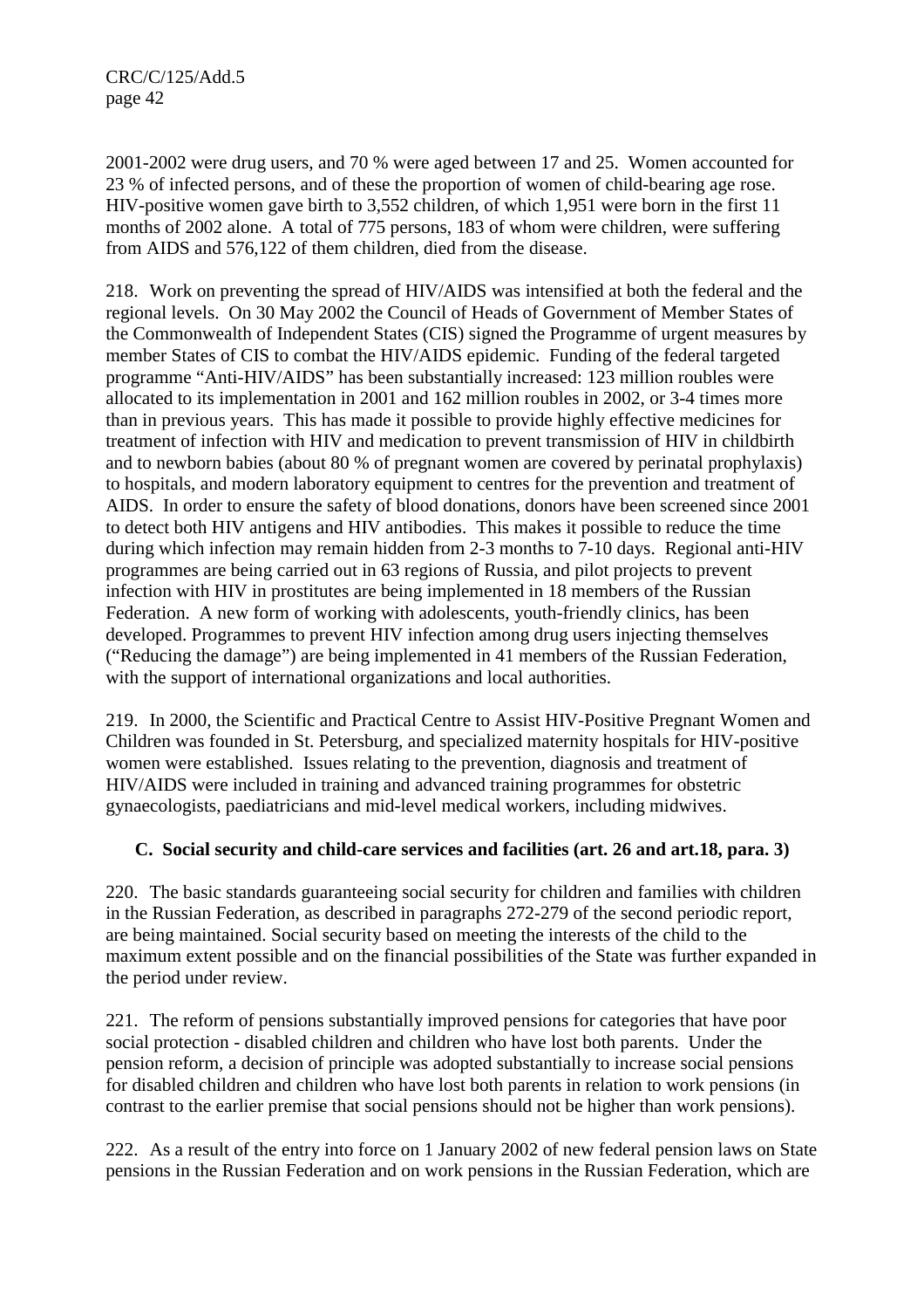2001-2002 were drug users, and 70 % were aged between 17 and 25. Women accounted for 23 % of infected persons, and of these the proportion of women of child-bearing age rose. HIV-positive women gave birth to 3,552 children, of which 1,951 were born in the first 11 months of 2002 alone. A total of 775 persons, 183 of whom were children, were suffering from AIDS and 576,122 of them children, died from the disease.

218. Work on preventing the spread of HIV/AIDS was intensified at both the federal and the regional levels. On 30 May 2002 the Council of Heads of Government of Member States of the Commonwealth of Independent States (CIS) signed the Programme of urgent measures by member States of CIS to combat the HIV/AIDS epidemic. Funding of the federal targeted programme "Anti-HIV/AIDS" has been substantially increased: 123 million roubles were allocated to its implementation in 2001 and 162 million roubles in 2002, or 3-4 times more than in previous years. This has made it possible to provide highly effective medicines for treatment of infection with HIV and medication to prevent transmission of HIV in childbirth and to newborn babies (about 80 % of pregnant women are covered by perinatal prophylaxis) to hospitals, and modern laboratory equipment to centres for the prevention and treatment of AIDS. In order to ensure the safety of blood donations, donors have been screened since 2001 to detect both HIV antigens and HIV antibodies. This makes it possible to reduce the time during which infection may remain hidden from 2-3 months to 7-10 days. Regional anti-HIV programmes are being carried out in 63 regions of Russia, and pilot projects to prevent infection with HIV in prostitutes are being implemented in 18 members of the Russian Federation. A new form of working with adolescents, youth-friendly clinics, has been developed. Programmes to prevent HIV infection among drug users injecting themselves ("Reducing the damage") are being implemented in 41 members of the Russian Federation, with the support of international organizations and local authorities.

219. In 2000, the Scientific and Practical Centre to Assist HIV-Positive Pregnant Women and Children was founded in St. Petersburg, and specialized maternity hospitals for HIV-positive women were established. Issues relating to the prevention, diagnosis and treatment of HIV/AIDS were included in training and advanced training programmes for obstetric gynaecologists, paediatricians and mid-level medical workers, including midwives.

### C. Social security and child-care services and facilities (art. 26 and art.18, para. 3)

220. The basic standards guaranteeing social security for children and families with children in the Russian Federation, as described in paragraphs 272-279 of the second periodic report, are being maintained. Social security based on meeting the interests of the child to the maximum extent possible and on the financial possibilities of the State was further expanded in the period under review.

221. The reform of pensions substantially improved pensions for categories that have poor social protection - disabled children and children who have lost both parents. Under the pension reform, a decision of principle was adopted substantially to increase social pensions for disabled children and children who have lost both parents in relation to work pensions (in contrast to the earlier premise that social pensions should not be higher than work pensions).

222. As a result of the entry into force on 1 January 2002 of new federal pension laws on State pensions in the Russian Federation and on work pensions in the Russian Federation, which are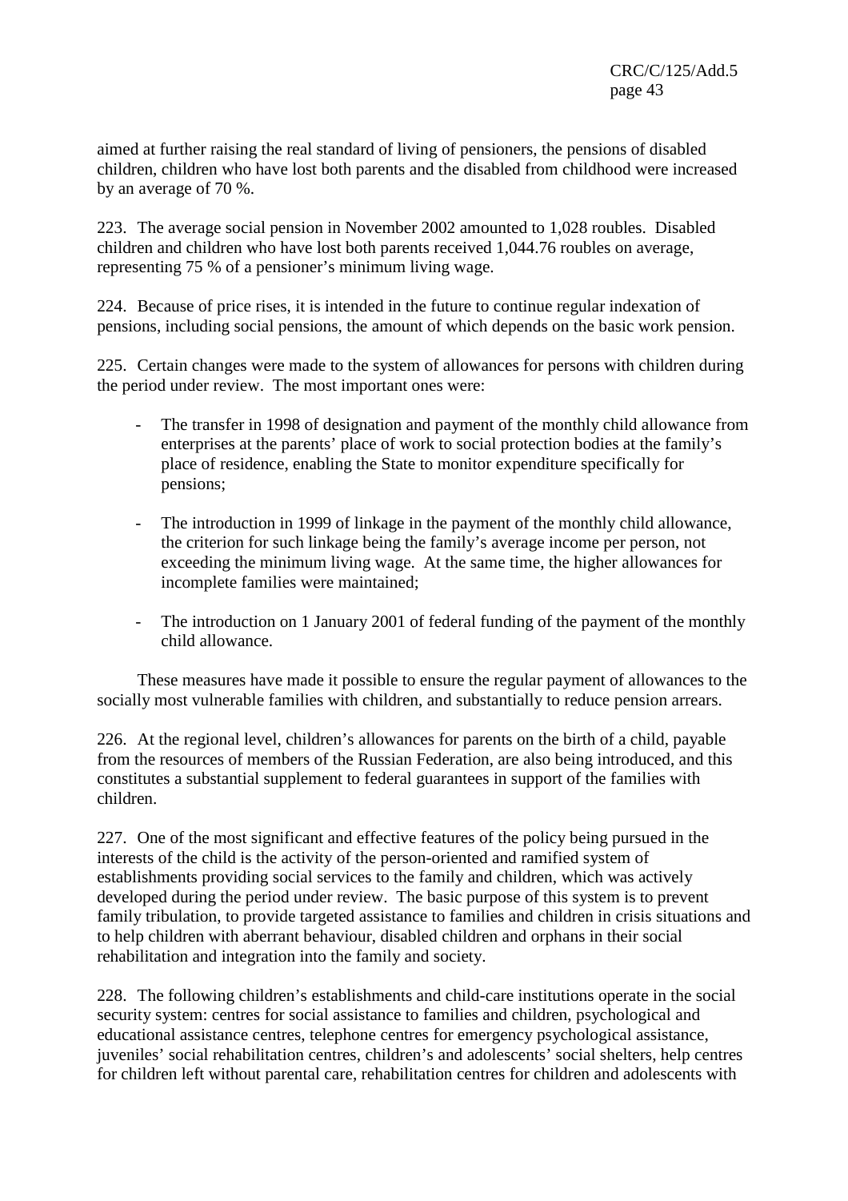aimed at further raising the real standard of living of pensioners, the pensions of disabled children, children who have lost both parents and the disabled from childhood were increased by an average of 70 %.

223. The average social pension in November 2002 amounted to 1,028 roubles. Disabled children and children who have lost both parents received 1,044.76 roubles on average, representing 75 % of a pensioner's minimum living wage.

224. Because of price rises, it is intended in the future to continue regular indexation of pensions, including social pensions, the amount of which depends on the basic work pension.

225. Certain changes were made to the system of allowances for persons with children during the period under review. The most important ones were:

- The transfer in 1998 of designation and payment of the monthly child allowance from enterprises at the parents' place of work to social protection bodies at the family's place of residence, enabling the State to monitor expenditure specifically for pensions;

- The introduction in 1999 of linkage in the payment of the monthly child allowance, the criterion for such linkage being the family's average income per person, not exceeding the minimum living wage. At the same time, the higher allowances for incomplete families were maintained;

- The introduction on 1 January 2001 of federal funding of the payment of the monthly child allowance.

These measures have made it possible to ensure the regular payment of allowances to the socially most vulnerable families with children, and substantially to reduce pension arrears.

226. At the regional level, children's allowances for parents on the birth of a child, payable from the resources of members of the Russian Federation, are also being introduced, and this constitutes a substantial supplement to federal guarantees in support of the families with children.

227. One of the most significant and effective features of the policy being pursued in the interests of the child is the activity of the person-oriented and ramified system of establishments providing social services to the family and children, which was actively developed during the period under review. The basic purpose of this system is to prevent family tribulation, to provide targeted assistance to families and children in crisis situations and to help children with aberrant behaviour, disabled children and orphans in their social rehabilitation and integration into the family and society.

228. The following children's establishments and child-care institutions operate in the social security system: centres for social assistance to families and children, psychological and educational assistance centres, telephone centres for emergency psychological assistance, juveniles' social rehabilitation centres, children's and adolescents' social shelters, help centres for children left without parental care, rehabilitation centres for children and adolescents with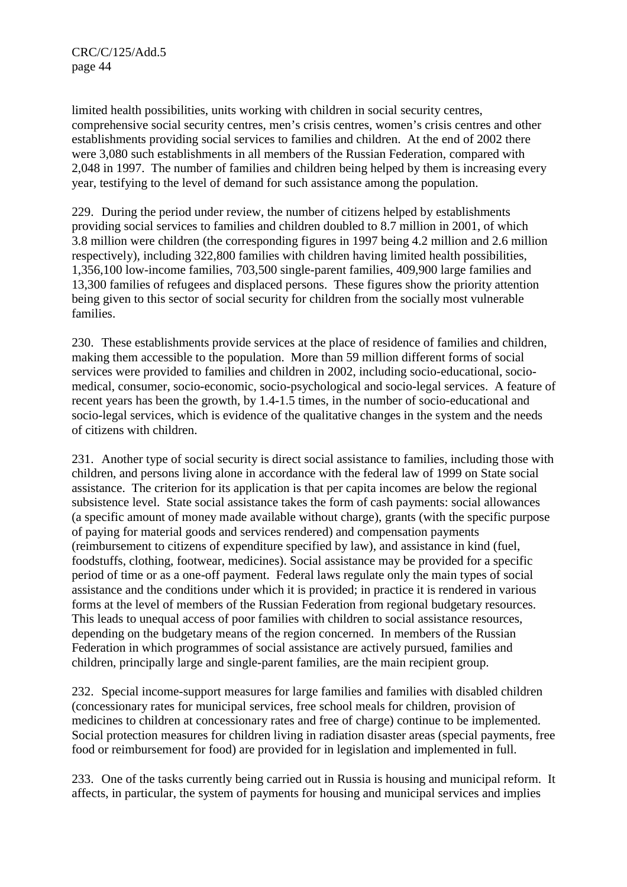limited health possibilities, units working with children in social security centres, comprehensive social security centres, men's crisis centres, women's crisis centres and other establishments providing social services to families and children. At the end of 2002 there were 3,080 such establishments in all members of the Russian Federation, compared with 2,048 in 1997. The number of families and children being helped by them is increasing every year, testifying to the level of demand for such assistance among the population.

229. During the period under review, the number of citizens helped by establishments providing social services to families and children doubled to 8.7 million in 2001, of which 3.8 million were children (the corresponding figures in 1997 being 4.2 million and 2.6 million respectively), including 322,800 families with children having limited health possibilities, 1,356,100 low-income families, 703,500 single-parent families, 409,900 large families and 13,300 families of refugees and displaced persons. These figures show the priority attention being given to this sector of social security for children from the socially most vulnerable families.

230. These establishments provide services at the place of residence of families and children, making them accessible to the population. More than 59 million different forms of social services were provided to families and children in 2002, including socio-educational, socio-medical, consumer, socio-economic, socio-psychological and socio-legal services. A feature of recent years has been the growth, by 1.4-1.5 times, in the number of socio-educational and socio-legal services, which is evidence of the qualitative changes in the system and the needs of citizens with children.

231. Another type of social security is direct social assistance to families, including those with children, and persons living alone in accordance with the federal law of 1999 on State social assistance. The criterion for its application is that per capita incomes are below the regional subsistence level. State social assistance takes the form of cash payments: social allowances (a specific amount of money made available without charge), grants (with the specific purpose of paying for material goods and services rendered) and compensation payments (reimbursement to citizens of expenditure specified by law), and assistance in kind (fuel, foodstuffs, clothing, footwear, medicines). Social assistance may be provided for a specific period of time or as a one-off payment. Federal laws regulate only the main types of social assistance and the conditions under which it is provided; in practice it is rendered in various forms at the level of members of the Russian Federation from regional budgetary resources. This leads to unequal access of poor families with children to social assistance resources, depending on the budgetary means of the region concerned. In members of the Russian Federation in which programmes of social assistance are actively pursued, families and children, principally large and single-parent families, are the main recipient group.

232. Special income-support measures for large families and families with disabled children (concessionary rates for municipal services, free school meals for children, provision of medicines to children at concessionary rates and free of charge) continue to be implemented. Social protection measures for children living in radiation disaster areas (special payments, free food or reimbursement for food) are provided for in legislation and implemented in full.

233. One of the tasks currently being carried out in Russia is housing and municipal reform. It affects, in particular, the system of payments for housing and municipal services and implies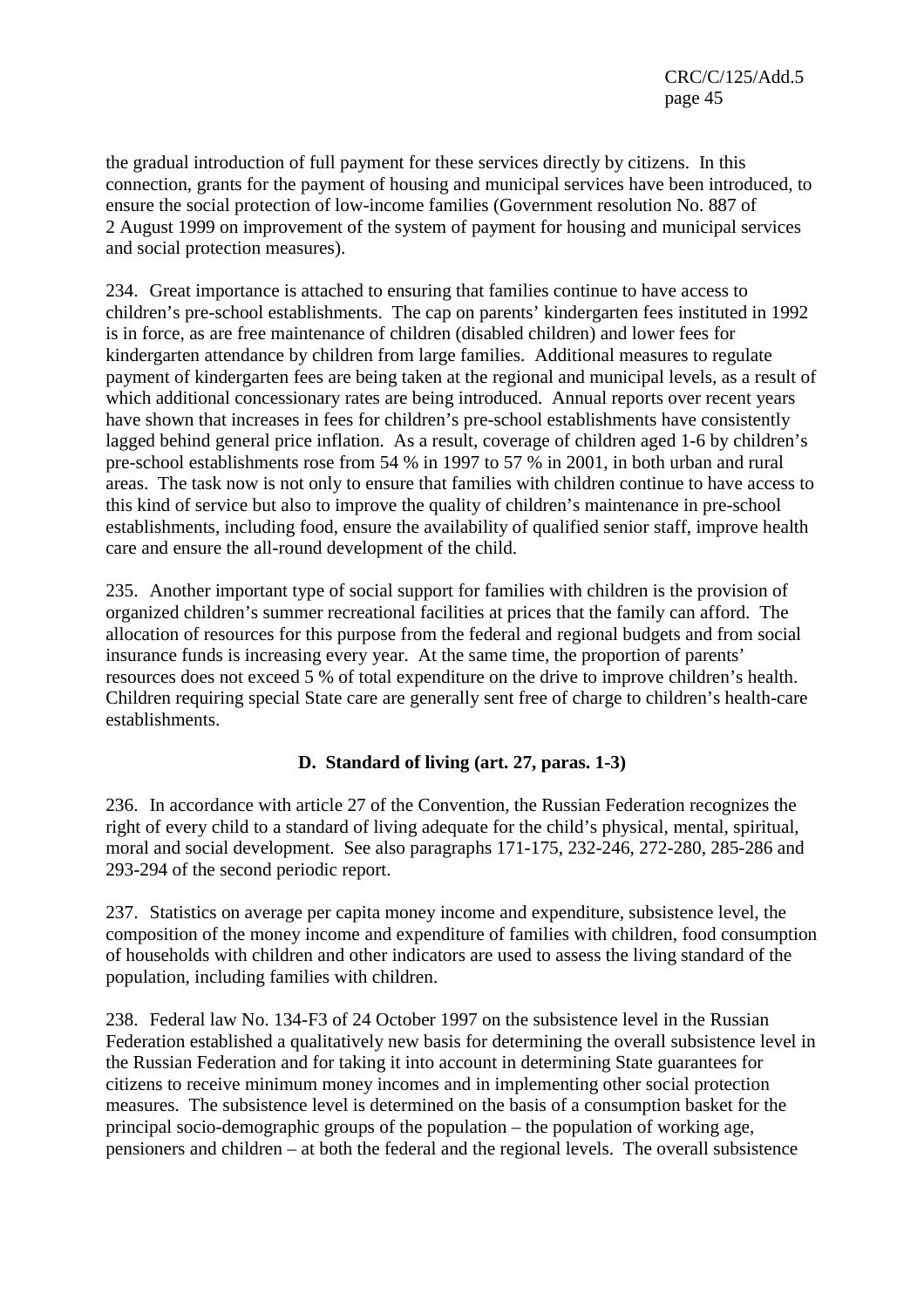the gradual introduction of full payment for these services directly by citizens. In this connection, grants for the payment of housing and municipal services have been introduced, to ensure the social protection of low-income families (Government resolution No. 887 of 2 August 1999 on improvement of the system of payment for housing and municipal services and social protection measures).

234. Great importance is attached to ensuring that families continue to have access to children's pre-school establishments. The cap on parents' kindergarten fees instituted in 1992 is in force, as are free maintenance of children (disabled children) and lower fees for kindergarten attendance by children from large families. Additional measures to regulate payment of kindergarten fees are being taken at the regional and municipal levels, as a result of which additional concessionary rates are being introduced. Annual reports over recent years have shown that increases in fees for children's pre-school establishments have consistently lagged behind general price inflation. As a result, coverage of children aged 1-6 by children's pre-school establishments rose from 54 % in 1997 to 57 % in 2001, in both urban and rural areas. The task now is not only to ensure that families with children continue to have access to this kind of service but also to improve the quality of children's maintenance in pre-school establishments, including food, ensure the availability of qualified senior staff, improve health care and ensure the all-round development of the child.

235. Another important type of social support for families with children is the provision of organized children's summer recreational facilities at prices that the family can afford. The allocation of resources for this purpose from the federal and regional budgets and from social insurance funds is increasing every year. At the same time, the proportion of parents' resources does not exceed 5 % of total expenditure on the drive to improve children's health. Children requiring special State care are generally sent free of charge to children's health-care establishments.

### D. Standard of living (art. 27, paras. 1-3)

236. In accordance with article 27 of the Convention, the Russian Federation recognizes the right of every child to a standard of living adequate for the child's physical, mental, spiritual, moral and social development. See also paragraphs 171-175, 232-246, 272-280, 285-286 and 293-294 of the second periodic report.

237. Statistics on average per capita money income and expenditure, subsistence level, the composition of the money income and expenditure of families with children, food consumption of households with children and other indicators are used to assess the living standard of the population, including families with children.

238. Federal law No. 134-F3 of 24 October 1997 on the subsistence level in the Russian Federation established a qualitatively new basis for determining the overall subsistence level in the Russian Federation and for taking it into account in determining State guarantees for citizens to receive minimum money incomes and in implementing other social protection measures. The subsistence level is determined on the basis of a consumption basket for the principal socio-demographic groups of the population – the population of working age, pensioners and children – at both the federal and the regional levels. The overall subsistence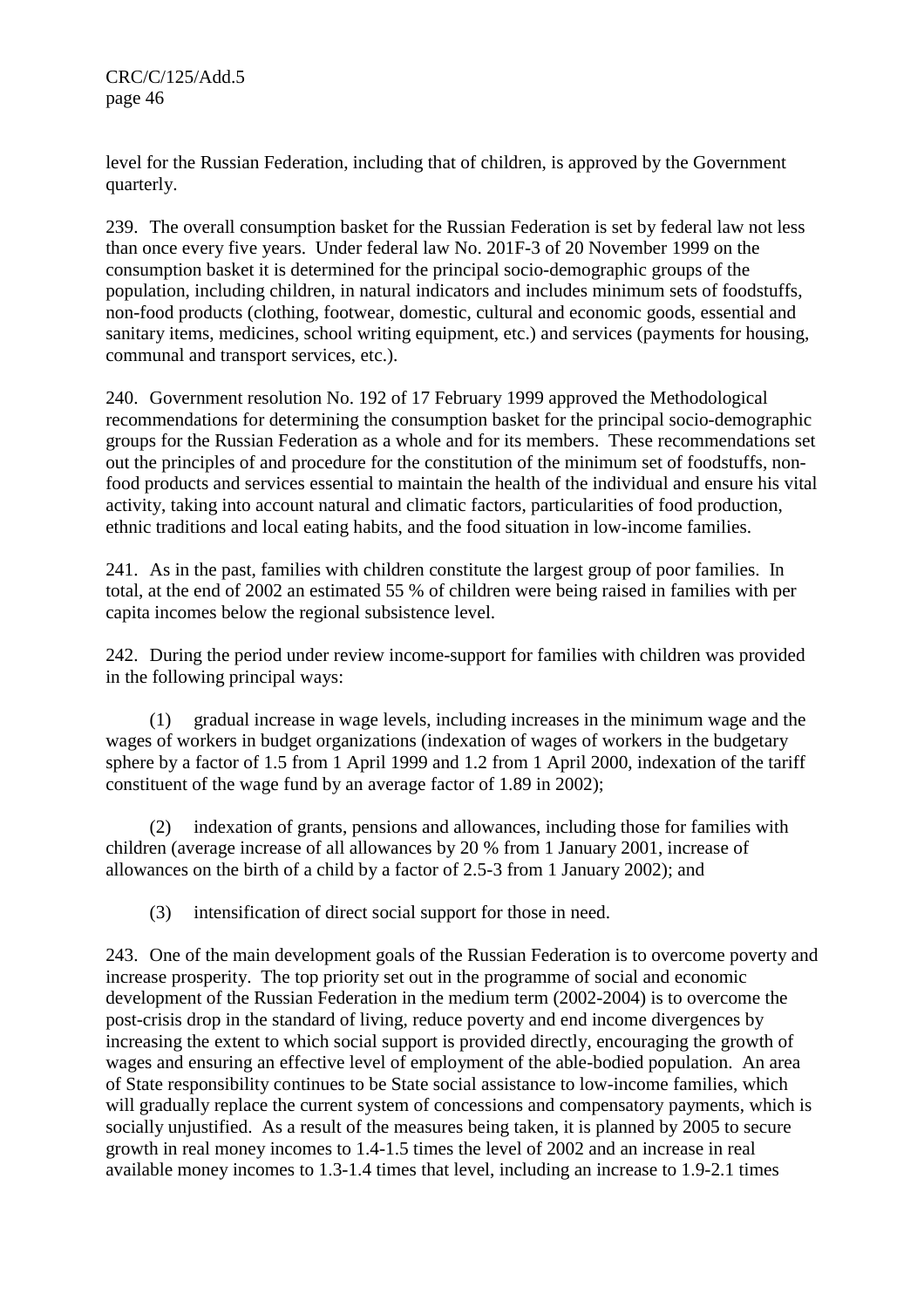level for the Russian Federation, including that of children, is approved by the Government quarterly.

239. The overall consumption basket for the Russian Federation is set by federal law not less than once every five years. Under federal law No. 201F-3 of 20 November 1999 on the consumption basket it is determined for the principal socio-demographic groups of the population, including children, in natural indicators and includes minimum sets of foodstuffs, non-food products (clothing, footwear, domestic, cultural and economic goods, essential and sanitary items, medicines, school writing equipment, etc.) and services (payments for housing, communal and transport services, etc.).

240. Government resolution No. 192 of 17 February 1999 approved the Methodological recommendations for determining the consumption basket for the principal socio-demographic groups for the Russian Federation as a whole and for its members. These recommendations set out the principles of and procedure for the constitution of the minimum set of foodstuffs, non-food products and services essential to maintain the health of the individual and ensure his vital activity, taking into account natural and climatic factors, particularities of food production, ethnic traditions and local eating habits, and the food situation in low-income families.

241. As in the past, families with children constitute the largest group of poor families. In total, at the end of 2002 an estimated 55 % of children were being raised in families with per capita incomes below the regional subsistence level.

242. During the period under review income-support for families with children was provided in the following principal ways:

(1) gradual increase in wage levels, including increases in the minimum wage and the wages of workers in budget organizations (indexation of wages of workers in the budgetary sphere by a factor of 1.5 from 1 April 1999 and 1.2 from 1 April 2000, indexation of the tariff constituent of the wage fund by an average factor of 1.89 in 2002);

(2) indexation of grants, pensions and allowances, including those for families with children (average increase of all allowances by 20 % from 1 January 2001, increase of allowances on the birth of a child by a factor of 2.5-3 from 1 January 2002); and

(3) intensification of direct social support for those in need.

243. One of the main development goals of the Russian Federation is to overcome poverty and increase prosperity. The top priority set out in the programme of social and economic development of the Russian Federation in the medium term (2002-2004) is to overcome the post-crisis drop in the standard of living, reduce poverty and end income divergences by increasing the extent to which social support is provided directly, encouraging the growth of wages and ensuring an effective level of employment of the able-bodied population. An area of State responsibility continues to be State social assistance to low-income families, which will gradually replace the current system of concessions and compensatory payments, which is socially unjustified. As a result of the measures being taken, it is planned by 2005 to secure growth in real money incomes to 1.4-1.5 times the level of 2002 and an increase in real available money incomes to 1.3-1.4 times that level, including an increase to 1.9-2.1 times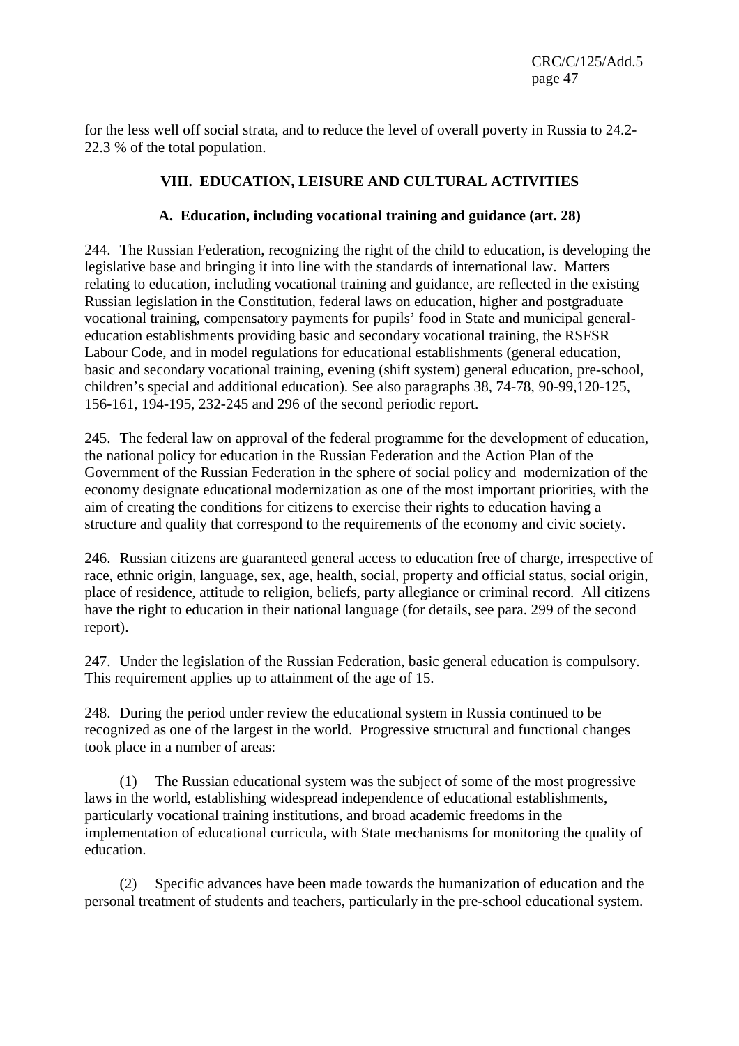for the less well off social strata, and to reduce the level of overall poverty in Russia to 24.2-22.3 % of the total population.

## VIII. EDUCATION, LEISURE AND CULTURAL ACTIVITIES

### A. Education, including vocational training and guidance (art. 28)

244. The Russian Federation, recognizing the right of the child to education, is developing the legislative base and bringing it into line with the standards of international law. Matters relating to education, including vocational training and guidance, are reflected in the existing Russian legislation in the Constitution, federal laws on education, higher and postgraduate vocational training, compensatory payments for pupils' food in State and municipal general-education establishments providing basic and secondary vocational training, the RSFSR Labour Code, and in model regulations for educational establishments (general education, basic and secondary vocational training, evening (shift system) general education, pre-school, children's special and additional education). See also paragraphs 38, 74-78, 90-99,120-125, 156-161, 194-195, 232-245 and 296 of the second periodic report.

245. The federal law on approval of the federal programme for the development of education, the national policy for education in the Russian Federation and the Action Plan of the Government of the Russian Federation in the sphere of social policy and modernization of the economy designate educational modernization as one of the most important priorities, with the aim of creating the conditions for citizens to exercise their rights to education having a structure and quality that correspond to the requirements of the economy and civic society.

246. Russian citizens are guaranteed general access to education free of charge, irrespective of race, ethnic origin, language, sex, age, health, social, property and official status, social origin, place of residence, attitude to religion, beliefs, party allegiance or criminal record. All citizens have the right to education in their national language (for details, see para. 299 of the second report).

247. Under the legislation of the Russian Federation, basic general education is compulsory. This requirement applies up to attainment of the age of 15.

248. During the period under review the educational system in Russia continued to be recognized as one of the largest in the world. Progressive structural and functional changes took place in a number of areas:

(1) The Russian educational system was the subject of some of the most progressive laws in the world, establishing widespread independence of educational establishments, particularly vocational training institutions, and broad academic freedoms in the implementation of educational curricula, with State mechanisms for monitoring the quality of education.

(2) Specific advances have been made towards the humanization of education and the personal treatment of students and teachers, particularly in the pre-school educational system.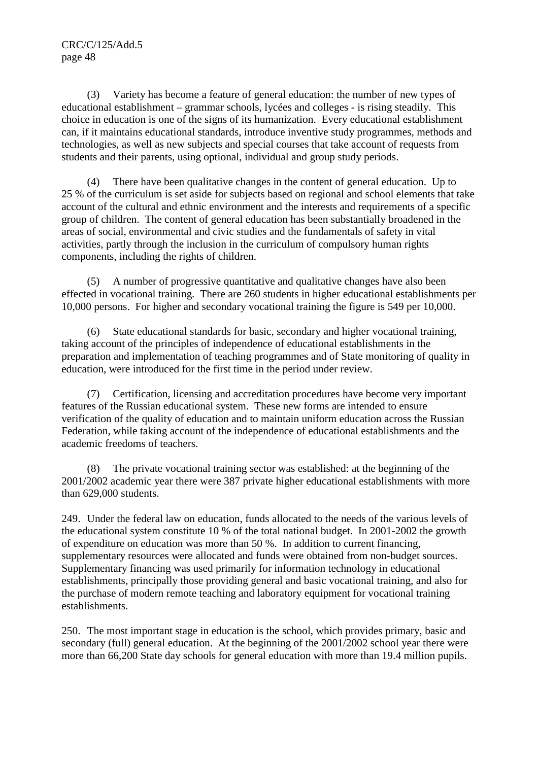(3) Variety has become a feature of general education: the number of new types of educational establishment – grammar schools, lycées and colleges - is rising steadily. This choice in education is one of the signs of its humanization. Every educational establishment can, if it maintains educational standards, introduce inventive study programmes, methods and technologies, as well as new subjects and special courses that take account of requests from students and their parents, using optional, individual and group study periods.

(4) There have been qualitative changes in the content of general education. Up to 25 % of the curriculum is set aside for subjects based on regional and school elements that take account of the cultural and ethnic environment and the interests and requirements of a specific group of children. The content of general education has been substantially broadened in the areas of social, environmental and civic studies and the fundamentals of safety in vital activities, partly through the inclusion in the curriculum of compulsory human rights components, including the rights of children.

(5) A number of progressive quantitative and qualitative changes have also been effected in vocational training. There are 260 students in higher educational establishments per 10,000 persons. For higher and secondary vocational training the figure is 549 per 10,000.

(6) State educational standards for basic, secondary and higher vocational training, taking account of the principles of independence of educational establishments in the preparation and implementation of teaching programmes and of State monitoring of quality in education, were introduced for the first time in the period under review.

(7) Certification, licensing and accreditation procedures have become very important features of the Russian educational system. These new forms are intended to ensure verification of the quality of education and to maintain uniform education across the Russian Federation, while taking account of the independence of educational establishments and the academic freedoms of teachers.

(8) The private vocational training sector was established: at the beginning of the 2001/2002 academic year there were 387 private higher educational establishments with more than 629,000 students.

249. Under the federal law on education, funds allocated to the needs of the various levels of the educational system constitute 10 % of the total national budget. In 2001-2002 the growth of expenditure on education was more than 50 %. In addition to current financing, supplementary resources were allocated and funds were obtained from non-budget sources. Supplementary financing was used primarily for information technology in educational establishments, principally those providing general and basic vocational training, and also for the purchase of modern remote teaching and laboratory equipment for vocational training establishments.

250. The most important stage in education is the school, which provides primary, basic and secondary (full) general education. At the beginning of the 2001/2002 school year there were more than 66,200 State day schools for general education with more than 19.4 million pupils.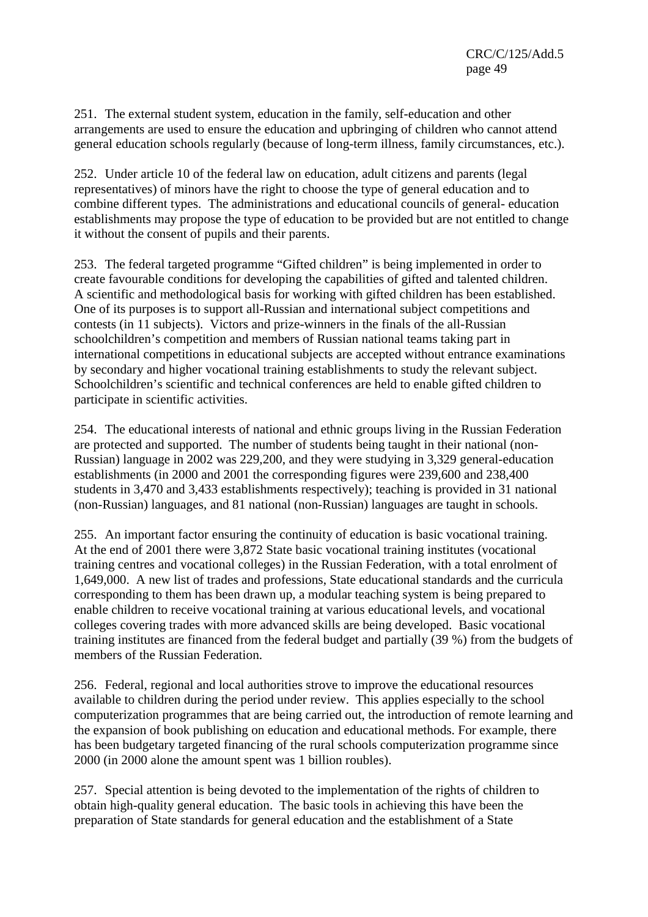251. The external student system, education in the family, self-education and other arrangements are used to ensure the education and upbringing of children who cannot attend general education schools regularly (because of long-term illness, family circumstances, etc.).

252. Under article 10 of the federal law on education, adult citizens and parents (legal representatives) of minors have the right to choose the type of general education and to combine different types. The administrations and educational councils of general- education establishments may propose the type of education to be provided but are not entitled to change it without the consent of pupils and their parents.

253. The federal targeted programme "Gifted children" is being implemented in order to create favourable conditions for developing the capabilities of gifted and talented children. A scientific and methodological basis for working with gifted children has been established. One of its purposes is to support all-Russian and international subject competitions and contests (in 11 subjects). Victors and prize-winners in the finals of the all-Russian schoolchildren's competition and members of Russian national teams taking part in international competitions in educational subjects are accepted without entrance examinations by secondary and higher vocational training establishments to study the relevant subject. Schoolchildren's scientific and technical conferences are held to enable gifted children to participate in scientific activities.

254. The educational interests of national and ethnic groups living in the Russian Federation are protected and supported. The number of students being taught in their national (non-Russian) language in 2002 was 229,200, and they were studying in 3,329 general-education establishments (in 2000 and 2001 the corresponding figures were 239,600 and 238,400 students in 3,470 and 3,433 establishments respectively); teaching is provided in 31 national (non-Russian) languages, and 81 national (non-Russian) languages are taught in schools.

255. An important factor ensuring the continuity of education is basic vocational training. At the end of 2001 there were 3,872 State basic vocational training institutes (vocational training centres and vocational colleges) in the Russian Federation, with a total enrolment of 1,649,000. A new list of trades and professions, State educational standards and the curricula corresponding to them has been drawn up, a modular teaching system is being prepared to enable children to receive vocational training at various educational levels, and vocational colleges covering trades with more advanced skills are being developed. Basic vocational training institutes are financed from the federal budget and partially (39 %) from the budgets of members of the Russian Federation.

256. Federal, regional and local authorities strove to improve the educational resources available to children during the period under review. This applies especially to the school computerization programmes that are being carried out, the introduction of remote learning and the expansion of book publishing on education and educational methods. For example, there has been budgetary targeted financing of the rural schools computerization programme since 2000 (in 2000 alone the amount spent was 1 billion roubles).

257. Special attention is being devoted to the implementation of the rights of children to obtain high-quality general education. The basic tools in achieving this have been the preparation of State standards for general education and the establishment of a State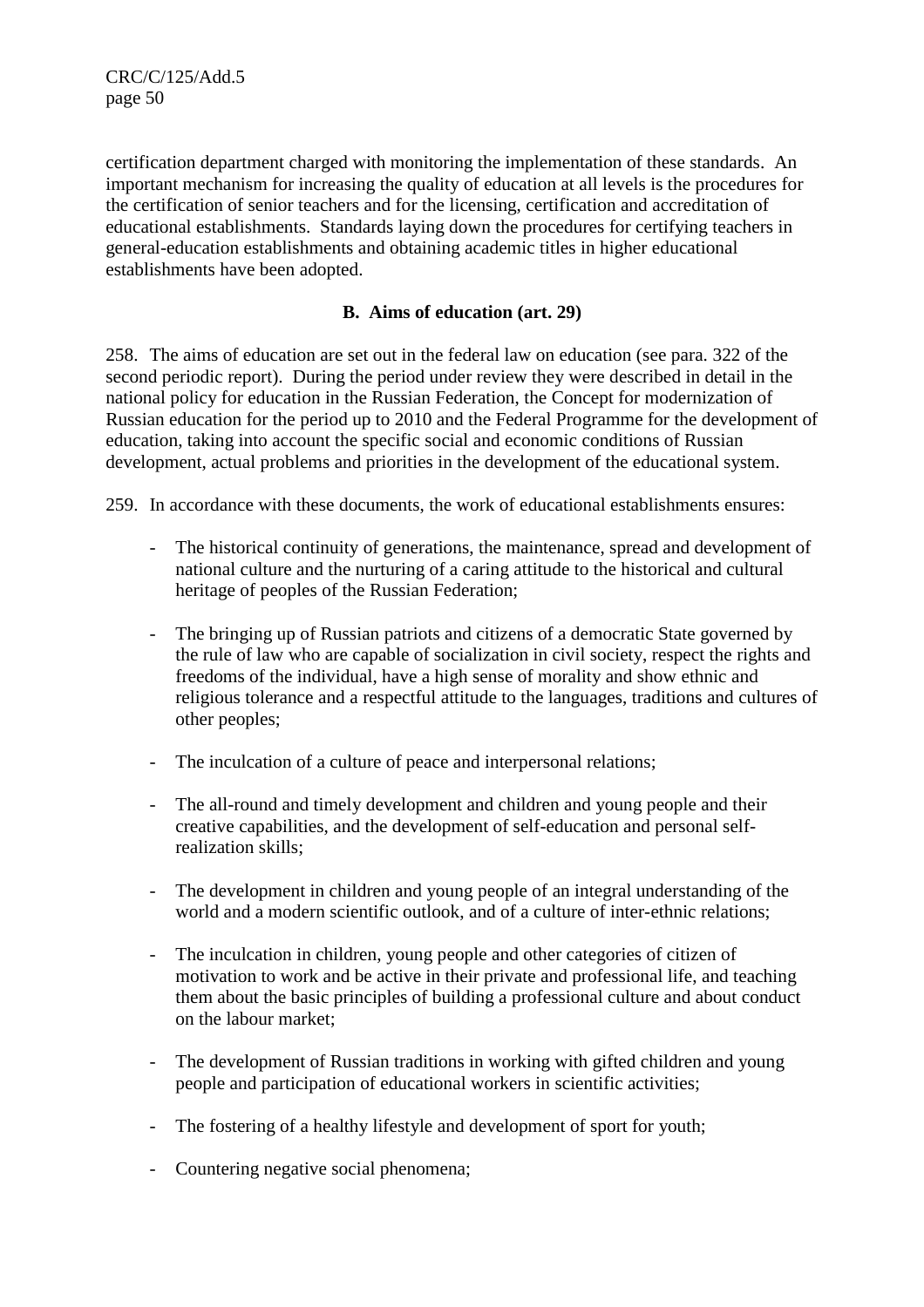certification department charged with monitoring the implementation of these standards. An important mechanism for increasing the quality of education at all levels is the procedures for the certification of senior teachers and for the licensing, certification and accreditation of educational establishments. Standards laying down the procedures for certifying teachers in general-education establishments and obtaining academic titles in higher educational establishments have been adopted.

### B. Aims of education (art. 29)

258. The aims of education are set out in the federal law on education (see para. 322 of the second periodic report). During the period under review they were described in detail in the national policy for education in the Russian Federation, the Concept for modernization of Russian education for the period up to 2010 and the Federal Programme for the development of education, taking into account the specific social and economic conditions of Russian development, actual problems and priorities in the development of the educational system.

259. In accordance with these documents, the work of educational establishments ensures:

- The historical continuity of generations, the maintenance, spread and development of national culture and the nurturing of a caring attitude to the historical and cultural heritage of peoples of the Russian Federation;

- The bringing up of Russian patriots and citizens of a democratic State governed by the rule of law who are capable of socialization in civil society, respect the rights and freedoms of the individual, have a high sense of morality and show ethnic and religious tolerance and a respectful attitude to the languages, traditions and cultures of other peoples;

- The inculcation of a culture of peace and interpersonal relations;

- The all-round and timely development and children and young people and their creative capabilities, and the development of self-education and personal self-realization skills;

- The development in children and young people of an integral understanding of the world and a modern scientific outlook, and of a culture of inter-ethnic relations;

- The inculcation in children, young people and other categories of citizen of motivation to work and be active in their private and professional life, and teaching them about the basic principles of building a professional culture and about conduct on the labour market;

- The development of Russian traditions in working with gifted children and young people and participation of educational workers in scientific activities;

- The fostering of a healthy lifestyle and development of sport for youth;

- Countering negative social phenomena;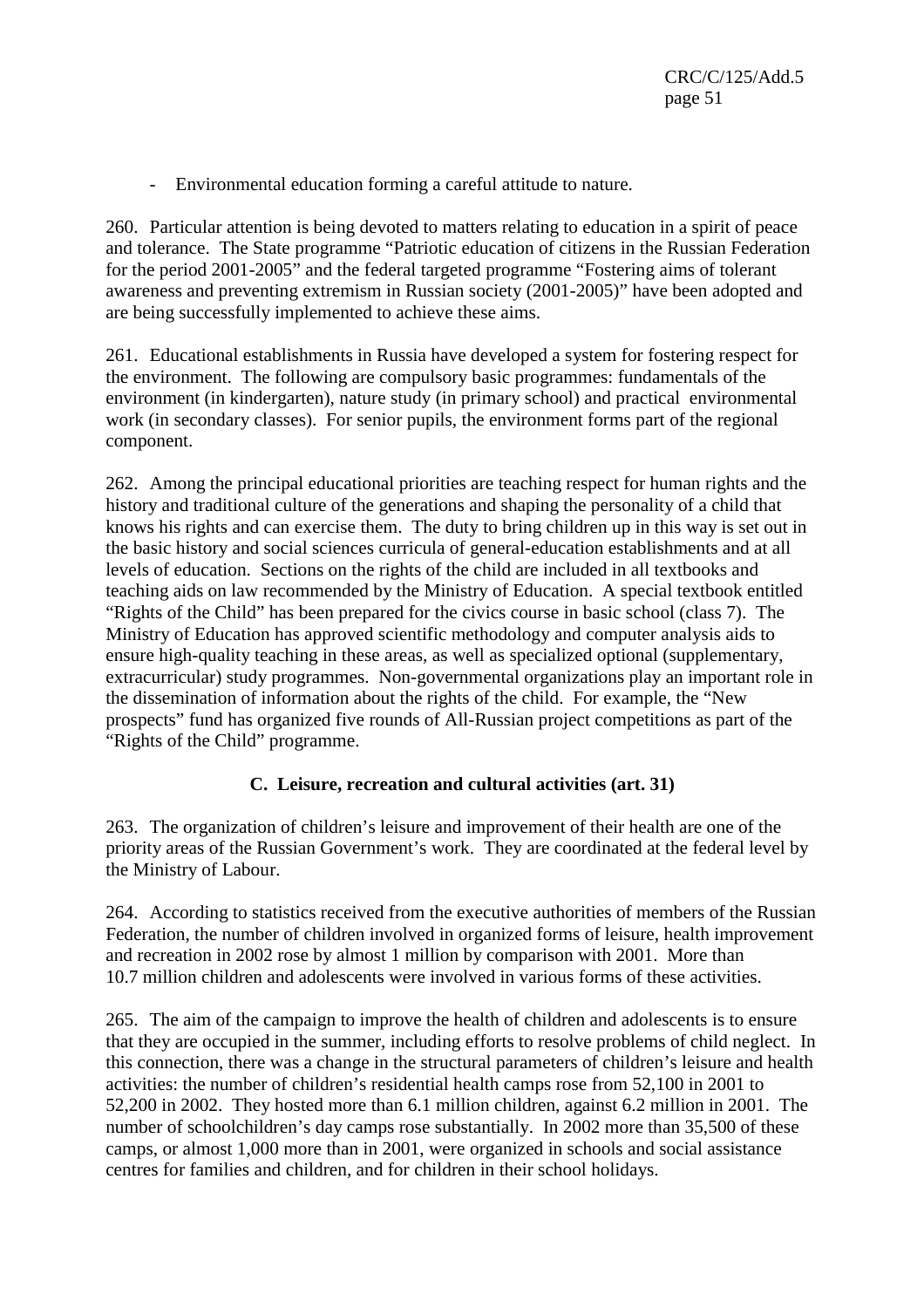- Environmental education forming a careful attitude to nature.

260. Particular attention is being devoted to matters relating to education in a spirit of peace and tolerance. The State programme "Patriotic education of citizens in the Russian Federation for the period 2001-2005" and the federal targeted programme "Fostering aims of tolerant awareness and preventing extremism in Russian society (2001-2005)" have been adopted and are being successfully implemented to achieve these aims.

261. Educational establishments in Russia have developed a system for fostering respect for the environment. The following are compulsory basic programmes: fundamentals of the environment (in kindergarten), nature study (in primary school) and practical environmental work (in secondary classes). For senior pupils, the environment forms part of the regional component.

262. Among the principal educational priorities are teaching respect for human rights and the history and traditional culture of the generations and shaping the personality of a child that knows his rights and can exercise them. The duty to bring children up in this way is set out in the basic history and social sciences curricula of general-education establishments and at all levels of education. Sections on the rights of the child are included in all textbooks and teaching aids on law recommended by the Ministry of Education. A special textbook entitled "Rights of the Child" has been prepared for the civics course in basic school (class 7). The Ministry of Education has approved scientific methodology and computer analysis aids to ensure high-quality teaching in these areas, as well as specialized optional (supplementary, extracurricular) study programmes. Non-governmental organizations play an important role in the dissemination of information about the rights of the child. For example, the "New prospects" fund has organized five rounds of All-Russian project competitions as part of the "Rights of the Child" programme.

### C. Leisure, recreation and cultural activities (art. 31)

263. The organization of children's leisure and improvement of their health are one of the priority areas of the Russian Government's work. They are coordinated at the federal level by the Ministry of Labour.

264. According to statistics received from the executive authorities of members of the Russian Federation, the number of children involved in organized forms of leisure, health improvement and recreation in 2002 rose by almost 1 million by comparison with 2001. More than 10.7 million children and adolescents were involved in various forms of these activities.

265. The aim of the campaign to improve the health of children and adolescents is to ensure that they are occupied in the summer, including efforts to resolve problems of child neglect. In this connection, there was a change in the structural parameters of children's leisure and health activities: the number of children's residential health camps rose from 52,100 in 2001 to 52,200 in 2002. They hosted more than 6.1 million children, against 6.2 million in 2001. The number of schoolchildren's day camps rose substantially. In 2002 more than 35,500 of these camps, or almost 1,000 more than in 2001, were organized in schools and social assistance centres for families and children, and for children in their school holidays.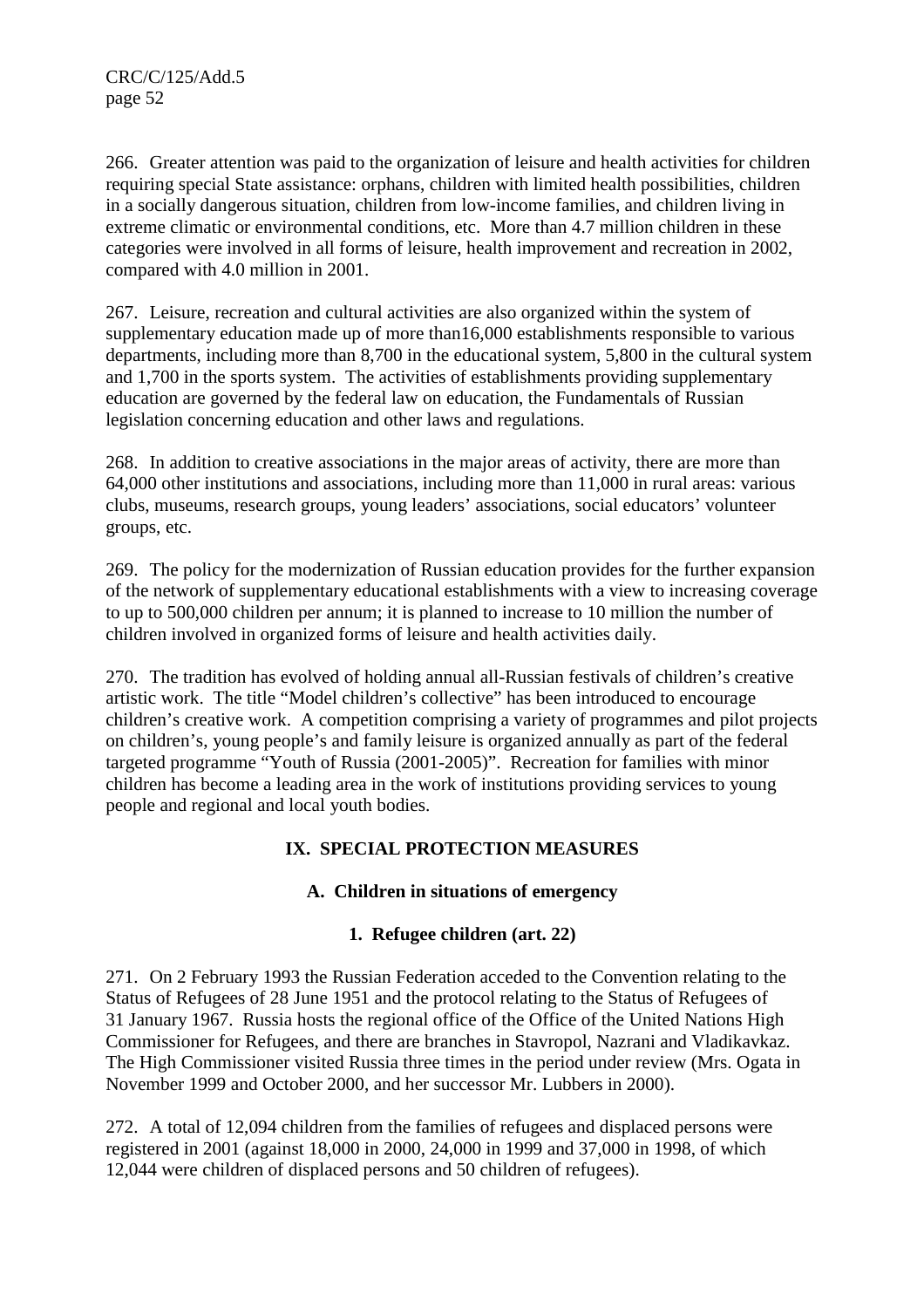266. Greater attention was paid to the organization of leisure and health activities for children requiring special State assistance: orphans, children with limited health possibilities, children in a socially dangerous situation, children from low-income families, and children living in extreme climatic or environmental conditions, etc. More than 4.7 million children in these categories were involved in all forms of leisure, health improvement and recreation in 2002, compared with 4.0 million in 2001.

267. Leisure, recreation and cultural activities are also organized within the system of supplementary education made up of more than16,000 establishments responsible to various departments, including more than 8,700 in the educational system, 5,800 in the cultural system and 1,700 in the sports system. The activities of establishments providing supplementary education are governed by the federal law on education, the Fundamentals of Russian legislation concerning education and other laws and regulations.

268. In addition to creative associations in the major areas of activity, there are more than 64,000 other institutions and associations, including more than 11,000 in rural areas: various clubs, museums, research groups, young leaders' associations, social educators' volunteer groups, etc.

269. The policy for the modernization of Russian education provides for the further expansion of the network of supplementary educational establishments with a view to increasing coverage to up to 500,000 children per annum; it is planned to increase to 10 million the number of children involved in organized forms of leisure and health activities daily.

270. The tradition has evolved of holding annual all-Russian festivals of children's creative artistic work. The title "Model children's collective" has been introduced to encourage children's creative work. A competition comprising a variety of programmes and pilot projects on children's, young people's and family leisure is organized annually as part of the federal targeted programme "Youth of Russia (2001-2005)". Recreation for families with minor children has become a leading area in the work of institutions providing services to young people and regional and local youth bodies.

## IX. SPECIAL PROTECTION MEASURES

### A. Children in situations of emergency

#### 1. Refugee children (art. 22)

271. On 2 February 1993 the Russian Federation acceded to the Convention relating to the Status of Refugees of 28 June 1951 and the protocol relating to the Status of Refugees of 31 January 1967. Russia hosts the regional office of the Office of the United Nations High Commissioner for Refugees, and there are branches in Stavropol, Nazrani and Vladikavkaz. The High Commissioner visited Russia three times in the period under review (Mrs. Ogata in November 1999 and October 2000, and her successor Mr. Lubbers in 2000).

272. A total of 12,094 children from the families of refugees and displaced persons were registered in 2001 (against 18,000 in 2000, 24,000 in 1999 and 37,000 in 1998, of which 12,044 were children of displaced persons and 50 children of refugees).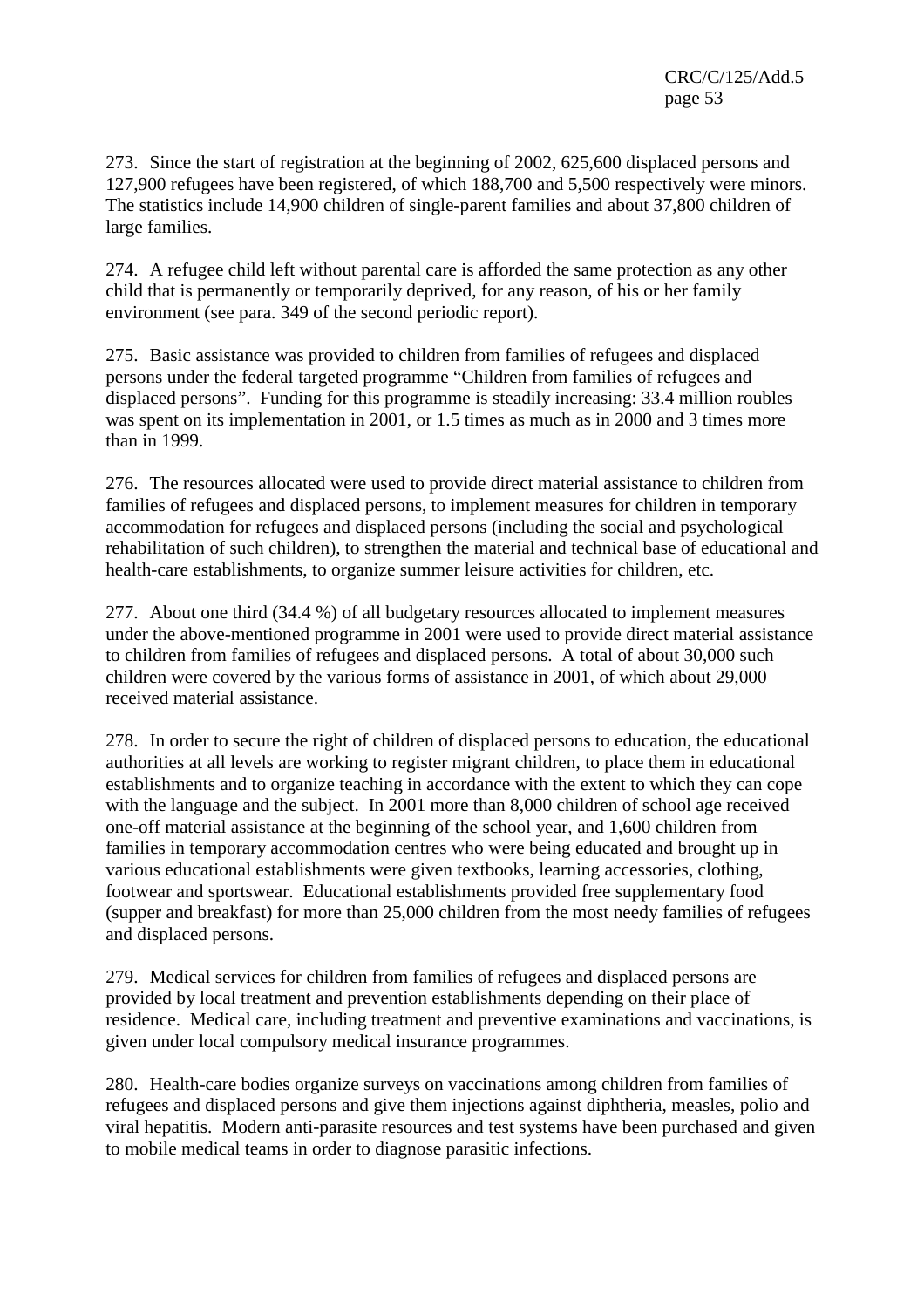273. Since the start of registration at the beginning of 2002, 625,600 displaced persons and 127,900 refugees have been registered, of which 188,700 and 5,500 respectively were minors. The statistics include 14,900 children of single-parent families and about 37,800 children of large families.

274. A refugee child left without parental care is afforded the same protection as any other child that is permanently or temporarily deprived, for any reason, of his or her family environment (see para. 349 of the second periodic report).

275. Basic assistance was provided to children from families of refugees and displaced persons under the federal targeted programme "Children from families of refugees and displaced persons". Funding for this programme is steadily increasing: 33.4 million roubles was spent on its implementation in 2001, or 1.5 times as much as in 2000 and 3 times more than in 1999.

276. The resources allocated were used to provide direct material assistance to children from families of refugees and displaced persons, to implement measures for children in temporary accommodation for refugees and displaced persons (including the social and psychological rehabilitation of such children), to strengthen the material and technical base of educational and health-care establishments, to organize summer leisure activities for children, etc.

277. About one third (34.4 %) of all budgetary resources allocated to implement measures under the above-mentioned programme in 2001 were used to provide direct material assistance to children from families of refugees and displaced persons. A total of about 30,000 such children were covered by the various forms of assistance in 2001, of which about 29,000 received material assistance.

278. In order to secure the right of children of displaced persons to education, the educational authorities at all levels are working to register migrant children, to place them in educational establishments and to organize teaching in accordance with the extent to which they can cope with the language and the subject. In 2001 more than 8,000 children of school age received one-off material assistance at the beginning of the school year, and 1,600 children from families in temporary accommodation centres who were being educated and brought up in various educational establishments were given textbooks, learning accessories, clothing, footwear and sportswear. Educational establishments provided free supplementary food (supper and breakfast) for more than 25,000 children from the most needy families of refugees and displaced persons.

279. Medical services for children from families of refugees and displaced persons are provided by local treatment and prevention establishments depending on their place of residence. Medical care, including treatment and preventive examinations and vaccinations, is given under local compulsory medical insurance programmes.

280. Health-care bodies organize surveys on vaccinations among children from families of refugees and displaced persons and give them injections against diphtheria, measles, polio and viral hepatitis. Modern anti-parasite resources and test systems have been purchased and given to mobile medical teams in order to diagnose parasitic infections.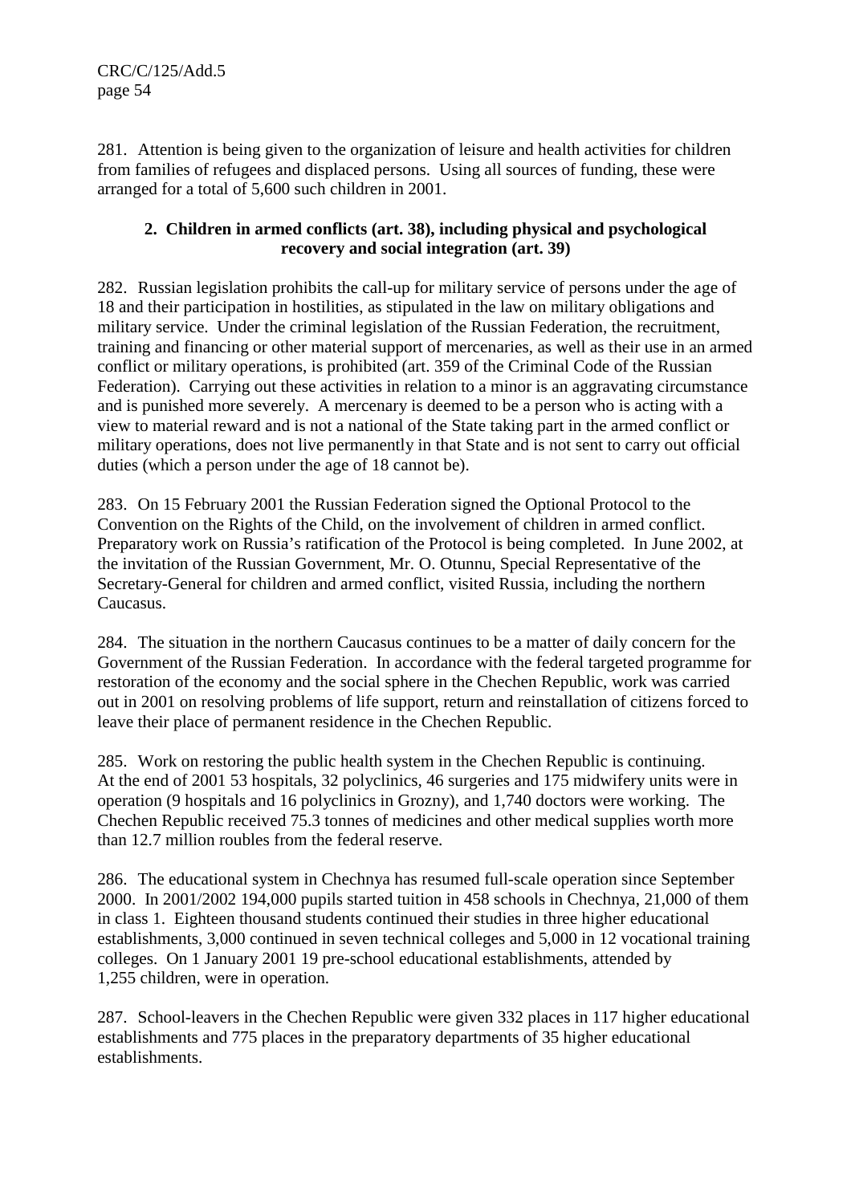281. Attention is being given to the organization of leisure and health activities for children from families of refugees and displaced persons. Using all sources of funding, these were arranged for a total of 5,600 such children in 2001.

### 2. Children in armed conflicts (art. 38), including physical and psychological recovery and social integration (art. 39)

282. Russian legislation prohibits the call-up for military service of persons under the age of 18 and their participation in hostilities, as stipulated in the law on military obligations and military service. Under the criminal legislation of the Russian Federation, the recruitment, training and financing or other material support of mercenaries, as well as their use in an armed conflict or military operations, is prohibited (art. 359 of the Criminal Code of the Russian Federation). Carrying out these activities in relation to a minor is an aggravating circumstance and is punished more severely. A mercenary is deemed to be a person who is acting with a view to material reward and is not a national of the State taking part in the armed conflict or military operations, does not live permanently in that State and is not sent to carry out official duties (which a person under the age of 18 cannot be).

283. On 15 February 2001 the Russian Federation signed the Optional Protocol to the Convention on the Rights of the Child, on the involvement of children in armed conflict. Preparatory work on Russia's ratification of the Protocol is being completed. In June 2002, at the invitation of the Russian Government, Mr. O. Otunnu, Special Representative of the Secretary-General for children and armed conflict, visited Russia, including the northern Caucasus.

284. The situation in the northern Caucasus continues to be a matter of daily concern for the Government of the Russian Federation. In accordance with the federal targeted programme for restoration of the economy and the social sphere in the Chechen Republic, work was carried out in 2001 on resolving problems of life support, return and reinstallation of citizens forced to leave their place of permanent residence in the Chechen Republic.

285. Work on restoring the public health system in the Chechen Republic is continuing. At the end of 2001 53 hospitals, 32 polyclinics, 46 surgeries and 175 midwifery units were in operation (9 hospitals and 16 polyclinics in Grozny), and 1,740 doctors were working. The Chechen Republic received 75.3 tonnes of medicines and other medical supplies worth more than 12.7 million roubles from the federal reserve.

286. The educational system in Chechnya has resumed full-scale operation since September 2000. In 2001/2002 194,000 pupils started tuition in 458 schools in Chechnya, 21,000 of them in class 1. Eighteen thousand students continued their studies in three higher educational establishments, 3,000 continued in seven technical colleges and 5,000 in 12 vocational training colleges. On 1 January 2001 19 pre-school educational establishments, attended by 1,255 children, were in operation.

287. School-leavers in the Chechen Republic were given 332 places in 117 higher educational establishments and 775 places in the preparatory departments of 35 higher educational establishments.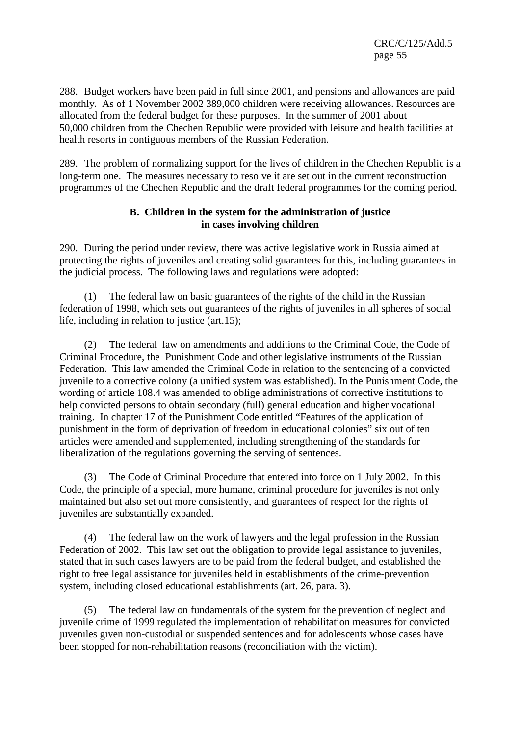288. Budget workers have been paid in full since 2001, and pensions and allowances are paid monthly. As of 1 November 2002 389,000 children were receiving allowances. Resources are allocated from the federal budget for these purposes. In the summer of 2001 about 50,000 children from the Chechen Republic were provided with leisure and health facilities at health resorts in contiguous members of the Russian Federation.

289. The problem of normalizing support for the lives of children in the Chechen Republic is a long-term one. The measures necessary to resolve it are set out in the current reconstruction programmes of the Chechen Republic and the draft federal programmes for the coming period.

### B. Children in the system for the administration of justice in cases involving children

290. During the period under review, there was active legislative work in Russia aimed at protecting the rights of juveniles and creating solid guarantees for this, including guarantees in the judicial process. The following laws and regulations were adopted:

(1) The federal law on basic guarantees of the rights of the child in the Russian federation of 1998, which sets out guarantees of the rights of juveniles in all spheres of social life, including in relation to justice (art.15);

(2) The federal law on amendments and additions to the Criminal Code, the Code of Criminal Procedure, the Punishment Code and other legislative instruments of the Russian Federation. This law amended the Criminal Code in relation to the sentencing of a convicted juvenile to a corrective colony (a unified system was established). In the Punishment Code, the wording of article 108.4 was amended to oblige administrations of corrective institutions to help convicted persons to obtain secondary (full) general education and higher vocational training. In chapter 17 of the Punishment Code entitled "Features of the application of punishment in the form of deprivation of freedom in educational colonies" six out of ten articles were amended and supplemented, including strengthening of the standards for liberalization of the regulations governing the serving of sentences.

(3) The Code of Criminal Procedure that entered into force on 1 July 2002. In this Code, the principle of a special, more humane, criminal procedure for juveniles is not only maintained but also set out more consistently, and guarantees of respect for the rights of juveniles are substantially expanded.

(4) The federal law on the work of lawyers and the legal profession in the Russian Federation of 2002. This law set out the obligation to provide legal assistance to juveniles, stated that in such cases lawyers are to be paid from the federal budget, and established the right to free legal assistance for juveniles held in establishments of the crime-prevention system, including closed educational establishments (art. 26, para. 3).

(5) The federal law on fundamentals of the system for the prevention of neglect and juvenile crime of 1999 regulated the implementation of rehabilitation measures for convicted juveniles given non-custodial or suspended sentences and for adolescents whose cases have been stopped for non-rehabilitation reasons (reconciliation with the victim).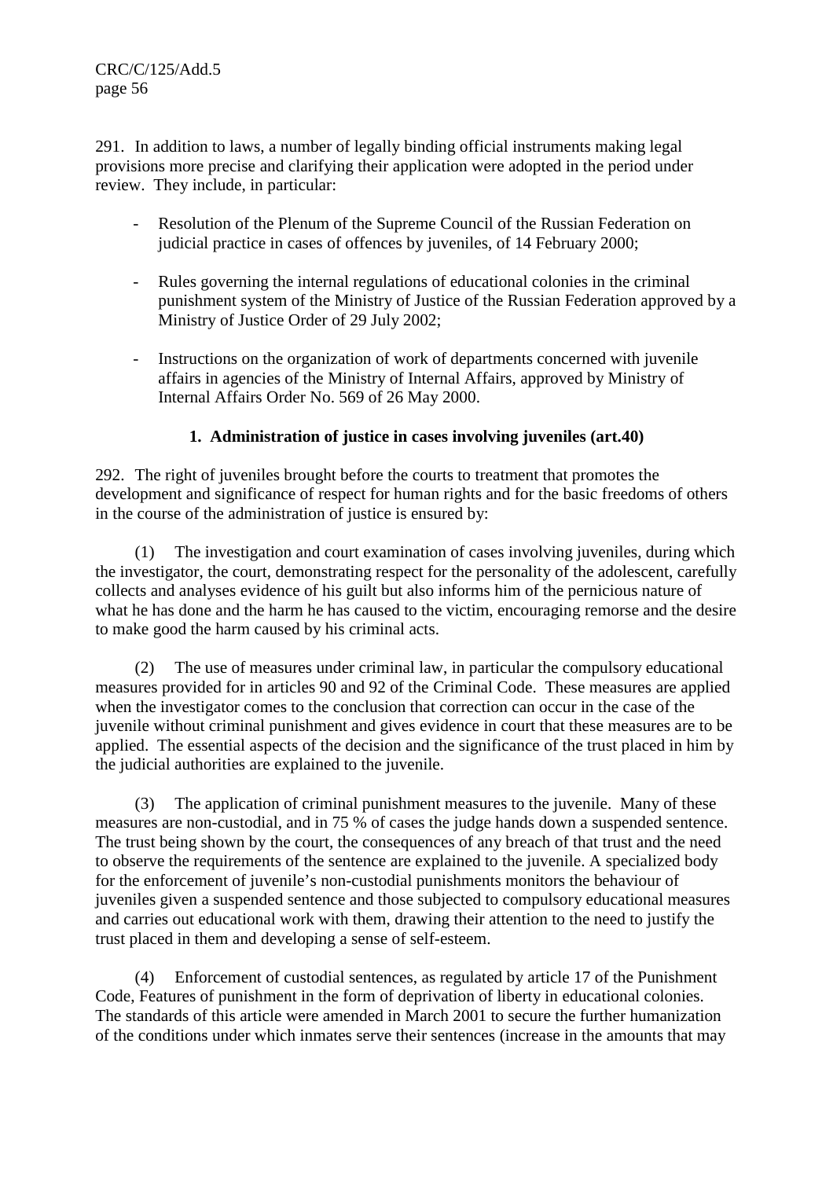291. In addition to laws, a number of legally binding official instruments making legal provisions more precise and clarifying their application were adopted in the period under review. They include, in particular:

- Resolution of the Plenum of the Supreme Council of the Russian Federation on judicial practice in cases of offences by juveniles, of 14 February 2000;

- Rules governing the internal regulations of educational colonies in the criminal punishment system of the Ministry of Justice of the Russian Federation approved by a Ministry of Justice Order of 29 July 2002;

- Instructions on the organization of work of departments concerned with juvenile affairs in agencies of the Ministry of Internal Affairs, approved by Ministry of Internal Affairs Order No. 569 of 26 May 2000.

### 1. Administration of justice in cases involving juveniles (art.40)

292. The right of juveniles brought before the courts to treatment that promotes the development and significance of respect for human rights and for the basic freedoms of others in the course of the administration of justice is ensured by:

(1) The investigation and court examination of cases involving juveniles, during which the investigator, the court, demonstrating respect for the personality of the adolescent, carefully collects and analyses evidence of his guilt but also informs him of the pernicious nature of what he has done and the harm he has caused to the victim, encouraging remorse and the desire to make good the harm caused by his criminal acts.

(2) The use of measures under criminal law, in particular the compulsory educational measures provided for in articles 90 and 92 of the Criminal Code. These measures are applied when the investigator comes to the conclusion that correction can occur in the case of the juvenile without criminal punishment and gives evidence in court that these measures are to be applied. The essential aspects of the decision and the significance of the trust placed in him by the judicial authorities are explained to the juvenile.

(3) The application of criminal punishment measures to the juvenile. Many of these measures are non-custodial, and in 75 % of cases the judge hands down a suspended sentence. The trust being shown by the court, the consequences of any breach of that trust and the need to observe the requirements of the sentence are explained to the juvenile. A specialized body for the enforcement of juvenile's non-custodial punishments monitors the behaviour of juveniles given a suspended sentence and those subjected to compulsory educational measures and carries out educational work with them, drawing their attention to the need to justify the trust placed in them and developing a sense of self-esteem.

(4) Enforcement of custodial sentences, as regulated by article 17 of the Punishment Code, Features of punishment in the form of deprivation of liberty in educational colonies. The standards of this article were amended in March 2001 to secure the further humanization of the conditions under which inmates serve their sentences (increase in the amounts that may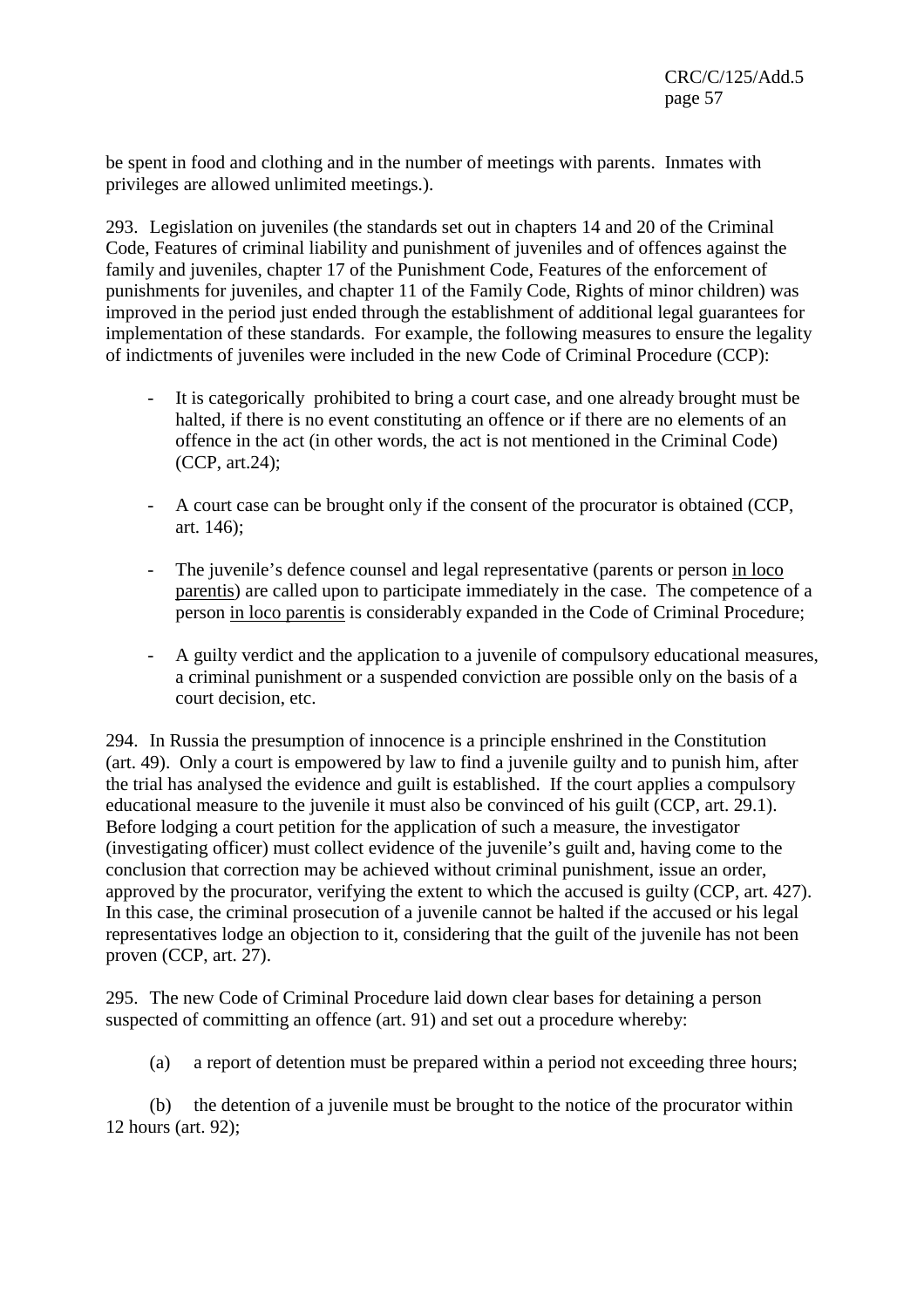be spent in food and clothing and in the number of meetings with parents. Inmates with privileges are allowed unlimited meetings.).

293. Legislation on juveniles (the standards set out in chapters 14 and 20 of the Criminal Code, Features of criminal liability and punishment of juveniles and of offences against the family and juveniles, chapter 17 of the Punishment Code, Features of the enforcement of punishments for juveniles, and chapter 11 of the Family Code, Rights of minor children) was improved in the period just ended through the establishment of additional legal guarantees for implementation of these standards. For example, the following measures to ensure the legality of indictments of juveniles were included in the new Code of Criminal Procedure (CCP):

- It is categorically prohibited to bring a court case, and one already brought must be halted, if there is no event constituting an offence or if there are no elements of an offence in the act (in other words, the act is not mentioned in the Criminal Code) (CCP, art.24);

- A court case can be brought only if the consent of the procurator is obtained (CCP, art. 146);

- The juvenile's defence counsel and legal representative (parents or person in loco parentis) are called upon to participate immediately in the case. The competence of a person in loco parentis is considerably expanded in the Code of Criminal Procedure;

- A guilty verdict and the application to a juvenile of compulsory educational measures, a criminal punishment or a suspended conviction are possible only on the basis of a court decision, etc.

294. In Russia the presumption of innocence is a principle enshrined in the Constitution (art. 49). Only a court is empowered by law to find a juvenile guilty and to punish him, after the trial has analysed the evidence and guilt is established. If the court applies a compulsory educational measure to the juvenile it must also be convinced of his guilt (CCP, art. 29.1). Before lodging a court petition for the application of such a measure, the investigator (investigating officer) must collect evidence of the juvenile's guilt and, having come to the conclusion that correction may be achieved without criminal punishment, issue an order, approved by the procurator, verifying the extent to which the accused is guilty (CCP, art. 427). In this case, the criminal prosecution of a juvenile cannot be halted if the accused or his legal representatives lodge an objection to it, considering that the guilt of the juvenile has not been proven (CCP, art. 27).

295. The new Code of Criminal Procedure laid down clear bases for detaining a person suspected of committing an offence (art. 91) and set out a procedure whereby:

(a) a report of detention must be prepared within a period not exceeding three hours;

(b) the detention of a juvenile must be brought to the notice of the procurator within 12 hours (art. 92);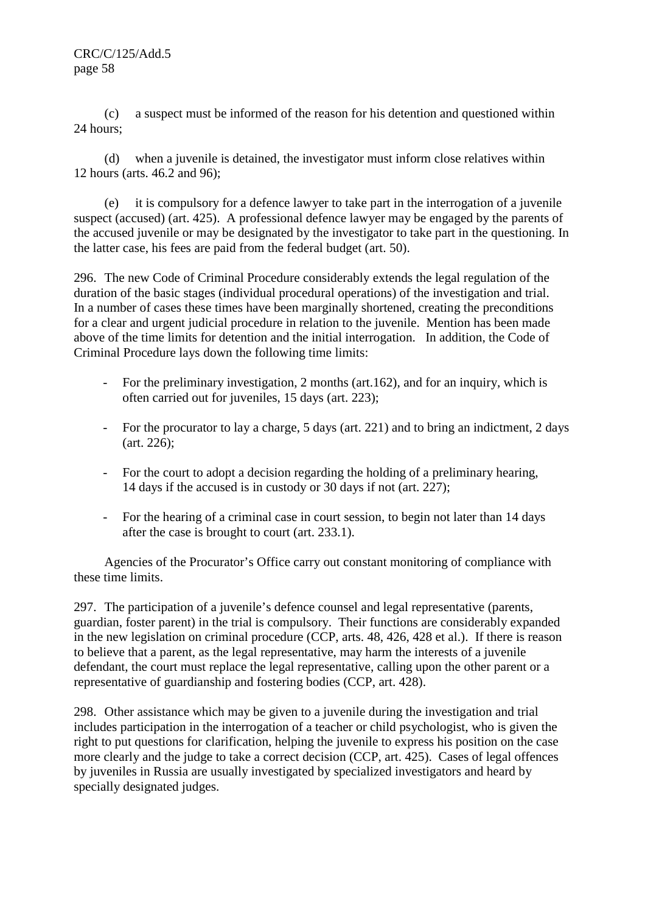(c) a suspect must be informed of the reason for his detention and questioned within 24 hours;

(d) when a juvenile is detained, the investigator must inform close relatives within 12 hours (arts. 46.2 and 96);

(e) it is compulsory for a defence lawyer to take part in the interrogation of a juvenile suspect (accused) (art. 425). A professional defence lawyer may be engaged by the parents of the accused juvenile or may be designated by the investigator to take part in the questioning. In the latter case, his fees are paid from the federal budget (art. 50).

296. The new Code of Criminal Procedure considerably extends the legal regulation of the duration of the basic stages (individual procedural operations) of the investigation and trial. In a number of cases these times have been marginally shortened, creating the preconditions for a clear and urgent judicial procedure in relation to the juvenile. Mention has been made above of the time limits for detention and the initial interrogation. In addition, the Code of Criminal Procedure lays down the following time limits:

- For the preliminary investigation, 2 months (art.162), and for an inquiry, which is often carried out for juveniles, 15 days (art. 223);
- For the procurator to lay a charge, 5 days (art. 221) and to bring an indictment, 2 days (art. 226);
- For the court to adopt a decision regarding the holding of a preliminary hearing, 14 days if the accused is in custody or 30 days if not (art. 227);
- For the hearing of a criminal case in court session, to begin not later than 14 days after the case is brought to court (art. 233.1).

Agencies of the Procurator's Office carry out constant monitoring of compliance with these time limits.

297. The participation of a juvenile's defence counsel and legal representative (parents, guardian, foster parent) in the trial is compulsory. Their functions are considerably expanded in the new legislation on criminal procedure (CCP, arts. 48, 426, 428 et al.). If there is reason to believe that a parent, as the legal representative, may harm the interests of a juvenile defendant, the court must replace the legal representative, calling upon the other parent or a representative of guardianship and fostering bodies (CCP, art. 428).

298. Other assistance which may be given to a juvenile during the investigation and trial includes participation in the interrogation of a teacher or child psychologist, who is given the right to put questions for clarification, helping the juvenile to express his position on the case more clearly and the judge to take a correct decision (CCP, art. 425). Cases of legal offences by juveniles in Russia are usually investigated by specialized investigators and heard by specially designated judges.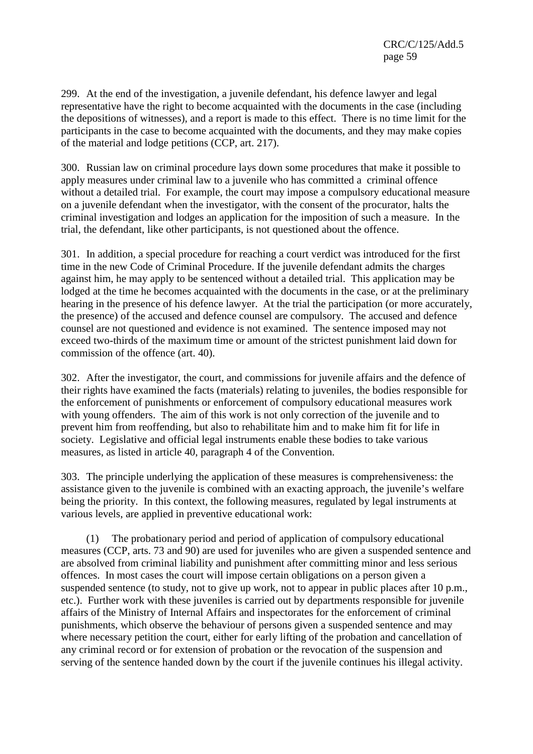299. At the end of the investigation, a juvenile defendant, his defence lawyer and legal representative have the right to become acquainted with the documents in the case (including the depositions of witnesses), and a report is made to this effect. There is no time limit for the participants in the case to become acquainted with the documents, and they may make copies of the material and lodge petitions (CCP, art. 217).

300. Russian law on criminal procedure lays down some procedures that make it possible to apply measures under criminal law to a juvenile who has committed a criminal offence without a detailed trial. For example, the court may impose a compulsory educational measure on a juvenile defendant when the investigator, with the consent of the procurator, halts the criminal investigation and lodges an application for the imposition of such a measure. In the trial, the defendant, like other participants, is not questioned about the offence.

301. In addition, a special procedure for reaching a court verdict was introduced for the first time in the new Code of Criminal Procedure. If the juvenile defendant admits the charges against him, he may apply to be sentenced without a detailed trial. This application may be lodged at the time he becomes acquainted with the documents in the case, or at the preliminary hearing in the presence of his defence lawyer. At the trial the participation (or more accurately, the presence) of the accused and defence counsel are compulsory. The accused and defence counsel are not questioned and evidence is not examined. The sentence imposed may not exceed two-thirds of the maximum time or amount of the strictest punishment laid down for commission of the offence (art. 40).

302. After the investigator, the court, and commissions for juvenile affairs and the defence of their rights have examined the facts (materials) relating to juveniles, the bodies responsible for the enforcement of punishments or enforcement of compulsory educational measures work with young offenders. The aim of this work is not only correction of the juvenile and to prevent him from reoffending, but also to rehabilitate him and to make him fit for life in society. Legislative and official legal instruments enable these bodies to take various measures, as listed in article 40, paragraph 4 of the Convention.

303. The principle underlying the application of these measures is comprehensiveness: the assistance given to the juvenile is combined with an exacting approach, the juvenile's welfare being the priority. In this context, the following measures, regulated by legal instruments at various levels, are applied in preventive educational work:

(1) The probationary period and period of application of compulsory educational measures (CCP, arts. 73 and 90) are used for juveniles who are given a suspended sentence and are absolved from criminal liability and punishment after committing minor and less serious offences. In most cases the court will impose certain obligations on a person given a suspended sentence (to study, not to give up work, not to appear in public places after 10 p.m., etc.). Further work with these juveniles is carried out by departments responsible for juvenile affairs of the Ministry of Internal Affairs and inspectorates for the enforcement of criminal punishments, which observe the behaviour of persons given a suspended sentence and may where necessary petition the court, either for early lifting of the probation and cancellation of any criminal record or for extension of probation or the revocation of the suspension and serving of the sentence handed down by the court if the juvenile continues his illegal activity.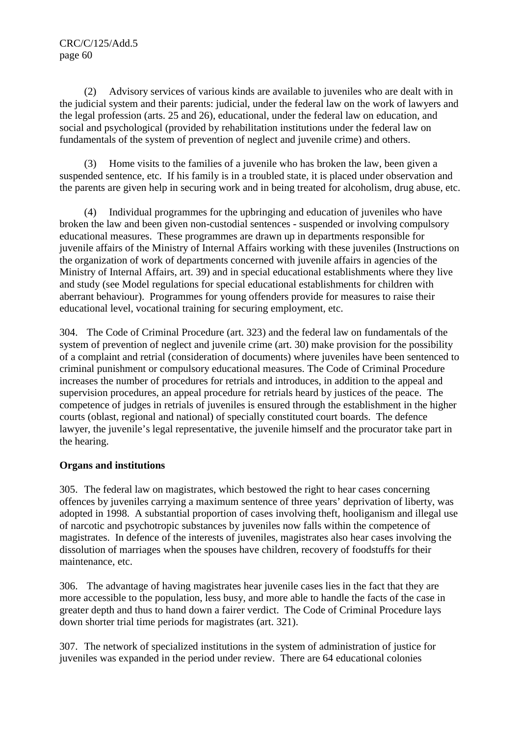(2) Advisory services of various kinds are available to juveniles who are dealt with in the judicial system and their parents: judicial, under the federal law on the work of lawyers and the legal profession (arts. 25 and 26), educational, under the federal law on education, and social and psychological (provided by rehabilitation institutions under the federal law on fundamentals of the system of prevention of neglect and juvenile crime) and others.

(3) Home visits to the families of a juvenile who has broken the law, been given a suspended sentence, etc. If his family is in a troubled state, it is placed under observation and the parents are given help in securing work and in being treated for alcoholism, drug abuse, etc.

(4) Individual programmes for the upbringing and education of juveniles who have broken the law and been given non-custodial sentences - suspended or involving compulsory educational measures. These programmes are drawn up in departments responsible for juvenile affairs of the Ministry of Internal Affairs working with these juveniles (Instructions on the organization of work of departments concerned with juvenile affairs in agencies of the Ministry of Internal Affairs, art. 39) and in special educational establishments where they live and study (see Model regulations for special educational establishments for children with aberrant behaviour). Programmes for young offenders provide for measures to raise their educational level, vocational training for securing employment, etc.

304. The Code of Criminal Procedure (art. 323) and the federal law on fundamentals of the system of prevention of neglect and juvenile crime (art. 30) make provision for the possibility of a complaint and retrial (consideration of documents) where juveniles have been sentenced to criminal punishment or compulsory educational measures. The Code of Criminal Procedure increases the number of procedures for retrials and introduces, in addition to the appeal and supervision procedures, an appeal procedure for retrials heard by justices of the peace. The competence of judges in retrials of juveniles is ensured through the establishment in the higher courts (oblast, regional and national) of specially constituted court boards. The defence lawyer, the juvenile's legal representative, the juvenile himself and the procurator take part in the hearing.

**Organs and institutions**

305. The federal law on magistrates, which bestowed the right to hear cases concerning offences by juveniles carrying a maximum sentence of three years' deprivation of liberty, was adopted in 1998. A substantial proportion of cases involving theft, hooliganism and illegal use of narcotic and psychotropic substances by juveniles now falls within the competence of magistrates. In defence of the interests of juveniles, magistrates also hear cases involving the dissolution of marriages when the spouses have children, recovery of foodstuffs for their maintenance, etc.

306. The advantage of having magistrates hear juvenile cases lies in the fact that they are more accessible to the population, less busy, and more able to handle the facts of the case in greater depth and thus to hand down a fairer verdict. The Code of Criminal Procedure lays down shorter trial time periods for magistrates (art. 321).

307. The network of specialized institutions in the system of administration of justice for juveniles was expanded in the period under review. There are 64 educational colonies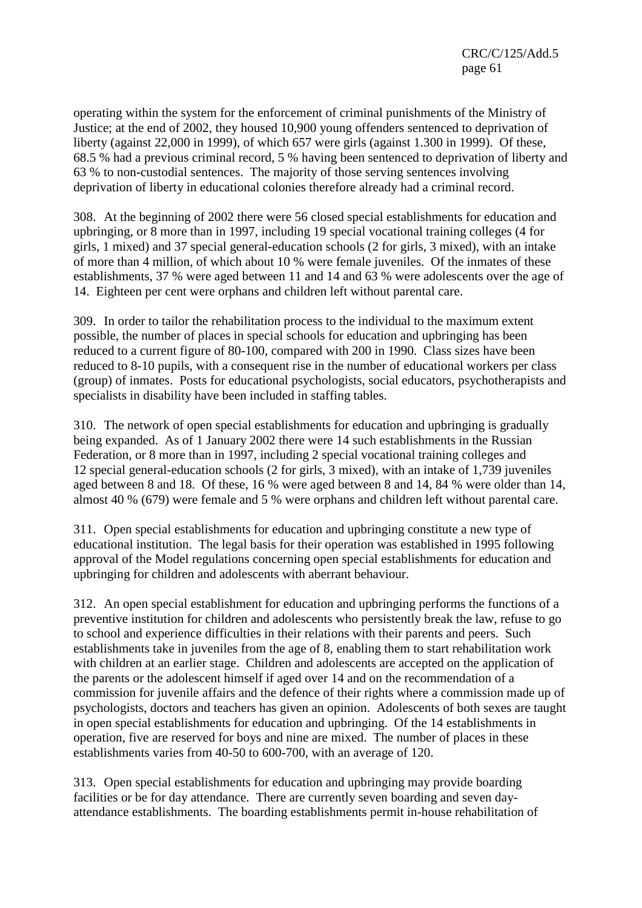operating within the system for the enforcement of criminal punishments of the Ministry of Justice; at the end of 2002, they housed 10,900 young offenders sentenced to deprivation of liberty (against 22,000 in 1999), of which 657 were girls (against 1.300 in 1999). Of these, 68.5 % had a previous criminal record, 5 % having been sentenced to deprivation of liberty and 63 % to non-custodial sentences. The majority of those serving sentences involving deprivation of liberty in educational colonies therefore already had a criminal record.

308. At the beginning of 2002 there were 56 closed special establishments for education and upbringing, or 8 more than in 1997, including 19 special vocational training colleges (4 for girls, 1 mixed) and 37 special general-education schools (2 for girls, 3 mixed), with an intake of more than 4 million, of which about 10 % were female juveniles. Of the inmates of these establishments, 37 % were aged between 11 and 14 and 63 % were adolescents over the age of 14. Eighteen per cent were orphans and children left without parental care.

309. In order to tailor the rehabilitation process to the individual to the maximum extent possible, the number of places in special schools for education and upbringing has been reduced to a current figure of 80-100, compared with 200 in 1990. Class sizes have been reduced to 8-10 pupils, with a consequent rise in the number of educational workers per class (group) of inmates. Posts for educational psychologists, social educators, psychotherapists and specialists in disability have been included in staffing tables.

310. The network of open special establishments for education and upbringing is gradually being expanded. As of 1 January 2002 there were 14 such establishments in the Russian Federation, or 8 more than in 1997, including 2 special vocational training colleges and 12 special general-education schools (2 for girls, 3 mixed), with an intake of 1,739 juveniles aged between 8 and 18. Of these, 16 % were aged between 8 and 14, 84 % were older than 14, almost 40 % (679) were female and 5 % were orphans and children left without parental care.

311. Open special establishments for education and upbringing constitute a new type of educational institution. The legal basis for their operation was established in 1995 following approval of the Model regulations concerning open special establishments for education and upbringing for children and adolescents with aberrant behaviour.

312. An open special establishment for education and upbringing performs the functions of a preventive institution for children and adolescents who persistently break the law, refuse to go to school and experience difficulties in their relations with their parents and peers. Such establishments take in juveniles from the age of 8, enabling them to start rehabilitation work with children at an earlier stage. Children and adolescents are accepted on the application of the parents or the adolescent himself if aged over 14 and on the recommendation of a commission for juvenile affairs and the defence of their rights where a commission made up of psychologists, doctors and teachers has given an opinion. Adolescents of both sexes are taught in open special establishments for education and upbringing. Of the 14 establishments in operation, five are reserved for boys and nine are mixed. The number of places in these establishments varies from 40-50 to 600-700, with an average of 120.

313. Open special establishments for education and upbringing may provide boarding facilities or be for day attendance. There are currently seven boarding and seven day-attendance establishments. The boarding establishments permit in-house rehabilitation of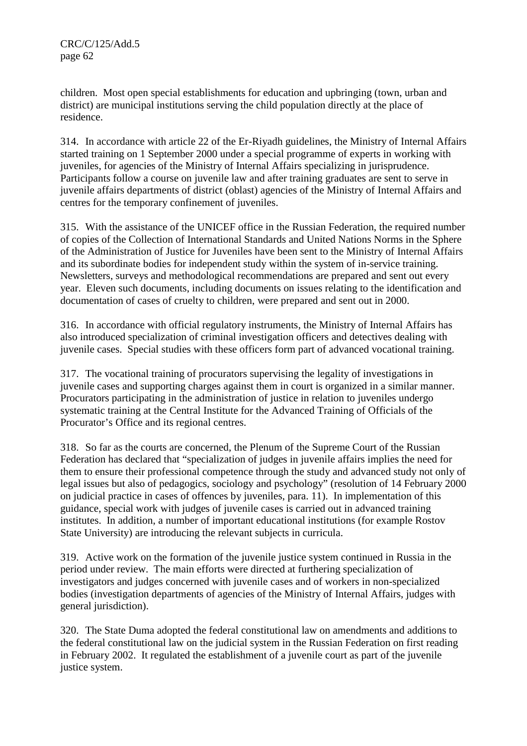children. Most open special establishments for education and upbringing (town, urban and district) are municipal institutions serving the child population directly at the place of residence.

314. In accordance with article 22 of the Er-Riyadh guidelines, the Ministry of Internal Affairs started training on 1 September 2000 under a special programme of experts in working with juveniles, for agencies of the Ministry of Internal Affairs specializing in jurisprudence. Participants follow a course on juvenile law and after training graduates are sent to serve in juvenile affairs departments of district (oblast) agencies of the Ministry of Internal Affairs and centres for the temporary confinement of juveniles.

315. With the assistance of the UNICEF office in the Russian Federation, the required number of copies of the Collection of International Standards and United Nations Norms in the Sphere of the Administration of Justice for Juveniles have been sent to the Ministry of Internal Affairs and its subordinate bodies for independent study within the system of in-service training. Newsletters, surveys and methodological recommendations are prepared and sent out every year. Eleven such documents, including documents on issues relating to the identification and documentation of cases of cruelty to children, were prepared and sent out in 2000.

316. In accordance with official regulatory instruments, the Ministry of Internal Affairs has also introduced specialization of criminal investigation officers and detectives dealing with juvenile cases. Special studies with these officers form part of advanced vocational training.

317. The vocational training of procurators supervising the legality of investigations in juvenile cases and supporting charges against them in court is organized in a similar manner. Procurators participating in the administration of justice in relation to juveniles undergo systematic training at the Central Institute for the Advanced Training of Officials of the Procurator's Office and its regional centres.

318. So far as the courts are concerned, the Plenum of the Supreme Court of the Russian Federation has declared that "specialization of judges in juvenile affairs implies the need for them to ensure their professional competence through the study and advanced study not only of legal issues but also of pedagogics, sociology and psychology" (resolution of 14 February 2000 on judicial practice in cases of offences by juveniles, para. 11). In implementation of this guidance, special work with judges of juvenile cases is carried out in advanced training institutes. In addition, a number of important educational institutions (for example Rostov State University) are introducing the relevant subjects in curricula.

319. Active work on the formation of the juvenile justice system continued in Russia in the period under review. The main efforts were directed at furthering specialization of investigators and judges concerned with juvenile cases and of workers in non-specialized bodies (investigation departments of agencies of the Ministry of Internal Affairs, judges with general jurisdiction).

320. The State Duma adopted the federal constitutional law on amendments and additions to the federal constitutional law on the judicial system in the Russian Federation on first reading in February 2002. It regulated the establishment of a juvenile court as part of the juvenile justice system.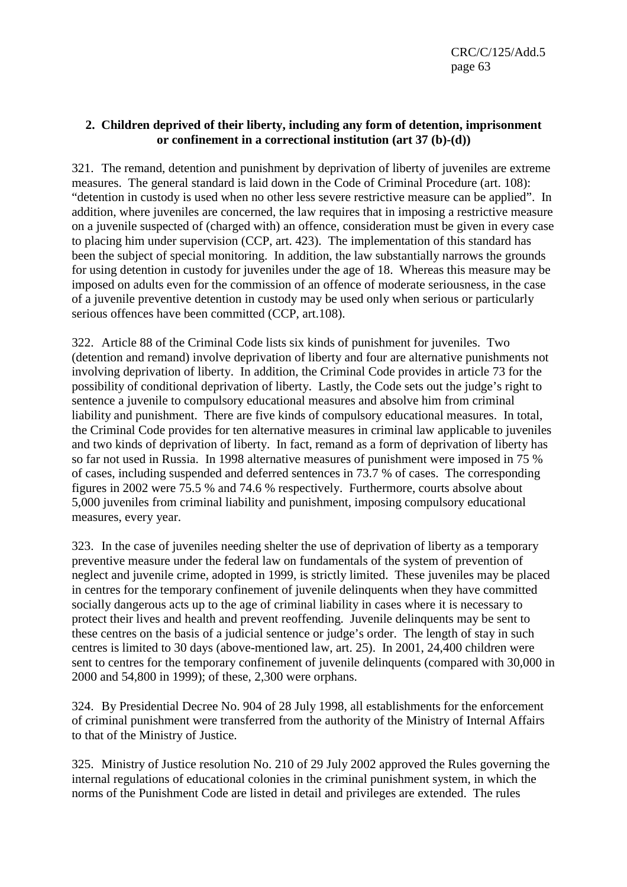## 2. Children deprived of their liberty, including any form of detention, imprisonment or confinement in a correctional institution (art 37 (b)-(d))

321. The remand, detention and punishment by deprivation of liberty of juveniles are extreme measures. The general standard is laid down in the Code of Criminal Procedure (art. 108): "detention in custody is used when no other less severe restrictive measure can be applied". In addition, where juveniles are concerned, the law requires that in imposing a restrictive measure on a juvenile suspected of (charged with) an offence, consideration must be given in every case to placing him under supervision (CCP, art. 423). The implementation of this standard has been the subject of special monitoring. In addition, the law substantially narrows the grounds for using detention in custody for juveniles under the age of 18. Whereas this measure may be imposed on adults even for the commission of an offence of moderate seriousness, in the case of a juvenile preventive detention in custody may be used only when serious or particularly serious offences have been committed (CCP, art.108).

322. Article 88 of the Criminal Code lists six kinds of punishment for juveniles. Two (detention and remand) involve deprivation of liberty and four are alternative punishments not involving deprivation of liberty. In addition, the Criminal Code provides in article 73 for the possibility of conditional deprivation of liberty. Lastly, the Code sets out the judge's right to sentence a juvenile to compulsory educational measures and absolve him from criminal liability and punishment. There are five kinds of compulsory educational measures. In total, the Criminal Code provides for ten alternative measures in criminal law applicable to juveniles and two kinds of deprivation of liberty. In fact, remand as a form of deprivation of liberty has so far not used in Russia. In 1998 alternative measures of punishment were imposed in 75 % of cases, including suspended and deferred sentences in 73.7 % of cases. The corresponding figures in 2002 were 75.5 % and 74.6 % respectively. Furthermore, courts absolve about 5,000 juveniles from criminal liability and punishment, imposing compulsory educational measures, every year.

323. In the case of juveniles needing shelter the use of deprivation of liberty as a temporary preventive measure under the federal law on fundamentals of the system of prevention of neglect and juvenile crime, adopted in 1999, is strictly limited. These juveniles may be placed in centres for the temporary confinement of juvenile delinquents when they have committed socially dangerous acts up to the age of criminal liability in cases where it is necessary to protect their lives and health and prevent reoffending. Juvenile delinquents may be sent to these centres on the basis of a judicial sentence or judge's order. The length of stay in such centres is limited to 30 days (above-mentioned law, art. 25). In 2001, 24,400 children were sent to centres for the temporary confinement of juvenile delinquents (compared with 30,000 in 2000 and 54,800 in 1999); of these, 2,300 were orphans.

324. By Presidential Decree No. 904 of 28 July 1998, all establishments for the enforcement of criminal punishment were transferred from the authority of the Ministry of Internal Affairs to that of the Ministry of Justice.

325. Ministry of Justice resolution No. 210 of 29 July 2002 approved the Rules governing the internal regulations of educational colonies in the criminal punishment system, in which the norms of the Punishment Code are listed in detail and privileges are extended. The rules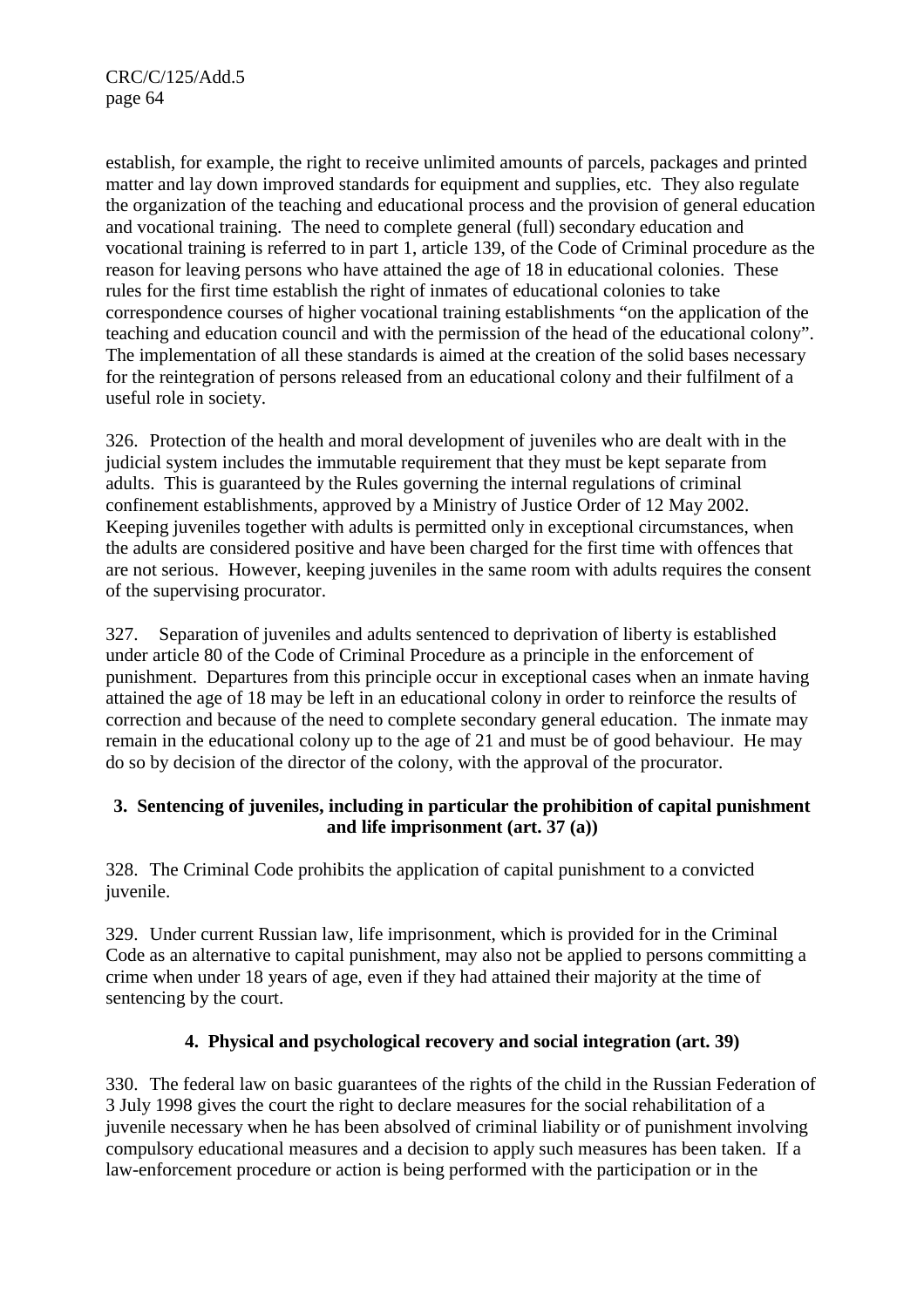establish, for example, the right to receive unlimited amounts of parcels, packages and printed matter and lay down improved standards for equipment and supplies, etc. They also regulate the organization of the teaching and educational process and the provision of general education and vocational training. The need to complete general (full) secondary education and vocational training is referred to in part 1, article 139, of the Code of Criminal procedure as the reason for leaving persons who have attained the age of 18 in educational colonies. These rules for the first time establish the right of inmates of educational colonies to take correspondence courses of higher vocational training establishments "on the application of the teaching and education council and with the permission of the head of the educational colony". The implementation of all these standards is aimed at the creation of the solid bases necessary for the reintegration of persons released from an educational colony and their fulfilment of a useful role in society.

326. Protection of the health and moral development of juveniles who are dealt with in the judicial system includes the immutable requirement that they must be kept separate from adults. This is guaranteed by the Rules governing the internal regulations of criminal confinement establishments, approved by a Ministry of Justice Order of 12 May 2002. Keeping juveniles together with adults is permitted only in exceptional circumstances, when the adults are considered positive and have been charged for the first time with offences that are not serious. However, keeping juveniles in the same room with adults requires the consent of the supervising procurator.

327. Separation of juveniles and adults sentenced to deprivation of liberty is established under article 80 of the Code of Criminal Procedure as a principle in the enforcement of punishment. Departures from this principle occur in exceptional cases when an inmate having attained the age of 18 may be left in an educational colony in order to reinforce the results of correction and because of the need to complete secondary general education. The inmate may remain in the educational colony up to the age of 21 and must be of good behaviour. He may do so by decision of the director of the colony, with the approval of the procurator.

### 3. Sentencing of juveniles, including in particular the prohibition of capital punishment and life imprisonment (art. 37 (a))

328. The Criminal Code prohibits the application of capital punishment to a convicted juvenile.

329. Under current Russian law, life imprisonment, which is provided for in the Criminal Code as an alternative to capital punishment, may also not be applied to persons committing a crime when under 18 years of age, even if they had attained their majority at the time of sentencing by the court.

### 4. Physical and psychological recovery and social integration (art. 39)

330. The federal law on basic guarantees of the rights of the child in the Russian Federation of 3 July 1998 gives the court the right to declare measures for the social rehabilitation of a juvenile necessary when he has been absolved of criminal liability or of punishment involving compulsory educational measures and a decision to apply such measures has been taken. If a law-enforcement procedure or action is being performed with the participation or in the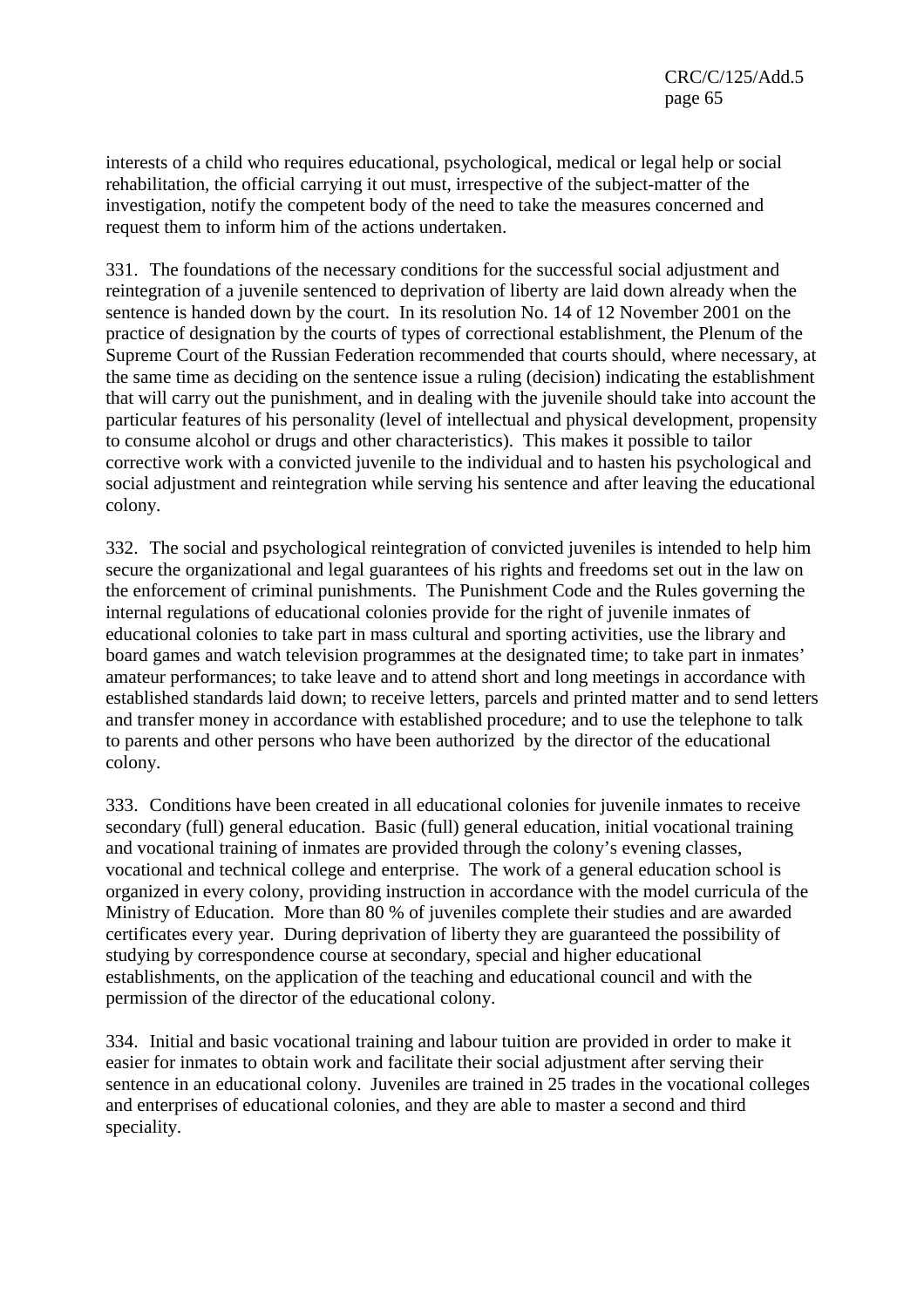interests of a child who requires educational, psychological, medical or legal help or social rehabilitation, the official carrying it out must, irrespective of the subject-matter of the investigation, notify the competent body of the need to take the measures concerned and request them to inform him of the actions undertaken.

331. The foundations of the necessary conditions for the successful social adjustment and reintegration of a juvenile sentenced to deprivation of liberty are laid down already when the sentence is handed down by the court. In its resolution No. 14 of 12 November 2001 on the practice of designation by the courts of types of correctional establishment, the Plenum of the Supreme Court of the Russian Federation recommended that courts should, where necessary, at the same time as deciding on the sentence issue a ruling (decision) indicating the establishment that will carry out the punishment, and in dealing with the juvenile should take into account the particular features of his personality (level of intellectual and physical development, propensity to consume alcohol or drugs and other characteristics). This makes it possible to tailor corrective work with a convicted juvenile to the individual and to hasten his psychological and social adjustment and reintegration while serving his sentence and after leaving the educational colony.

332. The social and psychological reintegration of convicted juveniles is intended to help him secure the organizational and legal guarantees of his rights and freedoms set out in the law on the enforcement of criminal punishments. The Punishment Code and the Rules governing the internal regulations of educational colonies provide for the right of juvenile inmates of educational colonies to take part in mass cultural and sporting activities, use the library and board games and watch television programmes at the designated time; to take part in inmates' amateur performances; to take leave and to attend short and long meetings in accordance with established standards laid down; to receive letters, parcels and printed matter and to send letters and transfer money in accordance with established procedure; and to use the telephone to talk to parents and other persons who have been authorized by the director of the educational colony.

333. Conditions have been created in all educational colonies for juvenile inmates to receive secondary (full) general education. Basic (full) general education, initial vocational training and vocational training of inmates are provided through the colony's evening classes, vocational and technical college and enterprise. The work of a general education school is organized in every colony, providing instruction in accordance with the model curricula of the Ministry of Education. More than 80 % of juveniles complete their studies and are awarded certificates every year. During deprivation of liberty they are guaranteed the possibility of studying by correspondence course at secondary, special and higher educational establishments, on the application of the teaching and educational council and with the permission of the director of the educational colony.

334. Initial and basic vocational training and labour tuition are provided in order to make it easier for inmates to obtain work and facilitate their social adjustment after serving their sentence in an educational colony. Juveniles are trained in 25 trades in the vocational colleges and enterprises of educational colonies, and they are able to master a second and third speciality.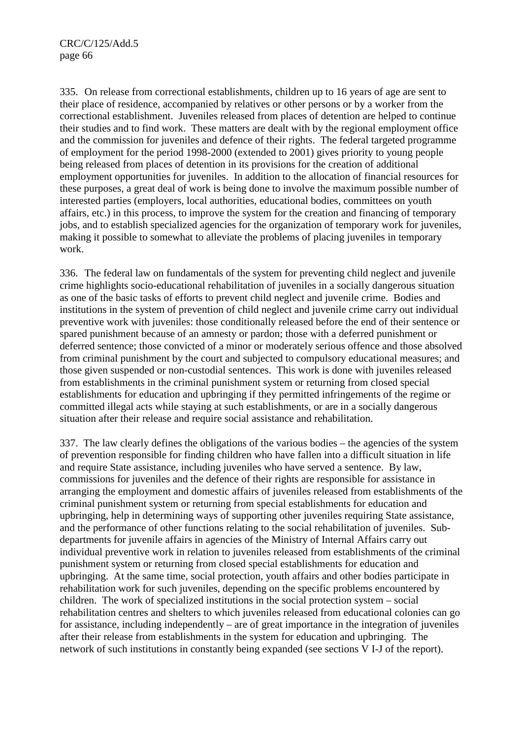335. On release from correctional establishments, children up to 16 years of age are sent to their place of residence, accompanied by relatives or other persons or by a worker from the correctional establishment. Juveniles released from places of detention are helped to continue their studies and to find work. These matters are dealt with by the regional employment office and the commission for juveniles and defence of their rights. The federal targeted programme of employment for the period 1998-2000 (extended to 2001) gives priority to young people being released from places of detention in its provisions for the creation of additional employment opportunities for juveniles. In addition to the allocation of financial resources for these purposes, a great deal of work is being done to involve the maximum possible number of interested parties (employers, local authorities, educational bodies, committees on youth affairs, etc.) in this process, to improve the system for the creation and financing of temporary jobs, and to establish specialized agencies for the organization of temporary work for juveniles, making it possible to somewhat to alleviate the problems of placing juveniles in temporary work.

336. The federal law on fundamentals of the system for preventing child neglect and juvenile crime highlights socio-educational rehabilitation of juveniles in a socially dangerous situation as one of the basic tasks of efforts to prevent child neglect and juvenile crime. Bodies and institutions in the system of prevention of child neglect and juvenile crime carry out individual preventive work with juveniles: those conditionally released before the end of their sentence or spared punishment because of an amnesty or pardon; those with a deferred punishment or deferred sentence; those convicted of a minor or moderately serious offence and those absolved from criminal punishment by the court and subjected to compulsory educational measures; and those given suspended or non-custodial sentences. This work is done with juveniles released from establishments in the criminal punishment system or returning from closed special establishments for education and upbringing if they permitted infringements of the regime or committed illegal acts while staying at such establishments, or are in a socially dangerous situation after their release and require social assistance and rehabilitation.

337. The law clearly defines the obligations of the various bodies – the agencies of the system of prevention responsible for finding children who have fallen into a difficult situation in life and require State assistance, including juveniles who have served a sentence. By law, commissions for juveniles and the defence of their rights are responsible for assistance in arranging the employment and domestic affairs of juveniles released from establishments of the criminal punishment system or returning from special establishments for education and upbringing, help in determining ways of supporting other juveniles requiring State assistance, and the performance of other functions relating to the social rehabilitation of juveniles. Sub-departments for juvenile affairs in agencies of the Ministry of Internal Affairs carry out individual preventive work in relation to juveniles released from establishments of the criminal punishment system or returning from closed special establishments for education and upbringing. At the same time, social protection, youth affairs and other bodies participate in rehabilitation work for such juveniles, depending on the specific problems encountered by children. The work of specialized institutions in the social protection system – social rehabilitation centres and shelters to which juveniles released from educational colonies can go for assistance, including independently – are of great importance in the integration of juveniles after their release from establishments in the system for education and upbringing. The network of such institutions in constantly being expanded (see sections V I-J of the report).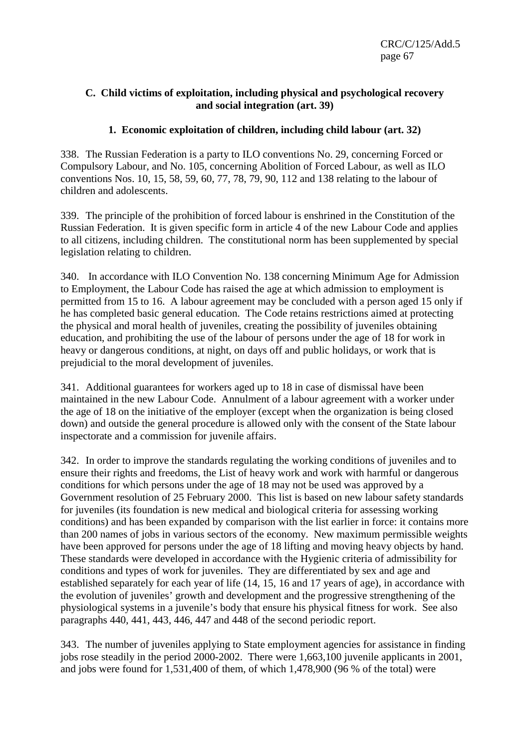### C. Child victims of exploitation, including physical and psychological recovery and social integration (art. 39)

#### 1. Economic exploitation of children, including child labour (art. 32)

338. The Russian Federation is a party to ILO conventions No. 29, concerning Forced or Compulsory Labour, and No. 105, concerning Abolition of Forced Labour, as well as ILO conventions Nos. 10, 15, 58, 59, 60, 77, 78, 79, 90, 112 and 138 relating to the labour of children and adolescents.

339. The principle of the prohibition of forced labour is enshrined in the Constitution of the Russian Federation. It is given specific form in article 4 of the new Labour Code and applies to all citizens, including children. The constitutional norm has been supplemented by special legislation relating to children.

340. In accordance with ILO Convention No. 138 concerning Minimum Age for Admission to Employment, the Labour Code has raised the age at which admission to employment is permitted from 15 to 16. A labour agreement may be concluded with a person aged 15 only if he has completed basic general education. The Code retains restrictions aimed at protecting the physical and moral health of juveniles, creating the possibility of juveniles obtaining education, and prohibiting the use of the labour of persons under the age of 18 for work in heavy or dangerous conditions, at night, on days off and public holidays, or work that is prejudicial to the moral development of juveniles.

341. Additional guarantees for workers aged up to 18 in case of dismissal have been maintained in the new Labour Code. Annulment of a labour agreement with a worker under the age of 18 on the initiative of the employer (except when the organization is being closed down) and outside the general procedure is allowed only with the consent of the State labour inspectorate and a commission for juvenile affairs.

342. In order to improve the standards regulating the working conditions of juveniles and to ensure their rights and freedoms, the List of heavy work and work with harmful or dangerous conditions for which persons under the age of 18 may not be used was approved by a Government resolution of 25 February 2000. This list is based on new labour safety standards for juveniles (its foundation is new medical and biological criteria for assessing working conditions) and has been expanded by comparison with the list earlier in force: it contains more than 200 names of jobs in various sectors of the economy. New maximum permissible weights have been approved for persons under the age of 18 lifting and moving heavy objects by hand. These standards were developed in accordance with the Hygienic criteria of admissibility for conditions and types of work for juveniles. They are differentiated by sex and age and established separately for each year of life (14, 15, 16 and 17 years of age), in accordance with the evolution of juveniles' growth and development and the progressive strengthening of the physiological systems in a juvenile's body that ensure his physical fitness for work. See also paragraphs 440, 441, 443, 446, 447 and 448 of the second periodic report.

343. The number of juveniles applying to State employment agencies for assistance in finding jobs rose steadily in the period 2000-2002. There were 1,663,100 juvenile applicants in 2001, and jobs were found for 1,531,400 of them, of which 1,478,900 (96 % of the total) were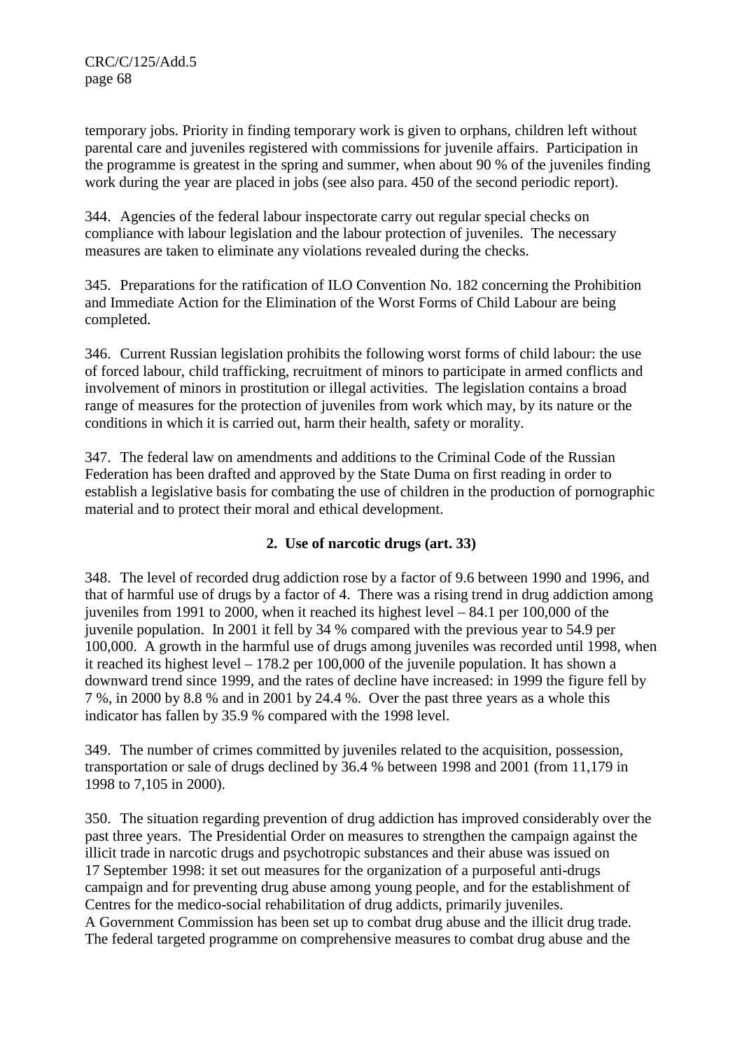temporary jobs. Priority in finding temporary work is given to orphans, children left without parental care and juveniles registered with commissions for juvenile affairs. Participation in the programme is greatest in the spring and summer, when about 90 % of the juveniles finding work during the year are placed in jobs (see also para. 450 of the second periodic report).

344. Agencies of the federal labour inspectorate carry out regular special checks on compliance with labour legislation and the labour protection of juveniles. The necessary measures are taken to eliminate any violations revealed during the checks.

345. Preparations for the ratification of ILO Convention No. 182 concerning the Prohibition and Immediate Action for the Elimination of the Worst Forms of Child Labour are being completed.

346. Current Russian legislation prohibits the following worst forms of child labour: the use of forced labour, child trafficking, recruitment of minors to participate in armed conflicts and involvement of minors in prostitution or illegal activities. The legislation contains a broad range of measures for the protection of juveniles from work which may, by its nature or the conditions in which it is carried out, harm their health, safety or morality.

347. The federal law on amendments and additions to the Criminal Code of the Russian Federation has been drafted and approved by the State Duma on first reading in order to establish a legislative basis for combating the use of children in the production of pornographic material and to protect their moral and ethical development.

## 2. Use of narcotic drugs (art. 33)

348. The level of recorded drug addiction rose by a factor of 9.6 between 1990 and 1996, and that of harmful use of drugs by a factor of 4. There was a rising trend in drug addiction among juveniles from 1991 to 2000, when it reached its highest level – 84.1 per 100,000 of the juvenile population. In 2001 it fell by 34 % compared with the previous year to 54.9 per 100,000. A growth in the harmful use of drugs among juveniles was recorded until 1998, when it reached its highest level – 178.2 per 100,000 of the juvenile population. It has shown a downward trend since 1999, and the rates of decline have increased: in 1999 the figure fell by 7 %, in 2000 by 8.8 % and in 2001 by 24.4 %. Over the past three years as a whole this indicator has fallen by 35.9 % compared with the 1998 level.

349. The number of crimes committed by juveniles related to the acquisition, possession, transportation or sale of drugs declined by 36.4 % between 1998 and 2001 (from 11,179 in 1998 to 7,105 in 2000).

350. The situation regarding prevention of drug addiction has improved considerably over the past three years. The Presidential Order on measures to strengthen the campaign against the illicit trade in narcotic drugs and psychotropic substances and their abuse was issued on 17 September 1998: it set out measures for the organization of a purposeful anti-drugs campaign and for preventing drug abuse among young people, and for the establishment of Centres for the medico-social rehabilitation of drug addicts, primarily juveniles. A Government Commission has been set up to combat drug abuse and the illicit drug trade. The federal targeted programme on comprehensive measures to combat drug abuse and the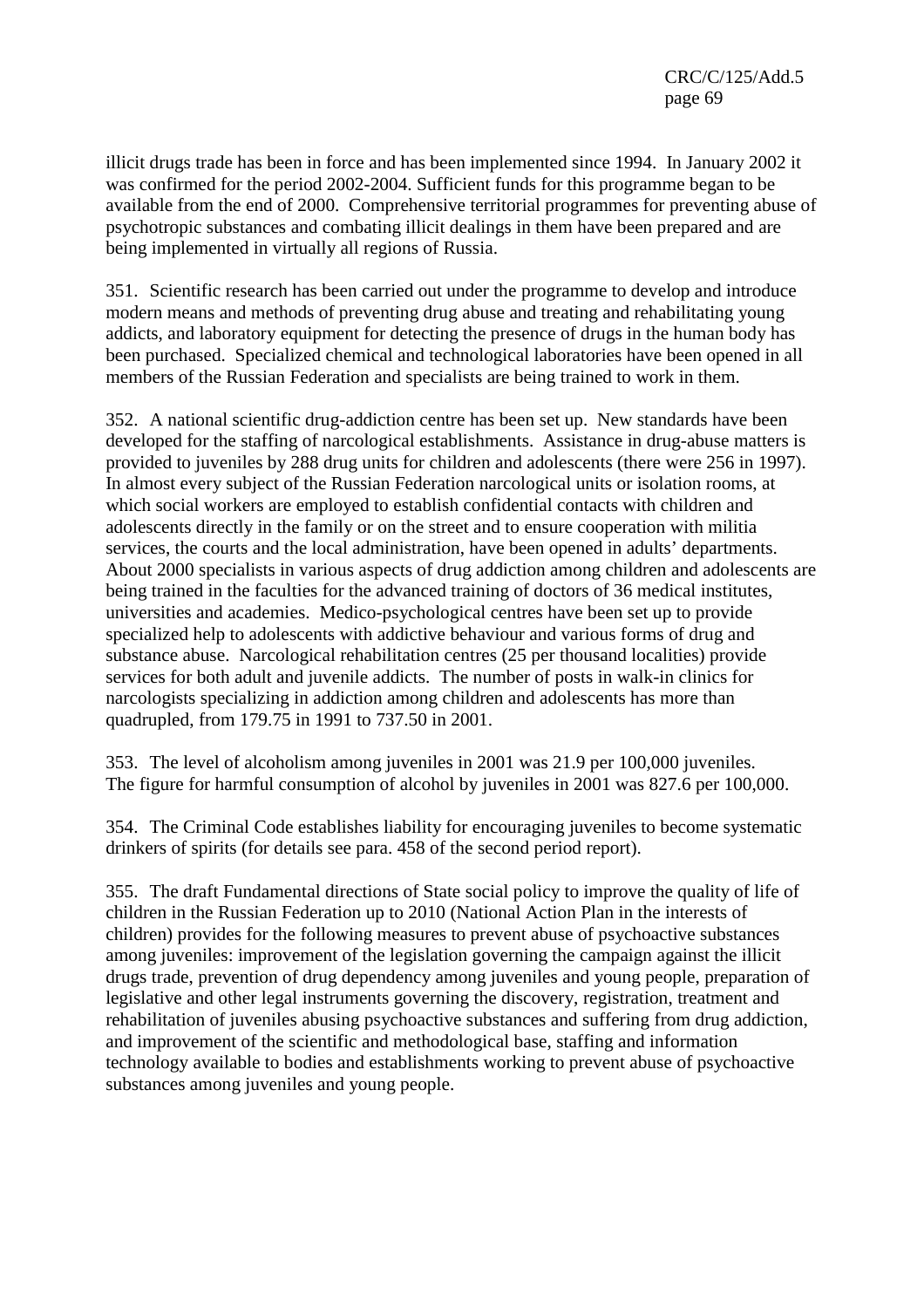illicit drugs trade has been in force and has been implemented since 1994. In January 2002 it was confirmed for the period 2002-2004. Sufficient funds for this programme began to be available from the end of 2000. Comprehensive territorial programmes for preventing abuse of psychotropic substances and combating illicit dealings in them have been prepared and are being implemented in virtually all regions of Russia.

351. Scientific research has been carried out under the programme to develop and introduce modern means and methods of preventing drug abuse and treating and rehabilitating young addicts, and laboratory equipment for detecting the presence of drugs in the human body has been purchased. Specialized chemical and technological laboratories have been opened in all members of the Russian Federation and specialists are being trained to work in them.

352. A national scientific drug-addiction centre has been set up. New standards have been developed for the staffing of narcological establishments. Assistance in drug-abuse matters is provided to juveniles by 288 drug units for children and adolescents (there were 256 in 1997). In almost every subject of the Russian Federation narcological units or isolation rooms, at which social workers are employed to establish confidential contacts with children and adolescents directly in the family or on the street and to ensure cooperation with militia services, the courts and the local administration, have been opened in adults' departments. About 2000 specialists in various aspects of drug addiction among children and adolescents are being trained in the faculties for the advanced training of doctors of 36 medical institutes, universities and academies. Medico-psychological centres have been set up to provide specialized help to adolescents with addictive behaviour and various forms of drug and substance abuse. Narcological rehabilitation centres (25 per thousand localities) provide services for both adult and juvenile addicts. The number of posts in walk-in clinics for narcologists specializing in addiction among children and adolescents has more than quadrupled, from 179.75 in 1991 to 737.50 in 2001.

353. The level of alcoholism among juveniles in 2001 was 21.9 per 100,000 juveniles. The figure for harmful consumption of alcohol by juveniles in 2001 was 827.6 per 100,000.

354. The Criminal Code establishes liability for encouraging juveniles to become systematic drinkers of spirits (for details see para. 458 of the second period report).

355. The draft Fundamental directions of State social policy to improve the quality of life of children in the Russian Federation up to 2010 (National Action Plan in the interests of children) provides for the following measures to prevent abuse of psychoactive substances among juveniles: improvement of the legislation governing the campaign against the illicit drugs trade, prevention of drug dependency among juveniles and young people, preparation of legislative and other legal instruments governing the discovery, registration, treatment and rehabilitation of juveniles abusing psychoactive substances and suffering from drug addiction, and improvement of the scientific and methodological base, staffing and information technology available to bodies and establishments working to prevent abuse of psychoactive substances among juveniles and young people.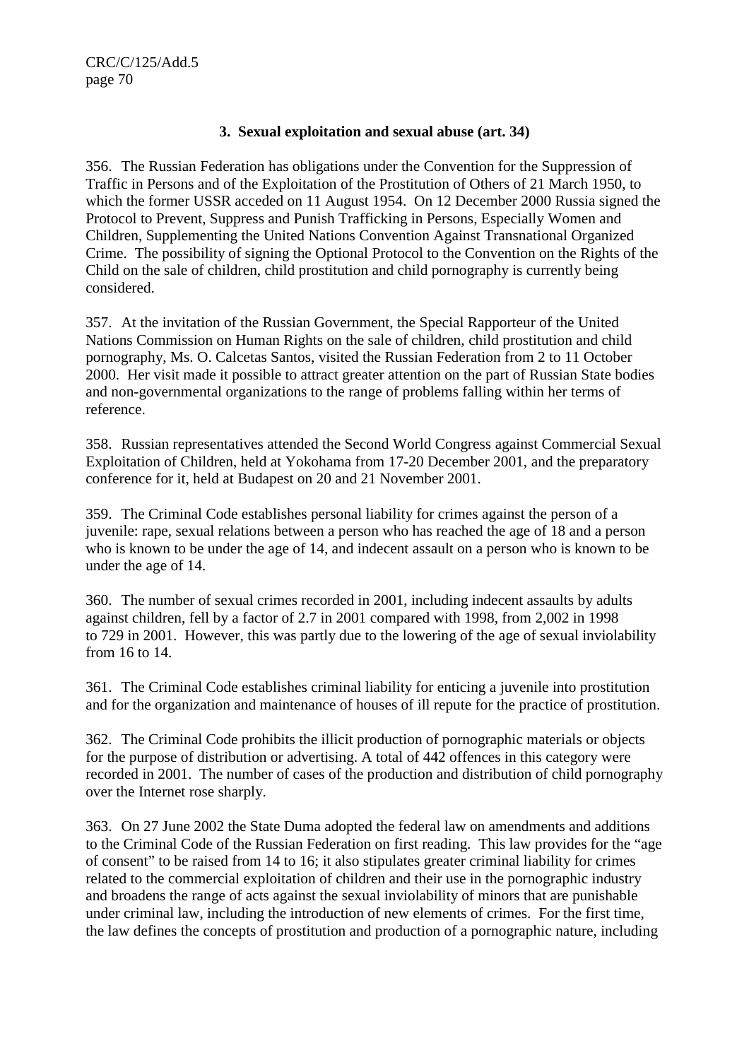### 3. Sexual exploitation and sexual abuse (art. 34)

356. The Russian Federation has obligations under the Convention for the Suppression of Traffic in Persons and of the Exploitation of the Prostitution of Others of 21 March 1950, to which the former USSR acceded on 11 August 1954. On 12 December 2000 Russia signed the Protocol to Prevent, Suppress and Punish Trafficking in Persons, Especially Women and Children, Supplementing the United Nations Convention Against Transnational Organized Crime. The possibility of signing the Optional Protocol to the Convention on the Rights of the Child on the sale of children, child prostitution and child pornography is currently being considered.

357. At the invitation of the Russian Government, the Special Rapporteur of the United Nations Commission on Human Rights on the sale of children, child prostitution and child pornography, Ms. O. Calcetas Santos, visited the Russian Federation from 2 to 11 October 2000. Her visit made it possible to attract greater attention on the part of Russian State bodies and non-governmental organizations to the range of problems falling within her terms of reference.

358. Russian representatives attended the Second World Congress against Commercial Sexual Exploitation of Children, held at Yokohama from 17-20 December 2001, and the preparatory conference for it, held at Budapest on 20 and 21 November 2001.

359. The Criminal Code establishes personal liability for crimes against the person of a juvenile: rape, sexual relations between a person who has reached the age of 18 and a person who is known to be under the age of 14, and indecent assault on a person who is known to be under the age of 14.

360. The number of sexual crimes recorded in 2001, including indecent assaults by adults against children, fell by a factor of 2.7 in 2001 compared with 1998, from 2,002 in 1998 to 729 in 2001. However, this was partly due to the lowering of the age of sexual inviolability from 16 to 14.

361. The Criminal Code establishes criminal liability for enticing a juvenile into prostitution and for the organization and maintenance of houses of ill repute for the practice of prostitution.

362. The Criminal Code prohibits the illicit production of pornographic materials or objects for the purpose of distribution or advertising. A total of 442 offences in this category were recorded in 2001. The number of cases of the production and distribution of child pornography over the Internet rose sharply.

363. On 27 June 2002 the State Duma adopted the federal law on amendments and additions to the Criminal Code of the Russian Federation on first reading. This law provides for the "age of consent" to be raised from 14 to 16; it also stipulates greater criminal liability for crimes related to the commercial exploitation of children and their use in the pornographic industry and broadens the range of acts against the sexual inviolability of minors that are punishable under criminal law, including the introduction of new elements of crimes. For the first time, the law defines the concepts of prostitution and production of a pornographic nature, including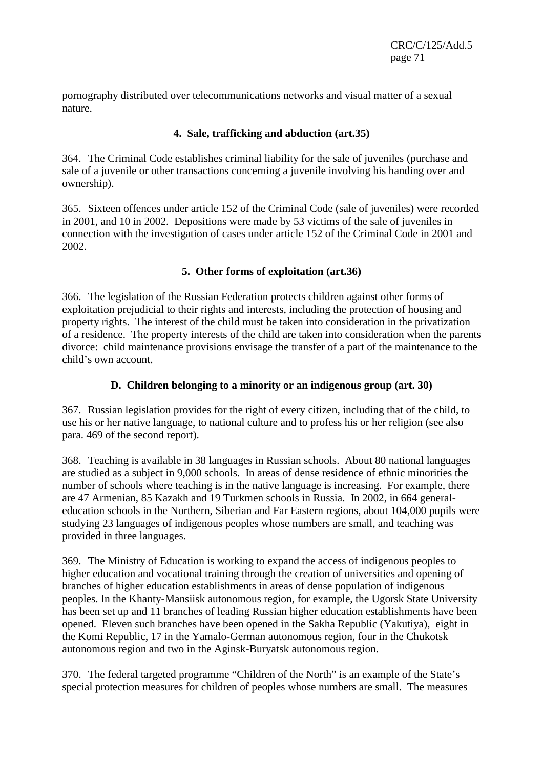pornography distributed over telecommunications networks and visual matter of a sexual nature.

### 4. Sale, trafficking and abduction (art.35)

364. The Criminal Code establishes criminal liability for the sale of juveniles (purchase and sale of a juvenile or other transactions concerning a juvenile involving his handing over and ownership).

365. Sixteen offences under article 152 of the Criminal Code (sale of juveniles) were recorded in 2001, and 10 in 2002. Depositions were made by 53 victims of the sale of juveniles in connection with the investigation of cases under article 152 of the Criminal Code in 2001 and 2002.

### 5. Other forms of exploitation (art.36)

366. The legislation of the Russian Federation protects children against other forms of exploitation prejudicial to their rights and interests, including the protection of housing and property rights. The interest of the child must be taken into consideration in the privatization of a residence. The property interests of the child are taken into consideration when the parents divorce: child maintenance provisions envisage the transfer of a part of the maintenance to the child's own account.

## D. Children belonging to a minority or an indigenous group (art. 30)

367. Russian legislation provides for the right of every citizen, including that of the child, to use his or her native language, to national culture and to profess his or her religion (see also para. 469 of the second report).

368. Teaching is available in 38 languages in Russian schools. About 80 national languages are studied as a subject in 9,000 schools. In areas of dense residence of ethnic minorities the number of schools where teaching is in the native language is increasing. For example, there are 47 Armenian, 85 Kazakh and 19 Turkmen schools in Russia. In 2002, in 664 general-education schools in the Northern, Siberian and Far Eastern regions, about 104,000 pupils were studying 23 languages of indigenous peoples whose numbers are small, and teaching was provided in three languages.

369. The Ministry of Education is working to expand the access of indigenous peoples to higher education and vocational training through the creation of universities and opening of branches of higher education establishments in areas of dense population of indigenous peoples. In the Khanty-Mansiisk autonomous region, for example, the Ugorsk State University has been set up and 11 branches of leading Russian higher education establishments have been opened. Eleven such branches have been opened in the Sakha Republic (Yakutiya), eight in the Komi Republic, 17 in the Yamalo-German autonomous region, four in the Chukotsk autonomous region and two in the Aginsk-Buryatsk autonomous region.

370. The federal targeted programme "Children of the North" is an example of the State's special protection measures for children of peoples whose numbers are small. The measures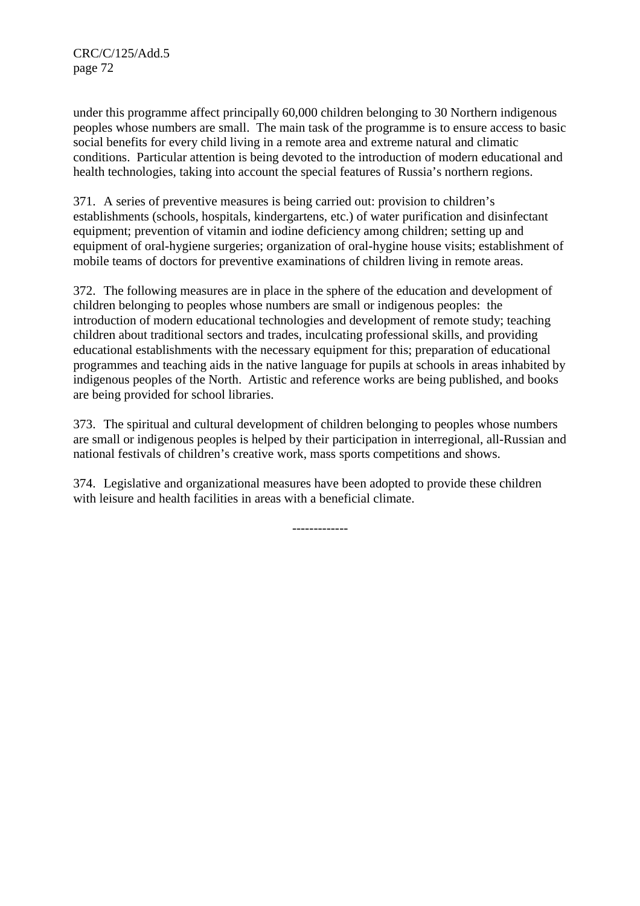under this programme affect principally 60,000 children belonging to 30 Northern indigenous peoples whose numbers are small. The main task of the programme is to ensure access to basic social benefits for every child living in a remote area and extreme natural and climatic conditions. Particular attention is being devoted to the introduction of modern educational and health technologies, taking into account the special features of Russia's northern regions.

371. A series of preventive measures is being carried out: provision to children's establishments (schools, hospitals, kindergartens, etc.) of water purification and disinfectant equipment; prevention of vitamin and iodine deficiency among children; setting up and equipment of oral-hygiene surgeries; organization of oral-hygine house visits; establishment of mobile teams of doctors for preventive examinations of children living in remote areas.

372. The following measures are in place in the sphere of the education and development of children belonging to peoples whose numbers are small or indigenous peoples: the introduction of modern educational technologies and development of remote study; teaching children about traditional sectors and trades, inculcating professional skills, and providing educational establishments with the necessary equipment for this; preparation of educational programmes and teaching aids in the native language for pupils at schools in areas inhabited by indigenous peoples of the North. Artistic and reference works are being published, and books are being provided for school libraries.

373. The spiritual and cultural development of children belonging to peoples whose numbers are small or indigenous peoples is helped by their participation in interregional, all-Russian and national festivals of children's creative work, mass sports competitions and shows.

374. Legislative and organizational measures have been adopted to provide these children with leisure and health facilities in areas with a beneficial climate.

-------------